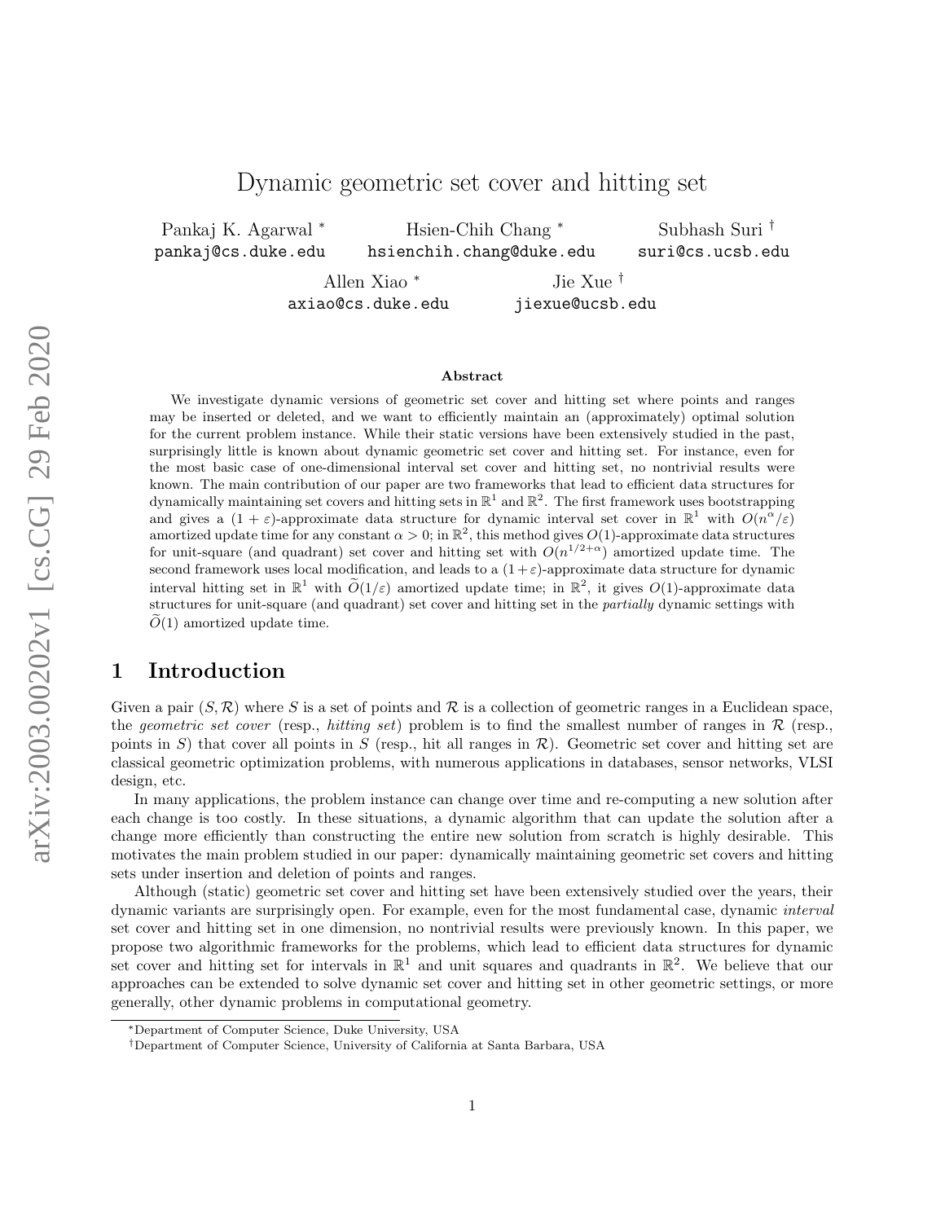# Dynamic geometric set cover and hitting set

Pankaj K. Agarwal [*] pankaj@cs.duke.edu

Hsien-Chih Chang [*] hsienchih.chang@duke.edu

Subhash Suri [†] suri@cs.ucsb.edu

Allen Xiao [*] axiao@cs.duke.edu

Jie Xue [†] jiexue@ucsb.edu

## Abstract

We investigate dynamic versions of geometric set cover and hitting set where points and ranges may be inserted or deleted, and we want to efficiently maintain an (approximately) optimal solution for the current problem instance. While their static versions have been extensively studied in the past, surprisingly little is known about dynamic geometric set cover and hitting set. For instance, even for the most basic case of one-dimensional interval set cover and hitting set, no nontrivial results were known. The main contribution of our paper are two frameworks that lead to efficient data structures for dynamically maintaining set covers and hitting sets in $\mathbb{R}^1$ and $\mathbb{R}^2$. The first framework uses bootstrapping and gives a $(1+\varepsilon)$-approximate data structure for dynamic interval set cover in $\mathbb{R}^1$ with $O(n^\alpha/\varepsilon)$ amortized update time for any constant $\alpha > 0$; in $\mathbb{R}^2$, this method gives $O(1)$-approximate data structures for unit-square (and quadrant) set cover and hitting set with $O(n^{1/2+\alpha})$ amortized update time. The second framework uses local modification, and leads to a $(1+\varepsilon)$-approximate data structure for dynamic interval hitting set in $\mathbb{R}^1$ with $\widetilde{O}(1/\varepsilon)$ amortized update time; in $\mathbb{R}^2$, it gives $O(1)$-approximate data structures for unit-square (and quadrant) set cover and hitting set in the *partially* dynamic settings with $\widetilde{O}(1)$ amortized update time.

## 1 Introduction

Given a pair $(S, \mathcal{R})$ where $S$ is a set of points and $\mathcal{R}$ is a collection of geometric ranges in a Euclidean space, the *geometric set cover* (resp., *hitting set*) problem is to find the smallest number of ranges in $\mathcal{R}$ (resp., points in $S$) that cover all points in $S$ (resp., hit all ranges in $\mathcal{R}$). Geometric set cover and hitting set are classical geometric optimization problems, with numerous applications in databases, sensor networks, VLSI design, etc.

In many applications, the problem instance can change over time and re-computing a new solution after each change is too costly. In these situations, a dynamic algorithm that can update the solution after a change more efficiently than constructing the entire new solution from scratch is highly desirable. This motivates the main problem studied in our paper: dynamically maintaining geometric set covers and hitting sets under insertion and deletion of points and ranges.

Although (static) geometric set cover and hitting set have been extensively studied over the years, their dynamic variants are surprisingly open. For example, even for the most fundamental case, dynamic *interval* set cover and hitting set in one dimension, no nontrivial results were previously known. In this paper, we propose two algorithmic frameworks for the problems, which lead to efficient data structures for dynamic set cover and hitting set for intervals in $\mathbb{R}^1$ and unit squares and quadrants in $\mathbb{R}^2$. We believe that our approaches can be extended to solve dynamic set cover and hitting set in other geometric settings, or more generally, other dynamic problems in computational geometry.

[*] Department of Computer Science, Duke University, USA

[†] Department of Computer Science, University of California at Santa Barbara, USA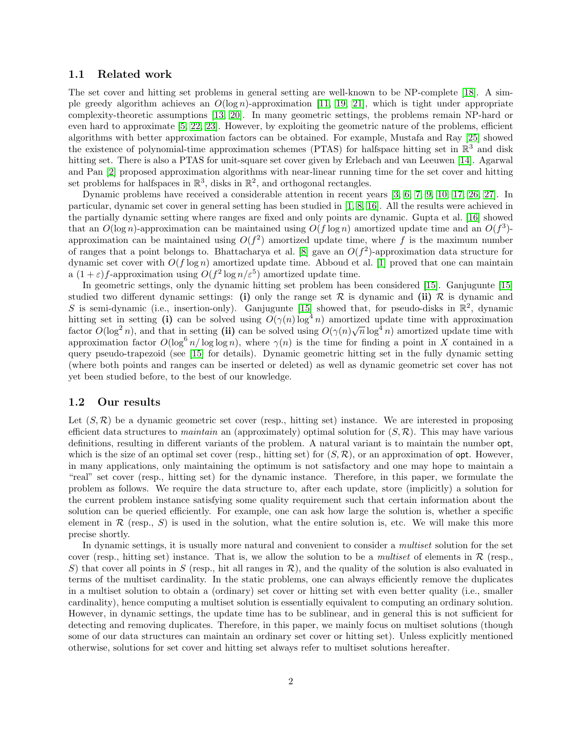### 1.1 Related work

The set cover and hitting set problems in general setting are well-known to be NP-complete [18]. A simple greedy algorithm achieves an $O(\log n)$-approximation [11, 19, 21], which is tight under appropriate complexity-theoretic assumptions [13, 20]. In many geometric settings, the problems remain NP-hard or even hard to approximate [5, 22, 23]. However, by exploiting the geometric nature of the problems, efficient algorithms with better approximation factors can be obtained. For example, Mustafa and Ray [25] showed the existence of polynomial-time approximation schemes (PTAS) for halfspace hitting set in $\mathbb{R}^3$ and disk hitting set. There is also a PTAS for unit-square set cover given by Erlebach and van Leeuwen [14]. Agarwal and Pan [2] proposed approximation algorithms with near-linear running time for the set cover and hitting set problems for halfspaces in $\mathbb{R}^3$, disks in $\mathbb{R}^2$, and orthogonal rectangles.

Dynamic problems have received a considerable attention in recent years [3, 6, 7, 9, 10, 17, 26, 27]. In particular, dynamic set cover in general setting has been studied in [1, 8, 16]. All the results were achieved in the partially dynamic setting where ranges are fixed and only points are dynamic. Gupta et al. [16] showed that an $O(\log n)$-approximation can be maintained using $O(f \log n)$ amortized update time and an $O(f^3)$-approximation can be maintained using $O(f^2)$ amortized update time, where $f$ is the maximum number of ranges that a point belongs to. Bhattacharya et al. [8] gave an $O(f^2)$-approximation data structure for dynamic set cover with $O(f \log n)$ amortized update time. Abboud et al. [1] proved that one can maintain a $(1+\varepsilon)f$-approximation using $O(f^2 \log n/\varepsilon^5)$ amortized update time.

In geometric settings, only the dynamic hitting set problem has been considered [15]. Ganjugunte [15] studied two different dynamic settings: **(i)** only the range set $\mathcal{R}$ is dynamic and **(ii)** $\mathcal{R}$ is dynamic and $S$ is semi-dynamic (i.e., insertion-only). Ganjugunte [15] showed that, for pseudo-disks in $\mathbb{R}^2$, dynamic hitting set in setting **(i)** can be solved using $O(\gamma(n) \log^4 n)$ amortized update time with approximation factor $O(\log^2 n)$, and that in setting **(ii)** can be solved using $O(\gamma(n)\sqrt{n} \log^4 n)$ amortized update time with approximation factor $O(\log^6 n/ \log \log n)$, where $\gamma(n)$ is the time for finding a point in $X$ contained in a query pseudo-trapezoid (see [15] for details). Dynamic geometric hitting set in the fully dynamic setting (where both points and ranges can be inserted or deleted) as well as dynamic geometric set cover has not yet been studied before, to the best of our knowledge.

### 1.2 Our results

Let $(S, \mathcal{R})$ be a dynamic geometric set cover (resp., hitting set) instance. We are interested in proposing efficient data structures to *maintain* an (approximately) optimal solution for $(S, \mathcal{R})$. This may have various definitions, resulting in different variants of the problem. A natural variant is to maintain the number opt, which is the size of an optimal set cover (resp., hitting set) for $(S, \mathcal{R})$, or an approximation of opt. However, in many applications, only maintaining the optimum is not satisfactory and one may hope to maintain a "real" set cover (resp., hitting set) for the dynamic instance. Therefore, in this paper, we formulate the problem as follows. We require the data structure to, after each update, store (implicitly) a solution for the current problem instance satisfying some quality requirement such that certain information about the solution can be queried efficiently. For example, one can ask how large the solution is, whether a specific element in $\mathcal{R}$ (resp., $S$) is used in the solution, what the entire solution is, etc. We will make this more precise shortly.

In dynamic settings, it is usually more natural and convenient to consider a *multiset* solution for the set cover (resp., hitting set) instance. That is, we allow the solution to be a *multiset* of elements in $\mathcal{R}$ (resp., $S$) that cover all points in $S$ (resp., hit all ranges in $\mathcal{R}$), and the quality of the solution is also evaluated in terms of the multiset cardinality. In the static problems, one can always efficiently remove the duplicates in a multiset solution to obtain a (ordinary) set cover or hitting set with even better quality (i.e., smaller cardinality), hence computing a multiset solution is essentially equivalent to computing an ordinary solution. However, in dynamic settings, the update time has to be sublinear, and in general this is not sufficient for detecting and removing duplicates. Therefore, in this paper, we mainly focus on multiset solutions (though some of our data structures can maintain an ordinary set cover or hitting set). Unless explicitly mentioned otherwise, solutions for set cover and hitting set always refer to multiset solutions hereafter.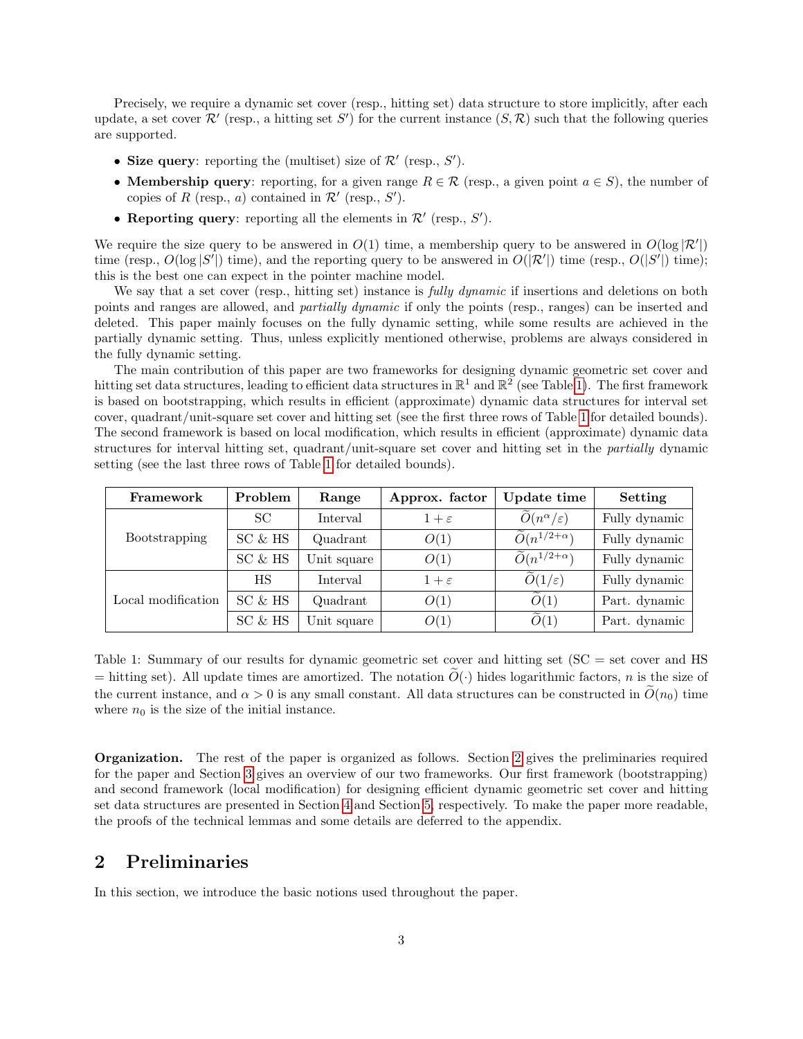Precisely, we require a dynamic set cover (resp., hitting set) data structure to store implicitly, after each update, a set cover $\mathcal{R}'$ (resp., a hitting set $S'$) for the current instance $(S, \mathcal{R})$ such that the following queries are supported.

- **Size query**: reporting the (multiset) size of $\mathcal{R}'$ (resp., $S'$).
- **Membership query**: reporting, for a given range $R \in \mathcal{R}$ (resp., a given point $a \in S$), the number of copies of $R$ (resp., $a$) contained in $\mathcal{R}'$ (resp., $S'$).
- **Reporting query**: reporting all the elements in $\mathcal{R}'$ (resp., $S'$).

We require the size query to be answered in $O(1)$ time, a membership query to be answered in $O(\log |\mathcal{R}'|)$ time (resp., $O(\log |S'|)$ time), and the reporting query to be answered in $O(|\mathcal{R}'|)$ time (resp., $O(|S'|)$ time); this is the best one can expect in the pointer machine model.

We say that a set cover (resp., hitting set) instance is *fully dynamic* if insertions and deletions on both points and ranges are allowed, and *partially dynamic* if only the points (resp., ranges) can be inserted and deleted. This paper mainly focuses on the fully dynamic setting, while some results are achieved in the partially dynamic setting. Thus, unless explicitly mentioned otherwise, problems are always considered in the fully dynamic setting.

The main contribution of this paper are two frameworks for designing dynamic geometric set cover and hitting set data structures, leading to efficient data structures in $\mathbb{R}^1$ and $\mathbb{R}^2$ (see Table 1). The first framework is based on bootstrapping, which results in efficient (approximate) dynamic data structures for interval set cover, quadrant/unit-square set cover and hitting set (see the first three rows of Table 1 for detailed bounds). The second framework is based on local modification, which results in efficient (approximate) dynamic data structures for interval hitting set, quadrant/unit-square set cover and hitting set in the *partially* dynamic setting (see the last three rows of Table 1 for detailed bounds).

| Framework | Problem | Range | Approx. factor | Update time | Setting |
|---|---|---|---|---|---|
| Bootstrapping | SC | Interval | $1+\varepsilon$ | $\widetilde{O}(n^\alpha/\varepsilon)$ | Fully dynamic |
| | SC & HS | Quadrant | $O(1)$ | $\widetilde{O}(n^{1/2+\alpha})$ | Fully dynamic |
| | SC & HS | Unit square | $O(1)$ | $\widetilde{O}(n^{1/2+\alpha})$ | Fully dynamic |
| Local modification | HS | Interval | $1+\varepsilon$ | $\widetilde{O}(1/\varepsilon)$ | Fully dynamic |
| | SC & HS | Quadrant | $O(1)$ | $\widetilde{O}(1)$ | Part. dynamic |
| | SC & HS | Unit square | $O(1)$ | $\widetilde{O}(1)$ | Part. dynamic |

Table 1: Summary of our results for dynamic geometric set cover and hitting set (SC = set cover and HS = hitting set). All update times are amortized. The notation $\widetilde{O}(\cdot)$ hides logarithmic factors, $n$ is the size of the current instance, and $\alpha > 0$ is any small constant. All data structures can be constructed in $\widetilde{O}(n_0)$ time where $n_0$ is the size of the initial instance.

**Organization.** The rest of the paper is organized as follows. Section 2 gives the preliminaries required for the paper and Section 3 gives an overview of our two frameworks. Our first framework (bootstrapping) and second framework (local modification) for designing efficient dynamic geometric set cover and hitting set data structures are presented in Section 4 and Section 5, respectively. To make the paper more readable, the proofs of the technical lemmas and some details are deferred to the appendix.

## 2 Preliminaries

In this section, we introduce the basic notions used throughout the paper.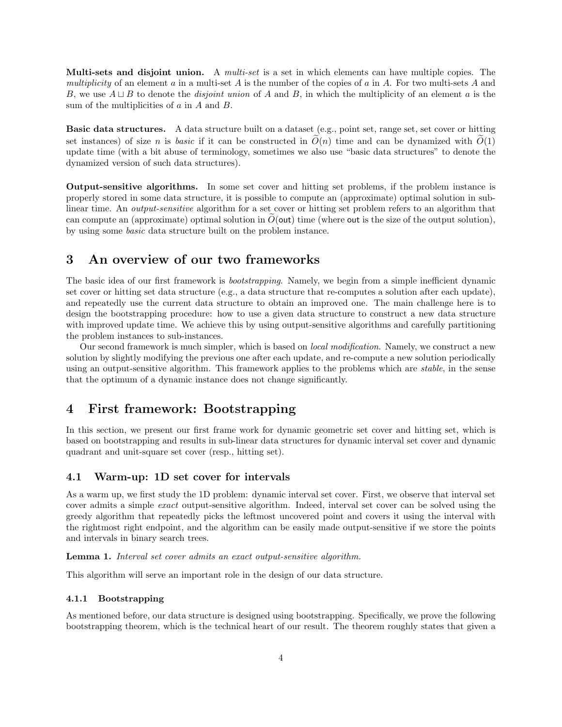**Multi-sets and disjoint union.** A *multi-set* is a set in which elements can have multiple copies. The *multiplicity* of an element $a$ in a multi-set $A$ is the number of the copies of $a$ in $A$. For two multi-sets $A$ and $B$, we use $A \sqcup B$ to denote the *disjoint union* of $A$ and $B$, in which the multiplicity of an element $a$ is the sum of the multiplicities of $a$ in $A$ and $B$.

**Basic data structures.** A data structure built on a dataset (e.g., point set, range set, set cover or hitting set instances) of size $n$ is *basic* if it can be constructed in $\widetilde{O}(n)$ time and can be dynamized with $\widetilde{O}(1)$ update time (with a bit abuse of terminology, sometimes we also use "basic data structures" to denote the dynamized version of such data structures).

**Output-sensitive algorithms.** In some set cover and hitting set problems, if the problem instance is properly stored in some data structure, it is possible to compute an (approximate) optimal solution in sub-linear time. An *output-sensitive* algorithm for a set cover or hitting set problem refers to an algorithm that can compute an (approximate) optimal solution in $\widetilde{O}(\mathsf{out})$ time (where $\mathsf{out}$ is the size of the output solution), by using some *basic* data structure built on the problem instance.

# 3 An overview of our two frameworks

The basic idea of our first framework is *bootstrapping*. Namely, we begin from a simple inefficient dynamic set cover or hitting set data structure (e.g., a data structure that re-computes a solution after each update), and repeatedly use the current data structure to obtain an improved one. The main challenge here is to design the bootstrapping procedure: how to use a given data structure to construct a new data structure with improved update time. We achieve this by using output-sensitive algorithms and carefully partitioning the problem instances to sub-instances.

Our second framework is much simpler, which is based on *local modification*. Namely, we construct a new solution by slightly modifying the previous one after each update, and re-compute a new solution periodically using an output-sensitive algorithm. This framework applies to the problems which are *stable*, in the sense that the optimum of a dynamic instance does not change significantly.

# 4 First framework: Bootstrapping

In this section, we present our first frame work for dynamic geometric set cover and hitting set, which is based on bootstrapping and results in sub-linear data structures for dynamic interval set cover and dynamic quadrant and unit-square set cover (resp., hitting set).

## 4.1 Warm-up: 1D set cover for intervals

As a warm up, we first study the 1D problem: dynamic interval set cover. First, we observe that interval set cover admits a simple *exact* output-sensitive algorithm. Indeed, interval set cover can be solved using the greedy algorithm that repeatedly picks the leftmost uncovered point and covers it using the interval with the rightmost right endpoint, and the algorithm can be easily made output-sensitive if we store the points and intervals in binary search trees.

**Lemma 1.** *Interval set cover admits an exact output-sensitive algorithm.*

This algorithm will serve an important role in the design of our data structure.

### 4.1.1 Bootstrapping

As mentioned before, our data structure is designed using bootstrapping. Specifically, we prove the following bootstrapping theorem, which is the technical heart of our result. The theorem roughly states that given a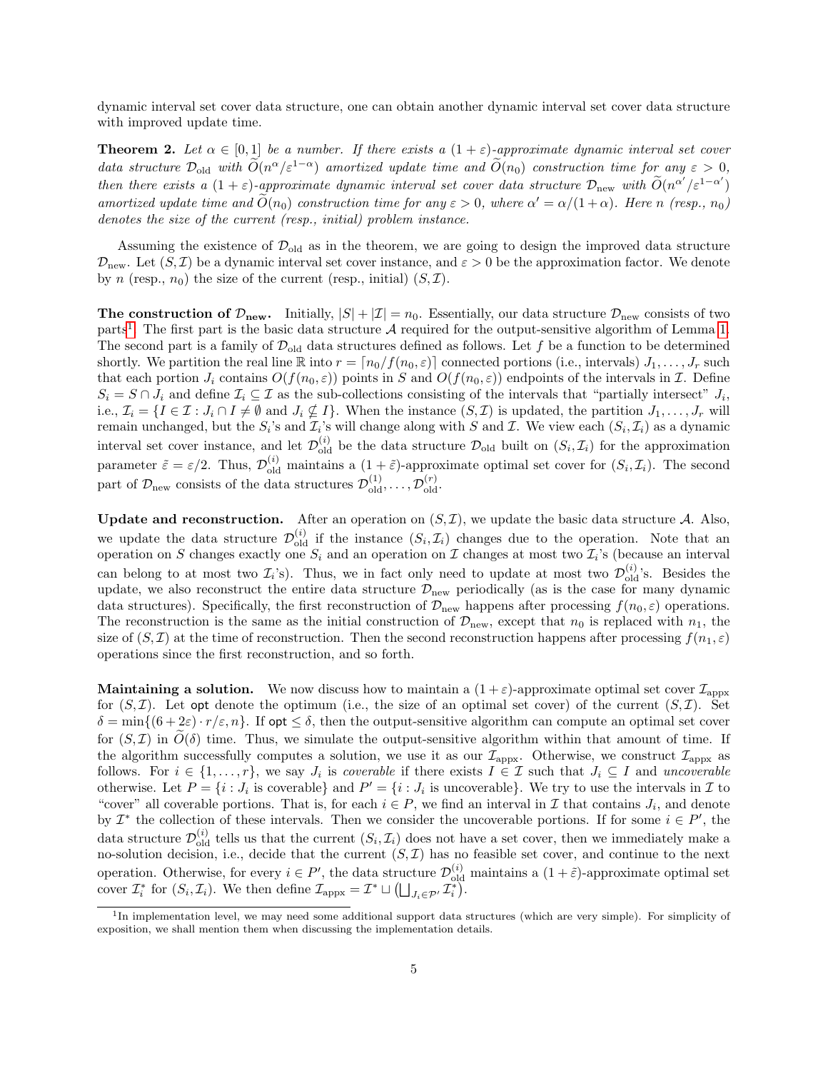dynamic interval set cover data structure, one can obtain another dynamic interval set cover data structure with improved update time.

**Theorem 2.** *Let $\alpha \in [0,1]$ be a number. If there exists a $(1+\varepsilon)$-approximate dynamic interval set cover data structure $\mathcal{D}_{\text{old}}$ with $\widetilde{O}(n^{\alpha}/\varepsilon^{1-\alpha})$ amortized update time and $\widetilde{O}(n_0)$ construction time for any $\varepsilon > 0$, then there exists a $(1+\varepsilon)$-approximate dynamic interval set cover data structure $\mathcal{D}_{\text{new}}$ with $\widetilde{O}(n^{\alpha'}/\varepsilon^{1-\alpha'})$ amortized update time and $\widetilde{O}(n_0)$ construction time for any $\varepsilon > 0$, where $\alpha' = \alpha/(1+\alpha)$. Here $n$ (resp., $n_0$) denotes the size of the current (resp., initial) problem instance.*

Assuming the existence of $\mathcal{D}_{\text{old}}$ as in the theorem, we are going to design the improved data structure $\mathcal{D}_{\text{new}}$. Let $(S,\mathcal{I})$ be a dynamic interval set cover instance, and $\varepsilon > 0$ be the approximation factor. We denote by $n$ (resp., $n_0$) the size of the current (resp., initial) $(S,\mathcal{I})$.

**The construction of $\mathcal{D}_{\text{new}}$.** Initially, $|S|+|\mathcal{I}| = n_0$. Essentially, our data structure $\mathcal{D}_{\text{new}}$ consists of two parts[1]. The first part is the basic data structure $\mathcal{A}$ required for the output-sensitive algorithm of Lemma 1. The second part is a family of $\mathcal{D}_{\text{old}}$ data structures defined as follows. Let $f$ be a function to be determined shortly. We partition the real line $\mathbb{R}$ into $r = \lceil n_0/f(n_0,\varepsilon) \rceil$ connected portions (i.e., intervals) $J_1,\dots,J_r$ such that each portion $J_i$ contains $O(f(n_0,\varepsilon))$ points in $S$ and $O(f(n_0,\varepsilon))$ endpoints of the intervals in $\mathcal{I}$. Define $S_i = S \cap J_i$ and define $\mathcal{I}_i \subseteq \mathcal{I}$ as the sub-collections consisting of the intervals that "partially intersect" $J_i$, i.e., $\mathcal{I}_i = \{I \in \mathcal{I} : J_i \cap I \neq \emptyset \text{ and } J_i \nsubseteq I\}$. When the instance $(S,\mathcal{I})$ is updated, the partition $J_1,\dots,J_r$ will remain unchanged, but the $S_i$'s and $\mathcal{I}_i$'s will change along with $S$ and $\mathcal{I}$. We view each $(S_i,\mathcal{I}_i)$ as a dynamic interval set cover instance, and let $\mathcal{D}_{\text{old}}^{(i)}$ be the data structure $\mathcal{D}_{\text{old}}$ built on $(S_i,\mathcal{I}_i)$ for the approximation parameter $\tilde{\varepsilon} = \varepsilon/2$. Thus, $\mathcal{D}_{\text{old}}^{(i)}$ maintains a $(1+\tilde{\varepsilon})$-approximate optimal set cover for $(S_i,\mathcal{I}_i)$. The second part of $\mathcal{D}_{\text{new}}$ consists of the data structures $\mathcal{D}_{\text{old}}^{(1)},\dots,\mathcal{D}_{\text{old}}^{(r)}$.

**Update and reconstruction.** After an operation on $(S,\mathcal{I})$, we update the basic data structure $\mathcal{A}$. Also, we update the data structure $\mathcal{D}_{\text{old}}^{(i)}$ if the instance $(S_i,\mathcal{I}_i)$ changes due to the operation. Note that an operation on $S$ changes exactly one $S_i$ and an operation on $\mathcal{I}$ changes at most two $\mathcal{I}_i$'s (because an interval can belong to at most two $\mathcal{I}_i$'s). Thus, we in fact only need to update at most two $\mathcal{D}_{\text{old}}^{(i)}$'s. Besides the update, we also reconstruct the entire data structure $\mathcal{D}_{\text{new}}$ periodically (as is the case for many dynamic data structures). Specifically, the first reconstruction of $\mathcal{D}_{\text{new}}$ happens after processing $f(n_0,\varepsilon)$ operations. The reconstruction is the same as the initial construction of $\mathcal{D}_{\text{new}}$, except that $n_0$ is replaced with $n_1$, the size of $(S,\mathcal{I})$ at the time of reconstruction. Then the second reconstruction happens after processing $f(n_1,\varepsilon)$ operations since the first reconstruction, and so forth.

**Maintaining a solution.** We now discuss how to maintain a $(1+\varepsilon)$-approximate optimal set cover $\mathcal{I}_{\text{appx}}$ for $(S,\mathcal{I})$. Let $\mathsf{opt}$ denote the optimum (i.e., the size of an optimal set cover) of the current $(S,\mathcal{I})$. Set $\delta = \min\{(6+2\varepsilon)\cdot r/\varepsilon, n\}$. If $\mathsf{opt} \leq \delta$, then the output-sensitive algorithm can compute an optimal set cover for $(S,\mathcal{I})$ in $\widetilde{O}(\delta)$ time. Thus, we simulate the output-sensitive algorithm within that amount of time. If the algorithm successfully computes a solution, we use it as our $\mathcal{I}_{\text{appx}}$. Otherwise, we construct $\mathcal{I}_{\text{appx}}$ as follows. For $i \in \{1,\dots,r\}$, we say $J_i$ is *coverable* if there exists $I \in \mathcal{I}$ such that $J_i \subseteq I$ and *uncoverable* otherwise. Let $P = \{i : J_i \text{ is coverable}\}$ and $P' = \{i : J_i \text{ is uncoverable}\}$. We try to use the intervals in $\mathcal{I}$ to "cover" all coverable portions. That is, for each $i \in P$, we find an interval in $\mathcal{I}$ that contains $J_i$, and denote by $\mathcal{I}^*$ the collection of these intervals. Then we consider the uncoverable portions. If for some $i \in P'$, the data structure $\mathcal{D}_{\text{old}}^{(i)}$ tells us that the current $(S_i,\mathcal{I}_i)$ does not have a set cover, then we immediately make a no-solution decision, i.e., decide that the current $(S,\mathcal{I})$ has no feasible set cover, and continue to the next operation. Otherwise, for every $i \in P'$, the data structure $\mathcal{D}_{\text{old}}^{(i)}$ maintains a $(1+\tilde{\varepsilon})$-approximate optimal set cover $\mathcal{I}_i^*$ for $(S_i,\mathcal{I}_i)$. We then define $\mathcal{I}_{\text{appx}} = \mathcal{I}^* \sqcup \left(\bigsqcup_{J_i \in \mathcal{P}'} \mathcal{I}_i^*\right)$.

---

[1] In implementation level, we may need some additional support data structures (which are very simple). For simplicity of exposition, we shall mention them when discussing the implementation details.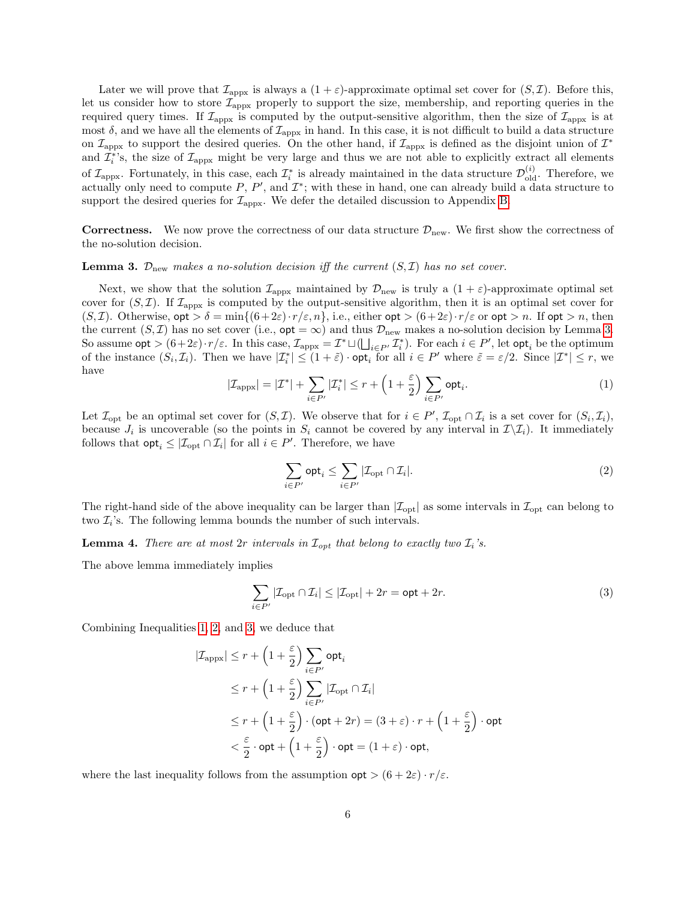Later we will prove that $\mathcal{I}_{\text{appx}}$ is always a $(1+\varepsilon)$-approximate optimal set cover for $(S, \mathcal{I})$. Before this, let us consider how to store $\mathcal{I}_{\text{appx}}$ properly to support the size, membership, and reporting queries in the required query times. If $\mathcal{I}_{\text{appx}}$ is computed by the output-sensitive algorithm, then the size of $\mathcal{I}_{\text{appx}}$ is at most $\delta$, and we have all the elements of $\mathcal{I}_{\text{appx}}$ in hand. In this case, it is not difficult to build a data structure on $\mathcal{I}_{\text{appx}}$ to support the desired queries. On the other hand, if $\mathcal{I}_{\text{appx}}$ is defined as the disjoint union of $\mathcal{I}^*$ and $\mathcal{I}_i^*$'s, the size of $\mathcal{I}_{\text{appx}}$ might be very large and thus we are not able to explicitly extract all elements of $\mathcal{I}_{\text{appx}}$. Fortunately, in this case, each $\mathcal{I}_i^*$ is already maintained in the data structure $\mathcal{D}_{\text{old}}^{(i)}$. Therefore, we actually only need to compute $P$, $P'$, and $\mathcal{I}^*$; with these in hand, one can already build a data structure to support the desired queries for $\mathcal{I}_{\text{appx}}$. We defer the detailed discussion to Appendix B.

**Correctness.** We now prove the correctness of our data structure $\mathcal{D}_{\text{new}}$. We first show the correctness of the no-solution decision.

**Lemma 3.** *$\mathcal{D}_{\text{new}}$ makes a no-solution decision iff the current $(S, \mathcal{I})$ has no set cover.*

Next, we show that the solution $\mathcal{I}_{\text{appx}}$ maintained by $\mathcal{D}_{\text{new}}$ is truly a $(1+\varepsilon)$-approximate optimal set cover for $(S, \mathcal{I})$. If $\mathcal{I}_{\text{appx}}$ is computed by the output-sensitive algorithm, then it is an optimal set cover for $(S, \mathcal{I})$. Otherwise, $\mathsf{opt} > \delta = \min\{(6+2\varepsilon)\cdot r/\varepsilon, n\}$, i.e., either $\mathsf{opt} > (6+2\varepsilon)\cdot r/\varepsilon$ or $\mathsf{opt} > n$. If $\mathsf{opt} > n$, then the current $(S, \mathcal{I})$ has no set cover (i.e., $\mathsf{opt} = \infty$) and thus $\mathcal{D}_{\text{new}}$ makes a no-solution decision by Lemma 3. So assume $\mathsf{opt} > (6+2\varepsilon)\cdot r/\varepsilon$. In this case, $\mathcal{I}_{\text{appx}} = \mathcal{I}^* \sqcup (\bigsqcup_{i \in P'} \mathcal{I}_i^*)$. For each $i \in P'$, let $\mathsf{opt}_i$ be the optimum of the instance $(S_i, \mathcal{I}_i)$. Then we have $|\mathcal{I}_i^*| \le (1+\tilde{\varepsilon}) \cdot \mathsf{opt}_i$ for all $i \in P'$ where $\tilde{\varepsilon} = \varepsilon/2$. Since $|\mathcal{I}^*| \le r$, we have

$$|\mathcal{I}_{\text{appx}}| = |\mathcal{I}^*| + \sum_{i \in P'} |\mathcal{I}_i^*| \le r + \left(1 + \frac{\varepsilon}{2}\right) \sum_{i \in P'} \mathsf{opt}_i. \tag{1}$$

Let $\mathcal{I}_{\text{opt}}$ be an optimal set cover for $(S, \mathcal{I})$. We observe that for $i \in P'$, $\mathcal{I}_{\text{opt}} \cap \mathcal{I}_i$ is a set cover for $(S_i, \mathcal{I}_i)$, because $J_i$ is uncoverable (so the points in $S_i$ cannot be covered by any interval in $\mathcal{I} \backslash \mathcal{I}_i$). It immediately follows that $\mathsf{opt}_i \le |\mathcal{I}_{\text{opt}} \cap \mathcal{I}_i|$ for all $i \in P'$. Therefore, we have

$$\sum_{i \in P'} \mathsf{opt}_i \le \sum_{i \in P'} |\mathcal{I}_{\text{opt}} \cap \mathcal{I}_i|. \tag{2}$$

The right-hand side of the above inequality can be larger than $|\mathcal{I}_{\text{opt}}|$ as some intervals in $\mathcal{I}_{\text{opt}}$ can belong to two $\mathcal{I}_i$'s. The following lemma bounds the number of such intervals.

**Lemma 4.** *There are at most $2r$ intervals in $\mathcal{I}_{opt}$ that belong to exactly two $\mathcal{I}_i$'s.*

The above lemma immediately implies

$$\sum_{i \in P'} |\mathcal{I}_{\text{opt}} \cap \mathcal{I}_i| \le |\mathcal{I}_{\text{opt}}| + 2r = \mathsf{opt} + 2r. \tag{3}$$

Combining Inequalities 1, 2, and 3, we deduce that

$$\begin{aligned}
|\mathcal{I}_{\text{appx}}| &\le r + \left(1 + \frac{\varepsilon}{2}\right) \sum_{i \in P'} \mathsf{opt}_i \\
&\le r + \left(1 + \frac{\varepsilon}{2}\right) \sum_{i \in P'} |\mathcal{I}_{\text{opt}} \cap \mathcal{I}_i| \\
&\le r + \left(1 + \frac{\varepsilon}{2}\right) \cdot (\mathsf{opt} + 2r) = (3+\varepsilon)\cdot r + \left(1 + \frac{\varepsilon}{2}\right) \cdot \mathsf{opt} \\
&< \frac{\varepsilon}{2} \cdot \mathsf{opt} + \left(1 + \frac{\varepsilon}{2}\right) \cdot \mathsf{opt} = (1+\varepsilon) \cdot \mathsf{opt},
\end{aligned}$$

where the last inequality follows from the assumption $\mathsf{opt} > (6+2\varepsilon)\cdot r/\varepsilon$.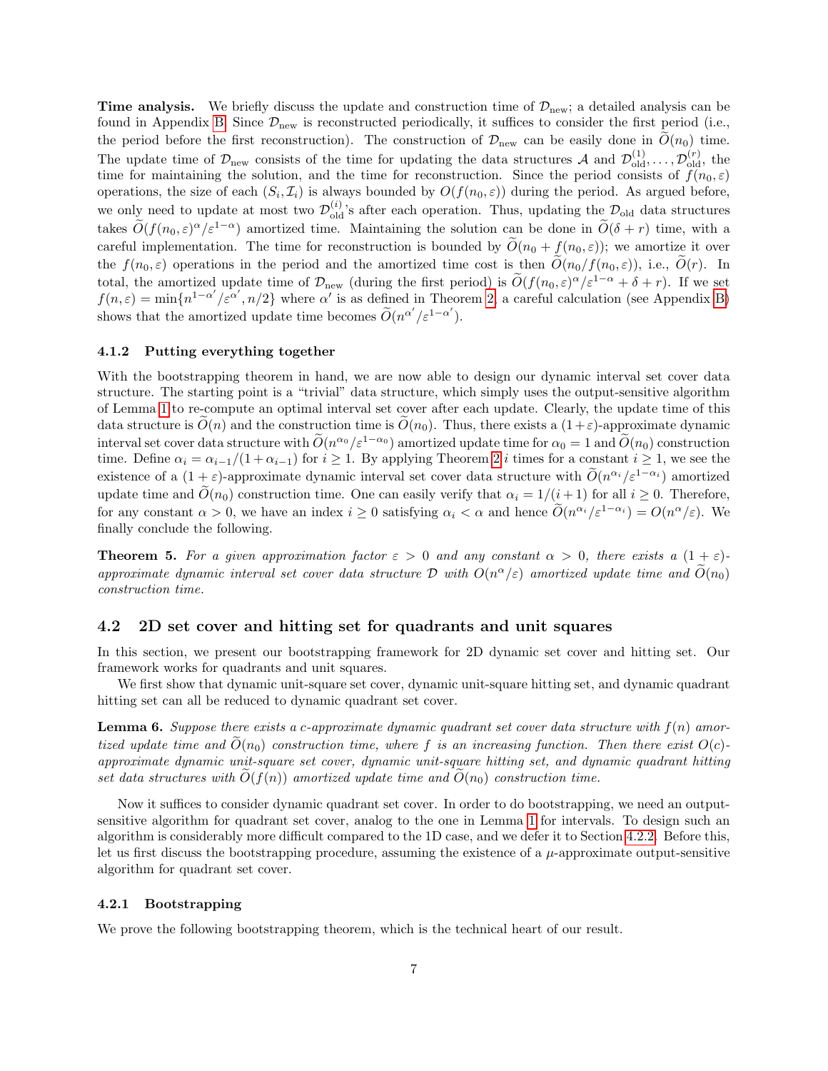**Time analysis.** We briefly discuss the update and construction time of $\mathcal{D}_{\text{new}}$; a detailed analysis can be found in Appendix B. Since $\mathcal{D}_{\text{new}}$ is reconstructed periodically, it suffices to consider the first period (i.e., the period before the first reconstruction). The construction of $\mathcal{D}_{\text{new}}$ can be easily done in $\widetilde{O}(n_0)$ time. The update time of $\mathcal{D}_{\text{new}}$ consists of the time for updating the data structures $\mathcal{A}$ and $\mathcal{D}_{\text{old}}^{(1)}, \dots, \mathcal{D}_{\text{old}}^{(r)}$, the time for maintaining the solution, and the time for reconstruction. Since the period consists of $f(n_0, \varepsilon)$ operations, the size of each $(S_i, \mathcal{I}_i)$ is always bounded by $O(f(n_0, \varepsilon))$ during the period. As argued before, we only need to update at most two $\mathcal{D}_{\text{old}}^{(i)}$'s after each operation. Thus, updating the $\mathcal{D}_{\text{old}}$ data structures takes $\widetilde{O}(f(n_0, \varepsilon)^\alpha / \varepsilon^{1-\alpha})$ amortized time. Maintaining the solution can be done in $\widetilde{O}(\delta + r)$ time, with a careful implementation. The time for reconstruction is bounded by $\widetilde{O}(n_0 + f(n_0, \varepsilon))$; we amortize it over the $f(n_0, \varepsilon)$ operations in the period and the amortized time cost is then $\widetilde{O}(n_0/f(n_0, \varepsilon))$, i.e., $\widetilde{O}(r)$. In total, the amortized update time of $\mathcal{D}_{\text{new}}$ (during the first period) is $\widetilde{O}(f(n_0, \varepsilon)^\alpha / \varepsilon^{1-\alpha} + \delta + r)$. If we set $f(n, \varepsilon) = \min\{n^{1-\alpha'}/\varepsilon^{\alpha'}, n/2\}$ where $\alpha'$ is as defined in Theorem 2, a careful calculation (see Appendix B) shows that the amortized update time becomes $\widetilde{O}(n^{\alpha'}/\varepsilon^{1-\alpha'})$.

#### 4.1.2 Putting everything together

With the bootstrapping theorem in hand, we are now able to design our dynamic interval set cover data structure. The starting point is a "trivial" data structure, which simply uses the output-sensitive algorithm of Lemma 1 to re-compute an optimal interval set cover after each update. Clearly, the update time of this data structure is $\widetilde{O}(n)$ and the construction time is $\widetilde{O}(n_0)$. Thus, there exists a $(1+\varepsilon)$-approximate dynamic interval set cover data structure with $\widetilde{O}(n^{\alpha_0}/\varepsilon^{1-\alpha_0})$ amortized update time for $\alpha_0 = 1$ and $\widetilde{O}(n_0)$ construction time. Define $\alpha_i = \alpha_{i-1}/(1+\alpha_{i-1})$ for $i \geq 1$. By applying Theorem 2 $i$ times for a constant $i \geq 1$, we see the existence of a $(1+\varepsilon)$-approximate dynamic interval set cover data structure with $\widetilde{O}(n^{\alpha_i}/\varepsilon^{1-\alpha_i})$ amortized update time and $\widetilde{O}(n_0)$ construction time. One can easily verify that $\alpha_i = 1/(i+1)$ for all $i \geq 0$. Therefore, for any constant $\alpha > 0$, we have an index $i \geq 0$ satisfying $\alpha_i < \alpha$ and hence $\widetilde{O}(n^{\alpha_i}/\varepsilon^{1-\alpha_i}) = O(n^\alpha/\varepsilon)$. We finally conclude the following.

**Theorem 5.** *For a given approximation factor $\varepsilon > 0$ and any constant $\alpha > 0$, there exists a $(1+\varepsilon)$-approximate dynamic interval set cover data structure $\mathcal{D}$ with $O(n^\alpha/\varepsilon)$ amortized update time and $\widetilde{O}(n_0)$ construction time.*

### 4.2 2D set cover and hitting set for quadrants and unit squares

In this section, we present our bootstrapping framework for 2D dynamic set cover and hitting set. Our framework works for quadrants and unit squares.

We first show that dynamic unit-square set cover, dynamic unit-square hitting set, and dynamic quadrant hitting set can all be reduced to dynamic quadrant set cover.

**Lemma 6.** *Suppose there exists a $c$-approximate dynamic quadrant set cover data structure with $f(n)$ amortized update time and $\widetilde{O}(n_0)$ construction time, where $f$ is an increasing function. Then there exist $O(c)$-approximate dynamic unit-square set cover, dynamic unit-square hitting set, and dynamic quadrant hitting set data structures with $\widetilde{O}(f(n))$ amortized update time and $\widetilde{O}(n_0)$ construction time.*

Now it suffices to consider dynamic quadrant set cover. In order to do bootstrapping, we need an output-sensitive algorithm for quadrant set cover, analog to the one in Lemma 1 for intervals. To design such an algorithm is considerably more difficult compared to the 1D case, and we defer it to Section 4.2.2. Before this, let us first discuss the bootstrapping procedure, assuming the existence of a $\mu$-approximate output-sensitive algorithm for quadrant set cover.

#### 4.2.1 Bootstrapping

We prove the following bootstrapping theorem, which is the technical heart of our result.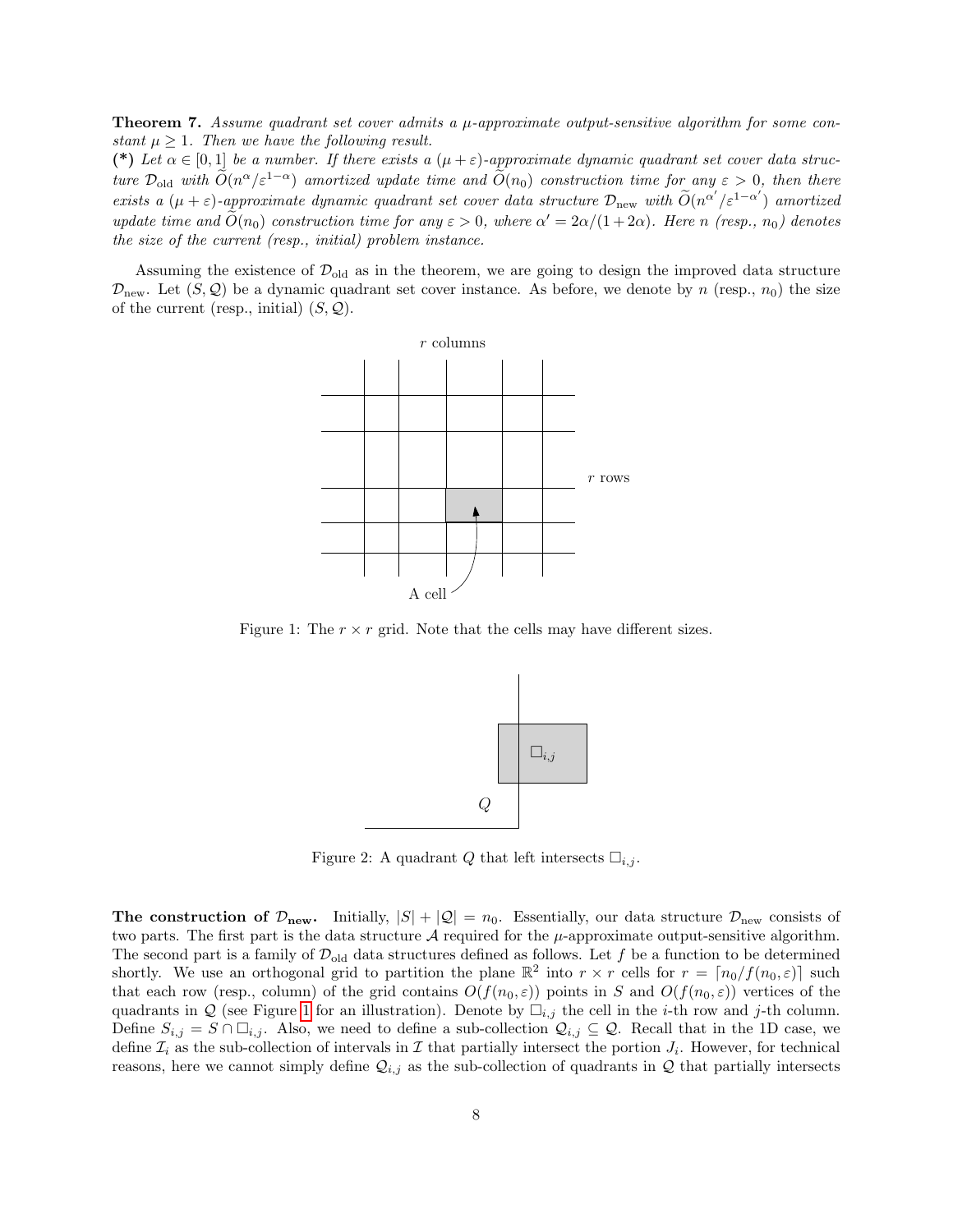**Theorem 7.** *Assume quadrant set cover admits a $\mu$-approximate output-sensitive algorithm for some constant $\mu \geq 1$. Then we have the following result.*

**(\*)** *Let $\alpha \in [0, 1]$ be a number. If there exists a $(\mu + \varepsilon)$-approximate dynamic quadrant set cover data structure $\mathcal{D}_{\text{old}}$ with $\widetilde{O}(n^{\alpha}/\varepsilon^{1-\alpha})$ amortized update time and $\widetilde{O}(n_0)$ construction time for any $\varepsilon > 0$, then there exists a $(\mu + \varepsilon)$-approximate dynamic quadrant set cover data structure $\mathcal{D}_{\text{new}}$ with $\widetilde{O}(n^{\alpha'}/\varepsilon^{1-\alpha'})$ amortized update time and $\widetilde{O}(n_0)$ construction time for any $\varepsilon > 0$, where $\alpha' = 2\alpha/(1 + 2\alpha)$. Here $n$ (resp., $n_0$) denotes the size of the current (resp., initial) problem instance.*

Assuming the existence of $\mathcal{D}_{\text{old}}$ as in the theorem, we are going to design the improved data structure $\mathcal{D}_{\text{new}}$. Let $(S, \mathcal{Q})$ be a dynamic quadrant set cover instance. As before, we denote by $n$ (resp., $n_0$) the size of the current (resp., initial) $(S, \mathcal{Q})$.

Figure 1: The $r \times r$ grid. Note that the cells may have different sizes.

Figure 2: A quadrant $Q$ that left intersects $\square_{i,j}$.

**The construction of $\mathcal{D}_{\text{new}}$.** Initially, $|S| + |\mathcal{Q}| = n_0$. Essentially, our data structure $\mathcal{D}_{\text{new}}$ consists of two parts. The first part is the data structure $\mathcal{A}$ required for the $\mu$-approximate output-sensitive algorithm. The second part is a family of $\mathcal{D}_{\text{old}}$ data structures defined as follows. Let $f$ be a function to be determined shortly. We use an orthogonal grid to partition the plane $\mathbb{R}^2$ into $r \times r$ cells for $r = \lceil n_0/f(n_0, \varepsilon) \rceil$ such that each row (resp., column) of the grid contains $O(f(n_0, \varepsilon))$ points in $S$ and $O(f(n_0, \varepsilon))$ vertices of the quadrants in $\mathcal{Q}$ (see Figure 1 for an illustration). Denote by $\square_{i,j}$ the cell in the $i$-th row and $j$-th column. Define $S_{i,j} = S \cap \square_{i,j}$. Also, we need to define a sub-collection $\mathcal{Q}_{i,j} \subseteq \mathcal{Q}$. Recall that in the 1D case, we define $\mathcal{I}_i$ as the sub-collection of intervals in $\mathcal{I}$ that partially intersect the portion $J_i$. However, for technical reasons, here we cannot simply define $\mathcal{Q}_{i,j}$ as the sub-collection of quadrants in $\mathcal{Q}$ that partially intersects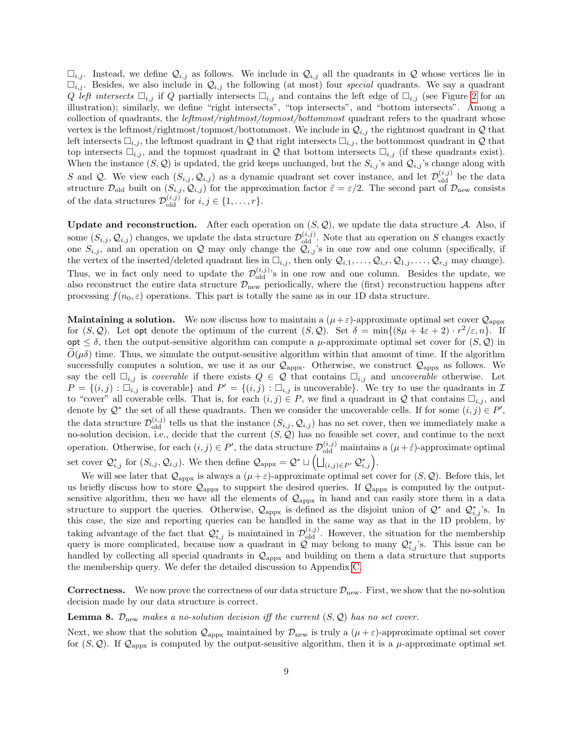$\square_{i,j}$. Instead, we define $\mathcal{Q}_{i,j}$ as follows. We include in $\mathcal{Q}_{i,j}$ all the quadrants in $\mathcal{Q}$ whose vertices lie in $\square_{i,j}$. Besides, we also include in $\mathcal{Q}_{i,j}$ the following (at most) four *special* quadrants. We say a quadrant $Q$ *left intersects* $\square_{i,j}$ if $Q$ partially intersects $\square_{i,j}$ and contains the left edge of $\square_{i,j}$ (see Figure 2 for an illustration); similarly, we define "right intersects", "top intersects", and "bottom intersects". Among a collection of quadrants, the *leftmost/rightmost/topmost/bottommost* quadrant refers to the quadrant whose vertex is the leftmost/rightmost/topmost/bottommost. We include in $\mathcal{Q}_{i,j}$ the rightmost quadrant in $\mathcal{Q}$ that left intersects $\square_{i,j}$, the leftmost quadrant in $\mathcal{Q}$ that right intersects $\square_{i,j}$, the bottommost quadrant in $\mathcal{Q}$ that top intersects $\square_{i,j}$, and the topmost quadrant in $\mathcal{Q}$ that bottom intersects $\square_{i,j}$ (if these quadrants exist). When the instance $(S, \mathcal{Q})$ is updated, the grid keeps unchanged, but the $S_{i,j}$'s and $\mathcal{Q}_{i,j}$'s change along with $S$ and $\mathcal{Q}$. We view each $(S_{i,j}, \mathcal{Q}_{i,j})$ as a dynamic quadrant set cover instance, and let $\mathcal{D}_{\text{old}}^{(i,j)}$ be the data structure $\mathcal{D}_{\text{old}}$ built on $(S_{i,j}, \mathcal{Q}_{i,j})$ for the approximation factor $\tilde{\varepsilon} = \varepsilon/2$. The second part of $\mathcal{D}_{\text{new}}$ consists of the data structures $\mathcal{D}_{\text{old}}^{(i,j)}$ for $i, j \in \{1, \ldots, r\}$.

**Update and reconstruction.** After each operation on $(S, \mathcal{Q})$, we update the data structure $\mathcal{A}$. Also, if some $(S_{i,j}, \mathcal{Q}_{i,j})$ changes, we update the data structure $\mathcal{D}_{\text{old}}^{(i,j)}$. Note that an operation on $S$ changes exactly one $S_{i,j}$, and an operation on $\mathcal{Q}$ may only change the $\mathcal{Q}_{i,j}$'s in one row and one column (specifically, if the vertex of the inserted/deleted quadrant lies in $\square_{i,j}$, then only $\mathcal{Q}_{i,1}, \ldots, \mathcal{Q}_{i,r}, \mathcal{Q}_{1,j}, \ldots, \mathcal{Q}_{r,j}$ may change). Thus, we in fact only need to update the $\mathcal{D}_{\text{old}}^{(i,j)}$'s in one row and one column. Besides the update, we also reconstruct the entire data structure $\mathcal{D}_{\text{new}}$ periodically, where the (first) reconstruction happens after processing $f(n_0, \varepsilon)$ operations. This part is totally the same as in our 1D data structure.

**Maintaining a solution.** We now discuss how to maintain a $(\mu+\varepsilon)$-approximate optimal set cover $\mathcal{Q}_{\text{appx}}$ for $(S, \mathcal{Q})$. Let $\mathsf{opt}$ denote the optimum of the current $(S, \mathcal{Q})$. Set $\delta = \min\{(8\mu + 4\varepsilon + 2) \cdot r^2/\varepsilon, n\}$. If $\mathsf{opt} \leq \delta$, then the output-sensitive algorithm can compute a $\mu$-approximate optimal set cover for $(S, \mathcal{Q})$ in $\widetilde{O}(\mu\delta)$ time. Thus, we simulate the output-sensitive algorithm within that amount of time. If the algorithm successfully computes a solution, we use it as our $\mathcal{Q}_{\text{appx}}$. Otherwise, we construct $\mathcal{Q}_{\text{appx}}$ as follows. We say the cell $\square_{i,j}$ is *coverable* if there exists $Q \in \mathcal{Q}$ that contains $\square_{i,j}$ and *uncoverable* otherwise. Let $P = \{(i,j) : \square_{i,j} \text{ is coverable}\}$ and $P' = \{(i,j) : \square_{i,j} \text{ is uncoverable}\}$. We try to use the quadrants in $\mathcal{I}$ to "cover" all coverable cells. That is, for each $(i,j) \in P$, we find a quadrant in $\mathcal{Q}$ that contains $\square_{i,j}$, and denote by $\mathcal{Q}^*$ the set of all these quadrants. Then we consider the uncoverable cells. If for some $(i,j) \in P'$, the data structure $\mathcal{D}_{\text{old}}^{(i,j)}$ tells us that the instance $(S_{i,j}, \mathcal{Q}_{i,j})$ has no set cover, then we immediately make a no-solution decision, i.e., decide that the current $(S, \mathcal{Q})$ has no feasible set cover, and continue to the next operation. Otherwise, for each $(i,j) \in P'$, the data structure $\mathcal{D}_{\text{old}}^{(i,j)}$ maintains a $(\mu+\tilde{\varepsilon})$-approximate optimal set cover $\mathcal{Q}_{i,j}^*$ for $(S_{i,j}, \mathcal{Q}_{i,j})$. We then define $\mathcal{Q}_{\text{appx}} = \mathcal{Q}^* \sqcup \left(\bigsqcup_{(i,j) \in P'} \mathcal{Q}_{i,j}^*\right)$.

We will see later that $\mathcal{Q}_{\text{appx}}$ is always a $(\mu+\varepsilon)$-approximate optimal set cover for $(S, \mathcal{Q})$. Before this, let us briefly discuss how to store $\mathcal{Q}_{\text{appx}}$ to support the desired queries. If $\mathcal{Q}_{\text{appx}}$ is computed by the output-sensitive algorithm, then we have all the elements of $\mathcal{Q}_{\text{appx}}$ in hand and can easily store them in a data structure to support the queries. Otherwise, $\mathcal{Q}_{\text{appx}}$ is defined as the disjoint union of $\mathcal{Q}^*$ and $\mathcal{Q}_{i,j}^*$'s. In this case, the size and reporting queries can be handled in the same way as that in the 1D problem, by taking advantage of the fact that $\mathcal{Q}_{i,j}^*$ is maintained in $\mathcal{D}_{\text{old}}^{(i,j)}$. However, the situation for the membership query is more complicated, because now a quadrant in $\mathcal{Q}$ may belong to many $\mathcal{Q}_{i,j}^*$'s. This issue can be handled by collecting all special quadrants in $\mathcal{Q}_{\text{appx}}$ and building on them a data structure that supports the membership query. We defer the detailed discussion to Appendix C.

**Correctness.** We now prove the correctness of our data structure $\mathcal{D}_{\text{new}}$. First, we show that the no-solution decision made by our data structure is correct.

**Lemma 8.** *$\mathcal{D}_{\text{new}}$ makes a no-solution decision iff the current $(S, \mathcal{Q})$ has no set cover.*

Next, we show that the solution $\mathcal{Q}_{\text{appx}}$ maintained by $\mathcal{D}_{\text{new}}$ is truly a $(\mu+\varepsilon)$-approximate optimal set cover for $(S, \mathcal{Q})$. If $\mathcal{Q}_{\text{appx}}$ is computed by the output-sensitive algorithm, then it is a $\mu$-approximate optimal set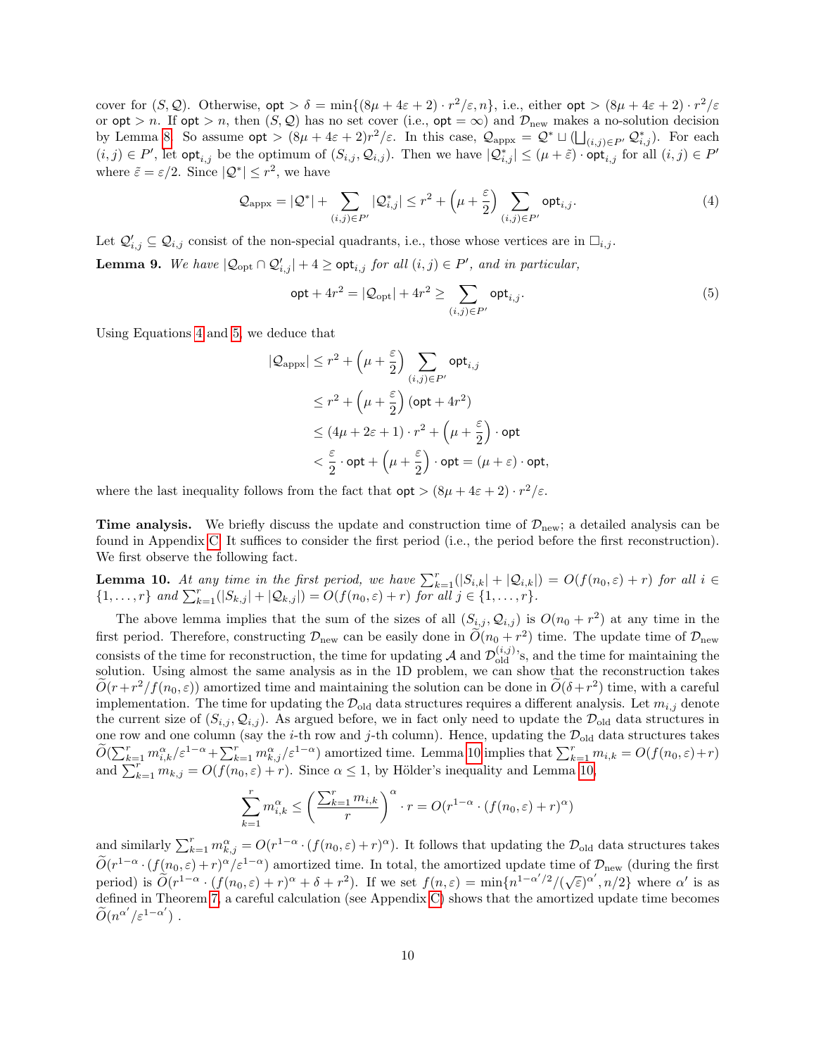cover for $(S, \mathcal{Q})$. Otherwise, $\mathsf{opt} > \delta = \min\{(8\mu + 4\varepsilon + 2) \cdot r^2/\varepsilon, n\}$, i.e., either $\mathsf{opt} > (8\mu + 4\varepsilon + 2) \cdot r^2/\varepsilon$ or $\mathsf{opt} > n$. If $\mathsf{opt} > n$, then $(S, \mathcal{Q})$ has no set cover (i.e., $\mathsf{opt} = \infty$) and $\mathcal{D}_{\text{new}}$ makes a no-solution decision by Lemma 8. So assume $\mathsf{opt} > (8\mu + 4\varepsilon + 2)r^2/\varepsilon$. In this case, $\mathcal{Q}_{\text{appx}} = \mathcal{Q}^* \sqcup (\bigsqcup_{(i,j) \in P'} \mathcal{Q}^*_{i,j})$. For each $(i, j) \in P'$, let $\mathsf{opt}_{i,j}$ be the optimum of $(S_{i,j}, \mathcal{Q}_{i,j})$. Then we have $|\mathcal{Q}^*_{i,j}| \leq (\mu + \tilde{\varepsilon}) \cdot \mathsf{opt}_{i,j}$ for all $(i, j) \in P'$ where $\tilde{\varepsilon} = \varepsilon/2$. Since $|\mathcal{Q}^*| \leq r^2$, we have

$$\mathcal{Q}_{\text{appx}} = |\mathcal{Q}^*| + \sum_{(i,j) \in P'} |\mathcal{Q}^*_{i,j}| \leq r^2 + \left(\mu + \frac{\varepsilon}{2}\right) \sum_{(i,j) \in P'} \mathsf{opt}_{i,j}. \tag{4}$$

Let $\mathcal{Q}'_{i,j} \subseteq \mathcal{Q}_{i,j}$ consist of the non-special quadrants, i.e., those whose vertices are in $\square_{i,j}$.

**Lemma 9.** *We have $|\mathcal{Q}_{\text{opt}} \cap \mathcal{Q}'_{i,j}| + 4 \geq \mathsf{opt}_{i,j}$ for all $(i, j) \in P'$, and in particular,*

$$\mathsf{opt} + 4r^2 = |\mathcal{Q}_{\text{opt}}| + 4r^2 \geq \sum_{(i,j) \in P'} \mathsf{opt}_{i,j}. \tag{5}$$

Using Equations 4 and 5, we deduce that

$$\begin{aligned}
|\mathcal{Q}_{\text{appx}}| &\leq r^2 + \left(\mu + \frac{\varepsilon}{2}\right) \sum_{(i,j) \in P'} \mathsf{opt}_{i,j} \\
&\leq r^2 + \left(\mu + \frac{\varepsilon}{2}\right) (\mathsf{opt} + 4r^2) \\
&\leq (4\mu + 2\varepsilon + 1) \cdot r^2 + \left(\mu + \frac{\varepsilon}{2}\right) \cdot \mathsf{opt} \\
&< \frac{\varepsilon}{2} \cdot \mathsf{opt} + \left(\mu + \frac{\varepsilon}{2}\right) \cdot \mathsf{opt} = (\mu + \varepsilon) \cdot \mathsf{opt},
\end{aligned}$$

where the last inequality follows from the fact that $\mathsf{opt} > (8\mu + 4\varepsilon + 2) \cdot r^2/\varepsilon$.

**Time analysis.** We briefly discuss the update and construction time of $\mathcal{D}_{\text{new}}$; a detailed analysis can be found in Appendix C. It suffices to consider the first period (i.e., the period before the first reconstruction). We first observe the following fact.

**Lemma 10.** *At any time in the first period, we have $\sum_{k=1}^{r}(|S_{i,k}| + |\mathcal{Q}_{i,k}|) = O(f(n_0, \varepsilon) + r)$ for all $i \in \{1, \dots, r\}$ and $\sum_{k=1}^{r}(|S_{k,j}| + |\mathcal{Q}_{k,j}|) = O(f(n_0, \varepsilon) + r)$ for all $j \in \{1, \dots, r\}$.*

The above lemma implies that the sum of the sizes of all $(S_{i,j}, \mathcal{Q}_{i,j})$ is $O(n_0 + r^2)$ at any time in the first period. Therefore, constructing $\mathcal{D}_{\text{new}}$ can be easily done in $\widetilde{O}(n_0 + r^2)$ time. The update time of $\mathcal{D}_{\text{new}}$ consists of the time for reconstruction, the time for updating $\mathcal{A}$ and $\mathcal{D}^{(i,j)}_{\text{old}}$'s, and the time for maintaining the solution. Using almost the same analysis as in the 1D problem, we can show that the reconstruction takes $\widetilde{O}(r + r^2/f(n_0, \varepsilon))$ amortized time and maintaining the solution can be done in $\widetilde{O}(\delta + r^2)$ time, with a careful implementation. The time for updating the $\mathcal{D}_{\text{old}}$ data structures requires a different analysis. Let $m_{i,j}$ denote the current size of $(S_{i,j}, \mathcal{Q}_{i,j})$. As argued before, we in fact only need to update the $\mathcal{D}_{\text{old}}$ data structures in one row and one column (say the $i$-th row and $j$-th column). Hence, updating the $\mathcal{D}_{\text{old}}$ data structures takes $\widetilde{O}(\sum_{k=1}^{r} m_{i,k}^{\alpha}/\varepsilon^{1-\alpha} + \sum_{k=1}^{r} m_{k,j}^{\alpha}/\varepsilon^{1-\alpha})$ amortized time. Lemma 10 implies that $\sum_{k=1}^{r} m_{i,k} = O(f(n_0, \varepsilon) + r)$ and $\sum_{k=1}^{r} m_{k,j} = O(f(n_0, \varepsilon) + r)$. Since $\alpha \leq 1$, by Hölder's inequality and Lemma 10,

$$\sum_{k=1}^{r} m_{i,k}^{\alpha} \leq \left(\frac{\sum_{k=1}^{r} m_{i,k}}{r}\right)^{\alpha} \cdot r = O(r^{1-\alpha} \cdot (f(n_0, \varepsilon) + r)^{\alpha})$$

and similarly $\sum_{k=1}^{r} m_{k,j}^{\alpha} = O(r^{1-\alpha} \cdot (f(n_0, \varepsilon) + r)^{\alpha})$. It follows that updating the $\mathcal{D}_{\text{old}}$ data structures takes $\widetilde{O}(r^{1-\alpha} \cdot (f(n_0, \varepsilon) + r)^{\alpha}/\varepsilon^{1-\alpha})$ amortized time. In total, the amortized update time of $\mathcal{D}_{\text{new}}$ (during the first period) is $\widetilde{O}(r^{1-\alpha} \cdot (f(n_0, \varepsilon) + r)^{\alpha} + \delta + r^2)$. If we set $f(n, \varepsilon) = \min\{n^{1-\alpha'/2}/(\sqrt{\varepsilon})^{\alpha'}, n/2\}$ where $\alpha'$ is as defined in Theorem 7, a careful calculation (see Appendix C) shows that the amortized update time becomes $\widetilde{O}(n^{\alpha'}/\varepsilon^{1-\alpha'})$ .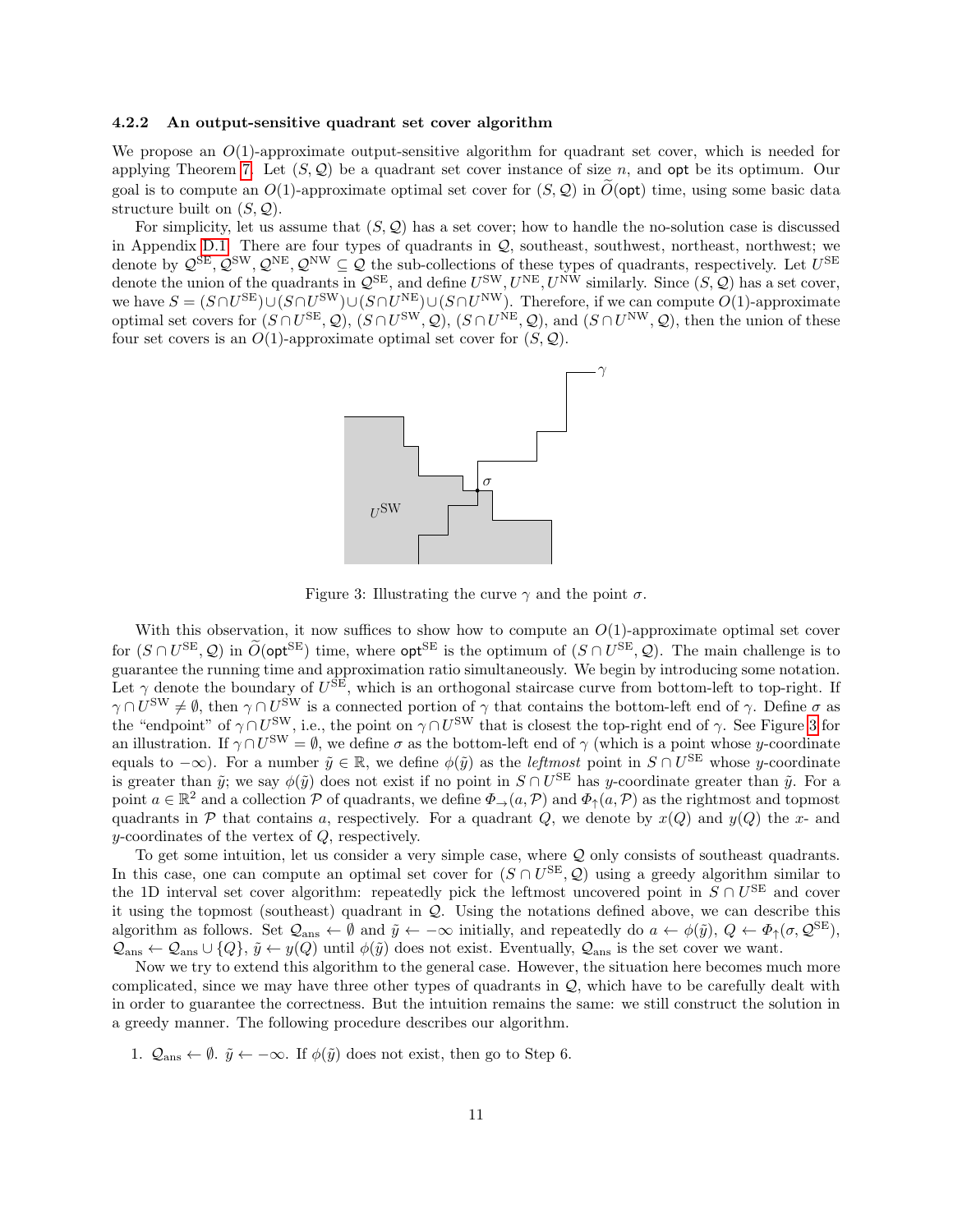### 4.2.2 An output-sensitive quadrant set cover algorithm

We propose an $O(1)$-approximate output-sensitive algorithm for quadrant set cover, which is needed for applying Theorem 7. Let $(S, \mathcal{Q})$ be a quadrant set cover instance of size $n$, and $\mathsf{opt}$ be its optimum. Our goal is to compute an $O(1)$-approximate optimal set cover for $(S, \mathcal{Q})$ in $\widetilde{O}(\mathsf{opt})$ time, using some basic data structure built on $(S, \mathcal{Q})$.

For simplicity, let us assume that $(S, \mathcal{Q})$ has a set cover; how to handle the no-solution case is discussed in Appendix D.1. There are four types of quadrants in $\mathcal{Q}$, southeast, southwest, northeast, northwest; we denote by $\mathcal{Q}^{\mathrm{SE}}, \mathcal{Q}^{\mathrm{SW}}, \mathcal{Q}^{\mathrm{NE}}, \mathcal{Q}^{\mathrm{NW}} \subseteq \mathcal{Q}$ the sub-collections of these types of quadrants, respectively. Let $U^{\mathrm{SE}}$ denote the union of the quadrants in $\mathcal{Q}^{\mathrm{SE}}$, and define $U^{\mathrm{SW}}, U^{\mathrm{NE}}, U^{\mathrm{NW}}$ similarly. Since $(S, \mathcal{Q})$ has a set cover, we have $S = (S \cap U^{\mathrm{SE}}) \cup (S \cap U^{\mathrm{SW}}) \cup (S \cap U^{\mathrm{NE}}) \cup (S \cap U^{\mathrm{NW}})$. Therefore, if we can compute $O(1)$-approximate optimal set covers for $(S \cap U^{\mathrm{SE}}, \mathcal{Q})$, $(S \cap U^{\mathrm{SW}}, \mathcal{Q})$, $(S \cap U^{\mathrm{NE}}, \mathcal{Q})$, and $(S \cap U^{\mathrm{NW}}, \mathcal{Q})$, then the union of these four set covers is an $O(1)$-approximate optimal set cover for $(S, \mathcal{Q})$.

Figure 3: Illustrating the curve $\gamma$ and the point $\sigma$.

With this observation, it now suffices to show how to compute an $O(1)$-approximate optimal set cover for $(S \cap U^{\mathrm{SE}}, \mathcal{Q})$ in $\widetilde{O}(\mathsf{opt}^{\mathrm{SE}})$ time, where $\mathsf{opt}^{\mathrm{SE}}$ is the optimum of $(S \cap U^{\mathrm{SE}}, \mathcal{Q})$. The main challenge is to guarantee the running time and approximation ratio simultaneously. We begin by introducing some notation. Let $\gamma$ denote the boundary of $U^{\mathrm{SE}}$, which is an orthogonal staircase curve from bottom-left to top-right. If $\gamma \cap U^{\mathrm{SW}} \neq \emptyset$, then $\gamma \cap U^{\mathrm{SW}}$ is a connected portion of $\gamma$ that contains the bottom-left end of $\gamma$. Define $\sigma$ as the "endpoint" of $\gamma \cap U^{\mathrm{SW}}$, i.e., the point on $\gamma \cap U^{\mathrm{SW}}$ that is closest the top-right end of $\gamma$. See Figure 3 for an illustration. If $\gamma \cap U^{\mathrm{SW}} = \emptyset$, we define $\sigma$ as the bottom-left end of $\gamma$ (which is a point whose $y$-coordinate equals to $-\infty$). For a number $\tilde{y} \in \mathbb{R}$, we define $\phi(\tilde{y})$ as the *leftmost* point in $S \cap U^{\mathrm{SE}}$ whose $y$-coordinate is greater than $\tilde{y}$; we say $\phi(\tilde{y})$ does not exist if no point in $S \cap U^{\mathrm{SE}}$ has $y$-coordinate greater than $\tilde{y}$. For a point $a \in \mathbb{R}^2$ and a collection $\mathcal{P}$ of quadrants, we define $\Phi_{\rightarrow}(a, \mathcal{P})$ and $\Phi_{\uparrow}(a, \mathcal{P})$ as the rightmost and topmost quadrants in $\mathcal{P}$ that contains $a$, respectively. For a quadrant $Q$, we denote by $x(Q)$ and $y(Q)$ the $x$- and $y$-coordinates of the vertex of $Q$, respectively.

To get some intuition, let us consider a very simple case, where $\mathcal{Q}$ only consists of southeast quadrants. In this case, one can compute an optimal set cover for $(S \cap U^{\mathrm{SE}}, \mathcal{Q})$ using a greedy algorithm similar to the 1D interval set cover algorithm: repeatedly pick the leftmost uncovered point in $S \cap U^{\mathrm{SE}}$ and cover it using the topmost (southeast) quadrant in $\mathcal{Q}$. Using the notations defined above, we can describe this algorithm as follows. Set $\mathcal{Q}_{\mathrm{ans}} \leftarrow \emptyset$ and $\tilde{y} \leftarrow -\infty$ initially, and repeatedly do $a \leftarrow \phi(\tilde{y})$, $Q \leftarrow \Phi_{\uparrow}(\sigma, \mathcal{Q}^{\mathrm{SE}})$, $\mathcal{Q}_{\mathrm{ans}} \leftarrow \mathcal{Q}_{\mathrm{ans}} \cup \{Q\}$, $\tilde{y} \leftarrow y(Q)$ until $\phi(\tilde{y})$ does not exist. Eventually, $\mathcal{Q}_{\mathrm{ans}}$ is the set cover we want.

Now we try to extend this algorithm to the general case. However, the situation here becomes much more complicated, since we may have three other types of quadrants in $\mathcal{Q}$, which have to be carefully dealt with in order to guarantee the correctness. But the intuition remains the same: we still construct the solution in a greedy manner. The following procedure describes our algorithm.

1. $\mathcal{Q}_{\mathrm{ans}} \leftarrow \emptyset$. $\tilde{y} \leftarrow -\infty$. If $\phi(\tilde{y})$ does not exist, then go to Step 6.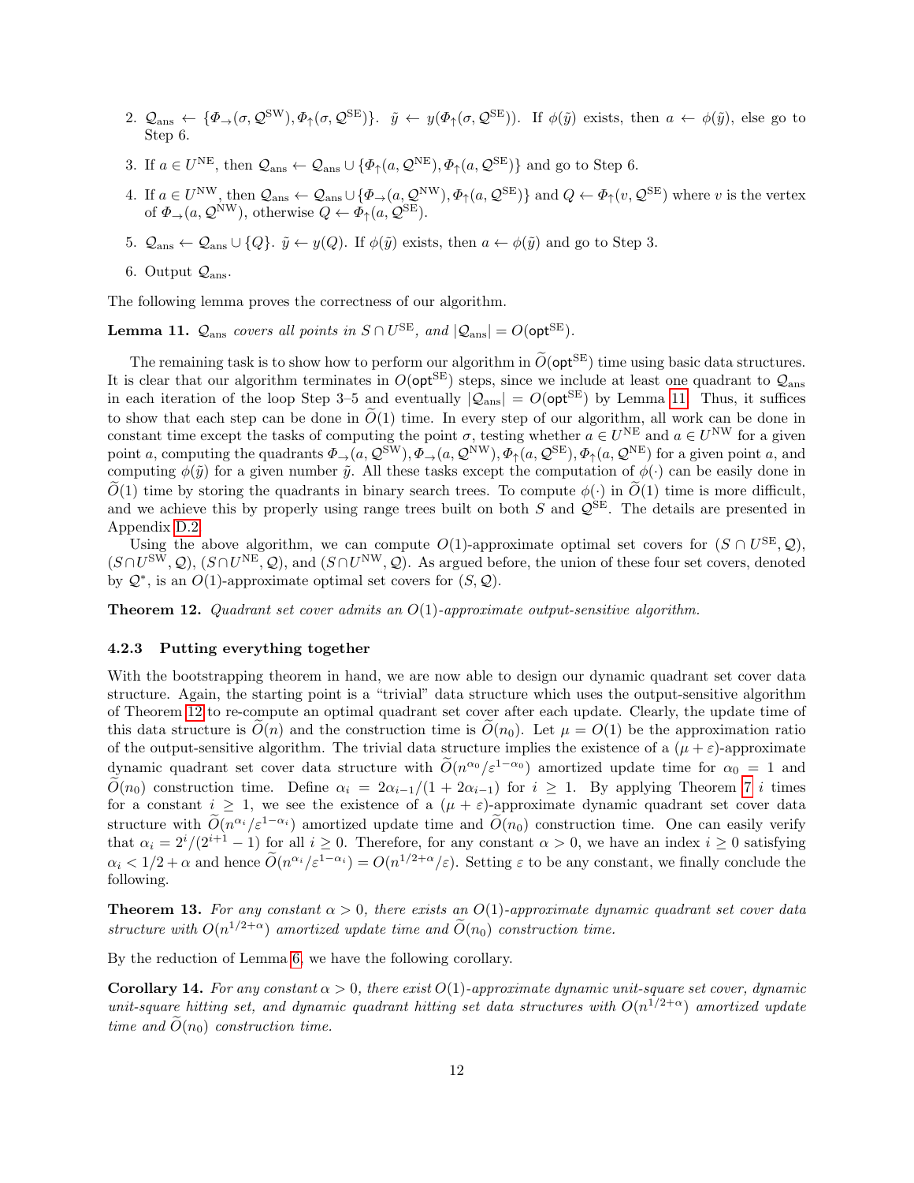2. $\mathcal{Q}_{\mathrm{ans}} \leftarrow \{\Phi_{\rightarrow}(\sigma, \mathcal{Q}^{\mathrm{SW}}), \Phi_{\uparrow}(\sigma, \mathcal{Q}^{\mathrm{SE}})\}$. $\tilde{y} \leftarrow y(\Phi_{\uparrow}(\sigma, \mathcal{Q}^{\mathrm{SE}}))$. If $\phi(\tilde{y})$ exists, then $a \leftarrow \phi(\tilde{y})$, else go to Step 6.

3. If $a \in U^{\mathrm{NE}}$, then $\mathcal{Q}_{\mathrm{ans}} \leftarrow \mathcal{Q}_{\mathrm{ans}} \cup \{\Phi_{\uparrow}(a, \mathcal{Q}^{\mathrm{NE}}), \Phi_{\uparrow}(a, \mathcal{Q}^{\mathrm{SE}})\}$ and go to Step 6.

4. If $a \in U^{\mathrm{NW}}$, then $\mathcal{Q}_{\mathrm{ans}} \leftarrow \mathcal{Q}_{\mathrm{ans}} \cup \{\Phi_{\rightarrow}(a, \mathcal{Q}^{\mathrm{NW}}), \Phi_{\uparrow}(a, \mathcal{Q}^{\mathrm{SE}})\}$ and $Q \leftarrow \Phi_{\uparrow}(v, \mathcal{Q}^{\mathrm{SE}})$ where $v$ is the vertex of $\Phi_{\rightarrow}(a, \mathcal{Q}^{\mathrm{NW}})$, otherwise $Q \leftarrow \Phi_{\uparrow}(a, \mathcal{Q}^{\mathrm{SE}})$.

5. $\mathcal{Q}_{\mathrm{ans}} \leftarrow \mathcal{Q}_{\mathrm{ans}} \cup \{Q\}$. $\tilde{y} \leftarrow y(Q)$. If $\phi(\tilde{y})$ exists, then $a \leftarrow \phi(\tilde{y})$ and go to Step 3.

6. Output $\mathcal{Q}_{\mathrm{ans}}$.

The following lemma proves the correctness of our algorithm.

**Lemma 11.** *$\mathcal{Q}_{\mathrm{ans}}$ covers all points in $S \cap U^{\mathrm{SE}}$, and $|\mathcal{Q}_{\mathrm{ans}}| = O(\mathsf{opt}^{\mathrm{SE}})$.*

The remaining task is to show how to perform our algorithm in $\widetilde{O}(\mathsf{opt}^{\mathrm{SE}})$ time using basic data structures. It is clear that our algorithm terminates in $O(\mathsf{opt}^{\mathrm{SE}})$ steps, since we include at least one quadrant to $\mathcal{Q}_{\mathrm{ans}}$ in each iteration of the loop Step 3–5 and eventually $|\mathcal{Q}_{\mathrm{ans}}| = O(\mathsf{opt}^{\mathrm{SE}})$ by Lemma 11. Thus, it suffices to show that each step can be done in $\widetilde{O}(1)$ time. In every step of our algorithm, all work can be done in constant time except the tasks of computing the point $\sigma$, testing whether $a \in U^{\mathrm{NE}}$ and $a \in U^{\mathrm{NW}}$ for a given point $a$, computing the quadrants $\Phi_{\rightarrow}(a, \mathcal{Q}^{\mathrm{SW}}), \Phi_{\rightarrow}(a, \mathcal{Q}^{\mathrm{NW}}), \Phi_{\uparrow}(a, \mathcal{Q}^{\mathrm{SE}}), \Phi_{\uparrow}(a, \mathcal{Q}^{\mathrm{NE}})$ for a given point $a$, and computing $\phi(\tilde{y})$ for a given number $\tilde{y}$. All these tasks except the computation of $\phi(\cdot)$ can be easily done in $\widetilde{O}(1)$ time by storing the quadrants in binary search trees. To compute $\phi(\cdot)$ in $\widetilde{O}(1)$ time is more difficult, and we achieve this by properly using range trees built on both $S$ and $\mathcal{Q}^{\mathrm{SE}}$. The details are presented in Appendix D.2.

Using the above algorithm, we can compute $O(1)$-approximate optimal set covers for $(S \cap U^{\mathrm{SE}}, \mathcal{Q})$, $(S \cap U^{\mathrm{SW}}, \mathcal{Q})$, $(S \cap U^{\mathrm{NE}}, \mathcal{Q})$, and $(S \cap U^{\mathrm{NW}}, \mathcal{Q})$. As argued before, the union of these four set covers, denoted by $\mathcal{Q}^*$, is an $O(1)$-approximate optimal set covers for $(S, \mathcal{Q})$.

**Theorem 12.** *Quadrant set cover admits an $O(1)$-approximate output-sensitive algorithm.*

#### 4.2.3 Putting everything together

With the bootstrapping theorem in hand, we are now able to design our dynamic quadrant set cover data structure. Again, the starting point is a "trivial" data structure which uses the output-sensitive algorithm of Theorem 12 to re-compute an optimal quadrant set cover after each update. Clearly, the update time of this data structure is $\widetilde{O}(n)$ and the construction time is $\widetilde{O}(n_0)$. Let $\mu = O(1)$ be the approximation ratio of the output-sensitive algorithm. The trivial data structure implies the existence of a $(\mu + \varepsilon)$-approximate dynamic quadrant set cover data structure with $\widetilde{O}(n^{\alpha_0}/\varepsilon^{1-\alpha_0})$ amortized update time for $\alpha_0 = 1$ and $\widetilde{O}(n_0)$ construction time. Define $\alpha_i = 2\alpha_{i-1}/(1 + 2\alpha_{i-1})$ for $i \geq 1$. By applying Theorem 7 $i$ times for a constant $i \geq 1$, we see the existence of a $(\mu + \varepsilon)$-approximate dynamic quadrant set cover data structure with $\widetilde{O}(n^{\alpha_i}/\varepsilon^{1-\alpha_i})$ amortized update time and $\widetilde{O}(n_0)$ construction time. One can easily verify that $\alpha_i = 2^i/(2^{i+1} - 1)$ for all $i \geq 0$. Therefore, for any constant $\alpha > 0$, we have an index $i \geq 0$ satisfying $\alpha_i < 1/2 + \alpha$ and hence $\widetilde{O}(n^{\alpha_i}/\varepsilon^{1-\alpha_i}) = O(n^{1/2+\alpha}/\varepsilon)$. Setting $\varepsilon$ to be any constant, we finally conclude the following.

**Theorem 13.** *For any constant $\alpha > 0$, there exists an $O(1)$-approximate dynamic quadrant set cover data structure with $O(n^{1/2+\alpha})$ amortized update time and $\widetilde{O}(n_0)$ construction time.*

By the reduction of Lemma 6, we have the following corollary.

**Corollary 14.** *For any constant $\alpha > 0$, there exist $O(1)$-approximate dynamic unit-square set cover, dynamic unit-square hitting set, and dynamic quadrant hitting set data structures with $O(n^{1/2+\alpha})$ amortized update time and $\widetilde{O}(n_0)$ construction time.*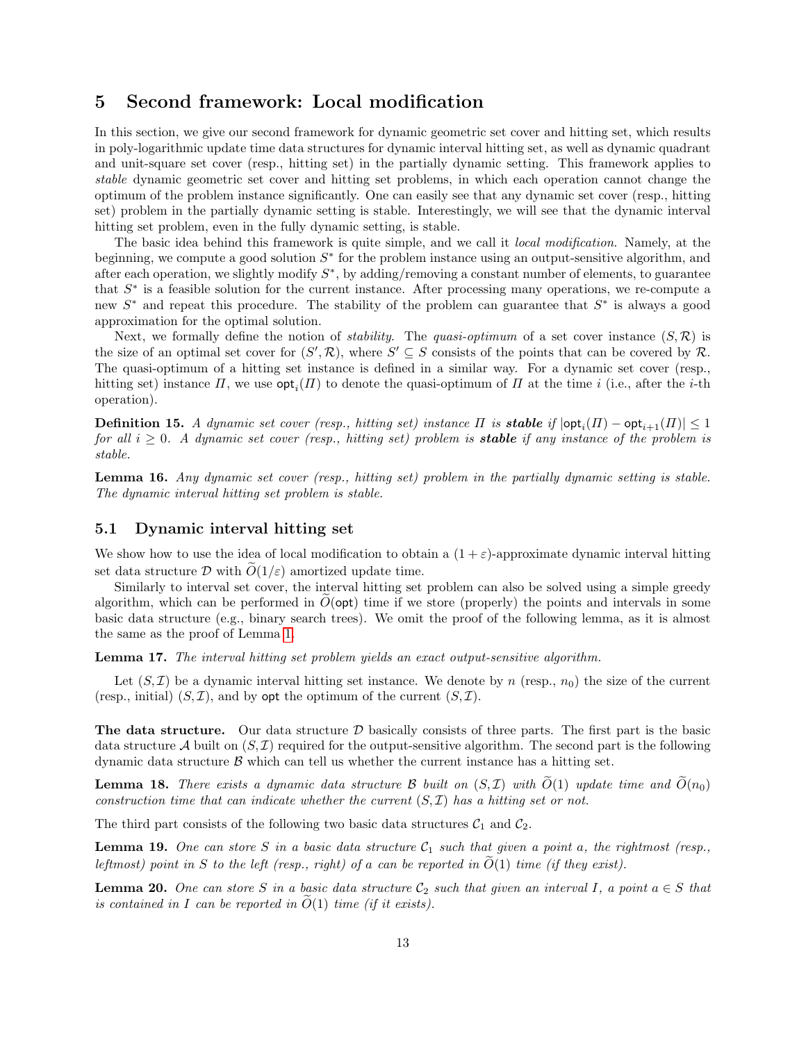## 5 Second framework: Local modification

In this section, we give our second framework for dynamic geometric set cover and hitting set, which results in poly-logarithmic update time data structures for dynamic interval hitting set, as well as dynamic quadrant and unit-square set cover (resp., hitting set) in the partially dynamic setting. This framework applies to *stable* dynamic geometric set cover and hitting set problems, in which each operation cannot change the optimum of the problem instance significantly. One can easily see that any dynamic set cover (resp., hitting set) problem in the partially dynamic setting is stable. Interestingly, we will see that the dynamic interval hitting set problem, even in the fully dynamic setting, is stable.

The basic idea behind this framework is quite simple, and we call it *local modification*. Namely, at the beginning, we compute a good solution $S^*$ for the problem instance using an output-sensitive algorithm, and after each operation, we slightly modify $S^*$, by adding/removing a constant number of elements, to guarantee that $S^*$ is a feasible solution for the current instance. After processing many operations, we re-compute a new $S^*$ and repeat this procedure. The stability of the problem can guarantee that $S^*$ is always a good approximation for the optimal solution.

Next, we formally define the notion of *stability*. The *quasi-optimum* of a set cover instance $(S, \mathcal{R})$ is the size of an optimal set cover for $(S', \mathcal{R})$, where $S' \subseteq S$ consists of the points that can be covered by $\mathcal{R}$. The quasi-optimum of a hitting set instance is defined in a similar way. For a dynamic set cover (resp., hitting set) instance $\mathit{\Pi}$, we use $\mathsf{opt}_i(\mathit{\Pi})$ to denote the quasi-optimum of $\mathit{\Pi}$ at the time $i$ (i.e., after the $i$-th operation).

**Definition 15.** *A dynamic set cover (resp., hitting set) instance $\mathit{\Pi}$ is **stable** if $|\mathsf{opt}_i(\mathit{\Pi}) - \mathsf{opt}_{i+1}(\mathit{\Pi})| \leq 1$ for all $i \geq 0$. A dynamic set cover (resp., hitting set) problem is **stable** if any instance of the problem is stable.*

**Lemma 16.** *Any dynamic set cover (resp., hitting set) problem in the partially dynamic setting is stable. The dynamic interval hitting set problem is stable.*

### 5.1 Dynamic interval hitting set

We show how to use the idea of local modification to obtain a $(1+\varepsilon)$-approximate dynamic interval hitting set data structure $\mathcal{D}$ with $\widetilde{O}(1/\varepsilon)$ amortized update time.

Similarly to interval set cover, the interval hitting set problem can also be solved using a simple greedy algorithm, which can be performed in $\widetilde{O}(\mathsf{opt})$ time if we store (properly) the points and intervals in some basic data structure (e.g., binary search trees). We omit the proof of the following lemma, as it is almost the same as the proof of Lemma 1.

**Lemma 17.** *The interval hitting set problem yields an exact output-sensitive algorithm.*

Let $(S, \mathcal{I})$ be a dynamic interval hitting set instance. We denote by $n$ (resp., $n_0$) the size of the current (resp., initial) $(S, \mathcal{I})$, and by $\mathsf{opt}$ the optimum of the current $(S, \mathcal{I})$.

**The data structure.** Our data structure $\mathcal{D}$ basically consists of three parts. The first part is the basic data structure $\mathcal{A}$ built on $(S, \mathcal{I})$ required for the output-sensitive algorithm. The second part is the following dynamic data structure $\mathcal{B}$ which can tell us whether the current instance has a hitting set.

**Lemma 18.** *There exists a dynamic data structure $\mathcal{B}$ built on $(S, \mathcal{I})$ with $\widetilde{O}(1)$ update time and $\widetilde{O}(n_0)$ construction time that can indicate whether the current $(S, \mathcal{I})$ has a hitting set or not.*

The third part consists of the following two basic data structures $\mathcal{C}_1$ and $\mathcal{C}_2$.

**Lemma 19.** *One can store $S$ in a basic data structure $\mathcal{C}_1$ such that given a point $a$, the rightmost (resp., leftmost) point in $S$ to the left (resp., right) of $a$ can be reported in $\widetilde{O}(1)$ time (if they exist).*

**Lemma 20.** *One can store $S$ in a basic data structure $\mathcal{C}_2$ such that given an interval $I$, a point $a \in S$ that is contained in $I$ can be reported in $\widetilde{O}(1)$ time (if it exists).*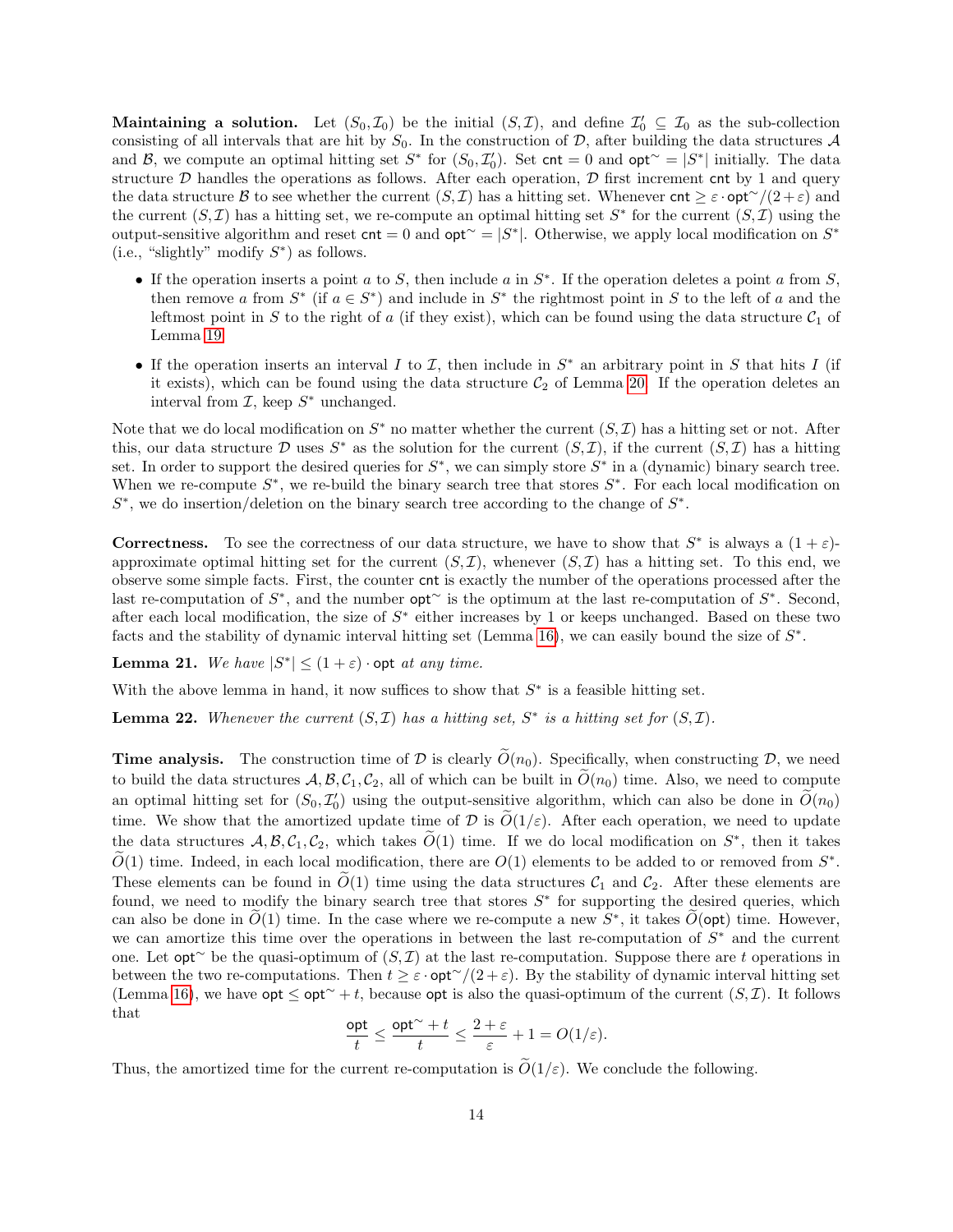**Maintaining a solution.** Let $(S_0, \mathcal{I}_0)$ be the initial $(S, \mathcal{I})$, and define $\mathcal{I}'_0 \subseteq \mathcal{I}_0$ as the sub-collection consisting of all intervals that are hit by $S_0$. In the construction of $\mathcal{D}$, after building the data structures $\mathcal{A}$ and $\mathcal{B}$, we compute an optimal hitting set $S^*$ for $(S_0, \mathcal{I}'_0)$. Set $\mathsf{cnt} = 0$ and $\mathsf{opt}^\sim = |S^*|$ initially. The data structure $\mathcal{D}$ handles the operations as follows. After each operation, $\mathcal{D}$ first increment $\mathsf{cnt}$ by 1 and query the data structure $\mathcal{B}$ to see whether the current $(S, \mathcal{I})$ has a hitting set. Whenever $\mathsf{cnt} \geq \varepsilon \cdot \mathsf{opt}^\sim/(2+\varepsilon)$ and the current $(S, \mathcal{I})$ has a hitting set, we re-compute an optimal hitting set $S^*$ for the current $(S, \mathcal{I})$ using the output-sensitive algorithm and reset $\mathsf{cnt} = 0$ and $\mathsf{opt}^\sim = |S^*|$. Otherwise, we apply local modification on $S^*$ (i.e., "slightly" modify $S^*$) as follows.

- If the operation inserts a point $a$ to $S$, then include $a$ in $S^*$. If the operation deletes a point $a$ from $S$, then remove $a$ from $S^*$ (if $a \in S^*$) and include in $S^*$ the rightmost point in $S$ to the left of $a$ and the leftmost point in $S$ to the right of $a$ (if they exist), which can be found using the data structure $\mathcal{C}_1$ of Lemma 19.
- If the operation inserts an interval $I$ to $\mathcal{I}$, then include in $S^*$ an arbitrary point in $S$ that hits $I$ (if it exists), which can be found using the data structure $\mathcal{C}_2$ of Lemma 20. If the operation deletes an interval from $\mathcal{I}$, keep $S^*$ unchanged.

Note that we do local modification on $S^*$ no matter whether the current $(S, \mathcal{I})$ has a hitting set or not. After this, our data structure $\mathcal{D}$ uses $S^*$ as the solution for the current $(S, \mathcal{I})$, if the current $(S, \mathcal{I})$ has a hitting set. In order to support the desired queries for $S^*$, we can simply store $S^*$ in a (dynamic) binary search tree. When we re-compute $S^*$, we re-build the binary search tree that stores $S^*$. For each local modification on $S^*$, we do insertion/deletion on the binary search tree according to the change of $S^*$.

**Correctness.** To see the correctness of our data structure, we have to show that $S^*$ is always a $(1+\varepsilon)$-approximate optimal hitting set for the current $(S, \mathcal{I})$, whenever $(S, \mathcal{I})$ has a hitting set. To this end, we observe some simple facts. First, the counter $\mathsf{cnt}$ is exactly the number of the operations processed after the last re-computation of $S^*$, and the number $\mathsf{opt}^\sim$ is the optimum at the last re-computation of $S^*$. Second, after each local modification, the size of $S^*$ either increases by 1 or keeps unchanged. Based on these two facts and the stability of dynamic interval hitting set (Lemma 16), we can easily bound the size of $S^*$.

**Lemma 21.** *We have $|S^*| \leq (1+\varepsilon) \cdot \mathsf{opt}$ at any time.*

With the above lemma in hand, it now suffices to show that $S^*$ is a feasible hitting set.

**Lemma 22.** *Whenever the current $(S, \mathcal{I})$ has a hitting set, $S^*$ is a hitting set for $(S, \mathcal{I})$.*

**Time analysis.** The construction time of $\mathcal{D}$ is clearly $\widetilde{O}(n_0)$. Specifically, when constructing $\mathcal{D}$, we need to build the data structures $\mathcal{A}, \mathcal{B}, \mathcal{C}_1, \mathcal{C}_2$, all of which can be built in $\widetilde{O}(n_0)$ time. Also, we need to compute an optimal hitting set for $(S_0, \mathcal{I}'_0)$ using the output-sensitive algorithm, which can also be done in $\widetilde{O}(n_0)$ time. We show that the amortized update time of $\mathcal{D}$ is $\widetilde{O}(1/\varepsilon)$. After each operation, we need to update the data structures $\mathcal{A}, \mathcal{B}, \mathcal{C}_1, \mathcal{C}_2$, which takes $\widetilde{O}(1)$ time. If we do local modification on $S^*$, then it takes $\widetilde{O}(1)$ time. Indeed, in each local modification, there are $O(1)$ elements to be added to or removed from $S^*$. These elements can be found in $\widetilde{O}(1)$ time using the data structures $\mathcal{C}_1$ and $\mathcal{C}_2$. After these elements are found, we need to modify the binary search tree that stores $S^*$ for supporting the desired queries, which can also be done in $\widetilde{O}(1)$ time. In the case where we re-compute a new $S^*$, it takes $\widetilde{O}(\mathsf{opt})$ time. However, we can amortize this time over the operations in between the last re-computation of $S^*$ and the current one. Let $\mathsf{opt}^\sim$ be the quasi-optimum of $(S, \mathcal{I})$ at the last re-computation. Suppose there are $t$ operations in between the two re-computations. Then $t \geq \varepsilon \cdot \mathsf{opt}^\sim/(2+\varepsilon)$. By the stability of dynamic interval hitting set (Lemma 16), we have $\mathsf{opt} \leq \mathsf{opt}^\sim + t$, because $\mathsf{opt}$ is also the quasi-optimum of the current $(S, \mathcal{I})$. It follows that

$$\frac{\mathsf{opt}}{t} \leq \frac{\mathsf{opt}^\sim + t}{t} \leq \frac{2+\varepsilon}{\varepsilon} + 1 = O(1/\varepsilon).$$

Thus, the amortized time for the current re-computation is $\widetilde{O}(1/\varepsilon)$. We conclude the following.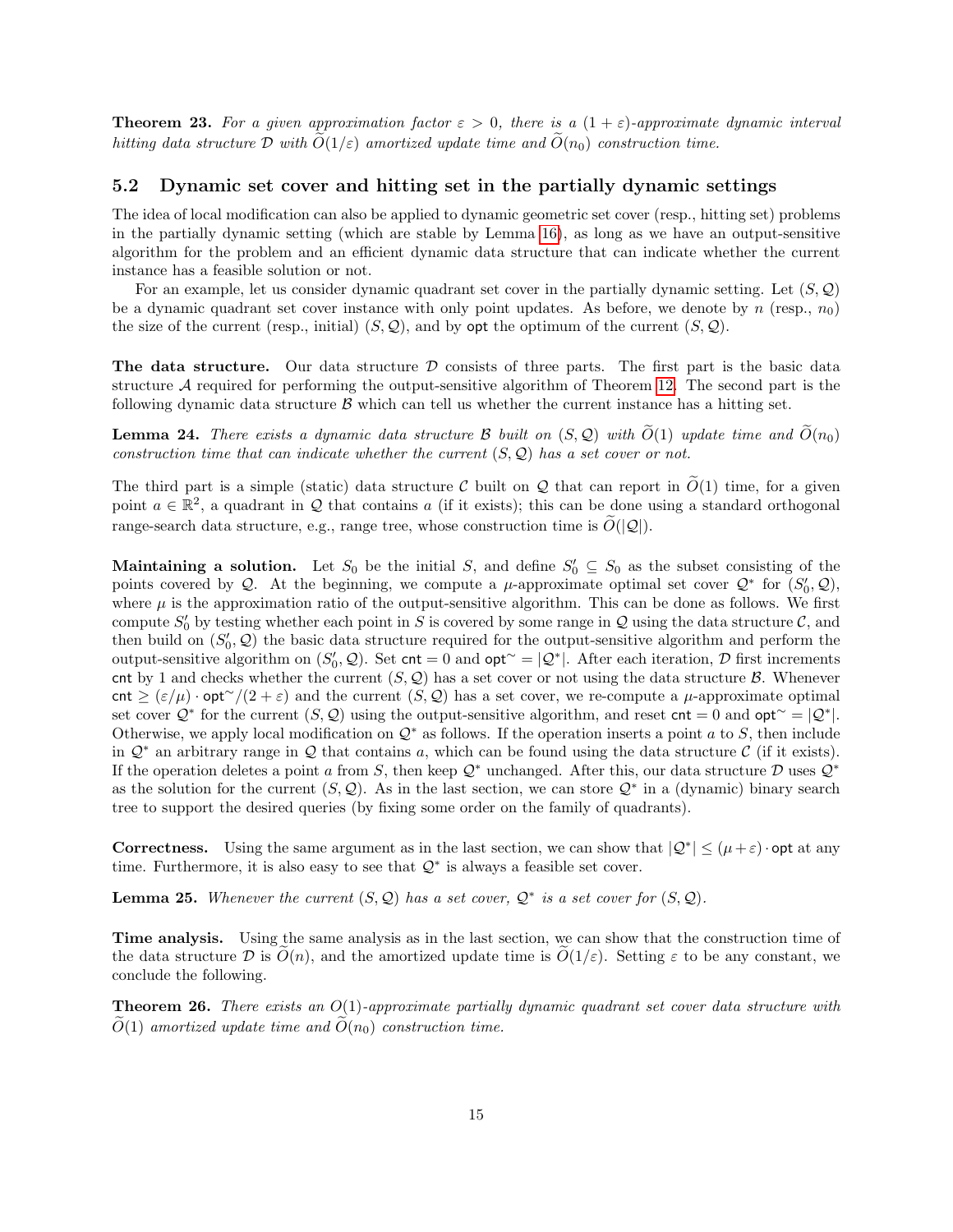**Theorem 23.** *For a given approximation factor $\varepsilon > 0$, there is a $(1+\varepsilon)$-approximate dynamic interval hitting data structure $\mathcal{D}$ with $\widetilde{O}(1/\varepsilon)$ amortized update time and $\widetilde{O}(n_0)$ construction time.*

## 5.2 Dynamic set cover and hitting set in the partially dynamic settings

The idea of local modification can also be applied to dynamic geometric set cover (resp., hitting set) problems in the partially dynamic setting (which are stable by Lemma 16), as long as we have an output-sensitive algorithm for the problem and an efficient dynamic data structure that can indicate whether the current instance has a feasible solution or not.

For an example, let us consider dynamic quadrant set cover in the partially dynamic setting. Let $(S, \mathcal{Q})$ be a dynamic quadrant set cover instance with only point updates. As before, we denote by $n$ (resp., $n_0$) the size of the current (resp., initial) $(S, \mathcal{Q})$, and by $\mathsf{opt}$ the optimum of the current $(S, \mathcal{Q})$.

**The data structure.** Our data structure $\mathcal{D}$ consists of three parts. The first part is the basic data structure $\mathcal{A}$ required for performing the output-sensitive algorithm of Theorem 12. The second part is the following dynamic data structure $\mathcal{B}$ which can tell us whether the current instance has a hitting set.

**Lemma 24.** *There exists a dynamic data structure $\mathcal{B}$ built on $(S, \mathcal{Q})$ with $\widetilde{O}(1)$ update time and $\widetilde{O}(n_0)$ construction time that can indicate whether the current $(S, \mathcal{Q})$ has a set cover or not.*

The third part is a simple (static) data structure $\mathcal{C}$ built on $\mathcal{Q}$ that can report in $\widetilde{O}(1)$ time, for a given point $a \in \mathbb{R}^2$, a quadrant in $\mathcal{Q}$ that contains $a$ (if it exists); this can be done using a standard orthogonal range-search data structure, e.g., range tree, whose construction time is $\widetilde{O}(|\mathcal{Q}|)$.

**Maintaining a solution.** Let $S_0$ be the initial $S$, and define $S_0' \subseteq S_0$ as the subset consisting of the points covered by $\mathcal{Q}$. At the beginning, we compute a $\mu$-approximate optimal set cover $\mathcal{Q}^*$ for $(S_0', \mathcal{Q})$, where $\mu$ is the approximation ratio of the output-sensitive algorithm. This can be done as follows. We first compute $S_0'$ by testing whether each point in $S$ is covered by some range in $\mathcal{Q}$ using the data structure $\mathcal{C}$, and then build on $(S_0', \mathcal{Q})$ the basic data structure required for the output-sensitive algorithm and perform the output-sensitive algorithm on $(S_0', \mathcal{Q})$. Set $\mathsf{cnt} = 0$ and $\mathsf{opt}^\sim = |\mathcal{Q}^*|$. After each iteration, $\mathcal{D}$ first increments $\mathsf{cnt}$ by 1 and checks whether the current $(S, \mathcal{Q})$ has a set cover or not using the data structure $\mathcal{B}$. Whenever $\mathsf{cnt} \geq (\varepsilon/\mu) \cdot \mathsf{opt}^\sim/(2+\varepsilon)$ and the current $(S, \mathcal{Q})$ has a set cover, we re-compute a $\mu$-approximate optimal set cover $\mathcal{Q}^*$ for the current $(S, \mathcal{Q})$ using the output-sensitive algorithm, and reset $\mathsf{cnt} = 0$ and $\mathsf{opt}^\sim = |\mathcal{Q}^*|$. Otherwise, we apply local modification on $\mathcal{Q}^*$ as follows. If the operation inserts a point $a$ to $S$, then include in $\mathcal{Q}^*$ an arbitrary range in $\mathcal{Q}$ that contains $a$, which can be found using the data structure $\mathcal{C}$ (if it exists). If the operation deletes a point $a$ from $S$, then keep $\mathcal{Q}^*$ unchanged. After this, our data structure $\mathcal{D}$ uses $\mathcal{Q}^*$ as the solution for the current $(S, \mathcal{Q})$. As in the last section, we can store $\mathcal{Q}^*$ in a (dynamic) binary search tree to support the desired queries (by fixing some order on the family of quadrants).

**Correctness.** Using the same argument as in the last section, we can show that $|\mathcal{Q}^*| \leq (\mu + \varepsilon) \cdot \mathsf{opt}$ at any time. Furthermore, it is also easy to see that $\mathcal{Q}^*$ is always a feasible set cover.

**Lemma 25.** *Whenever the current $(S, \mathcal{Q})$ has a set cover, $\mathcal{Q}^*$ is a set cover for $(S, \mathcal{Q})$.*

**Time analysis.** Using the same analysis as in the last section, we can show that the construction time of the data structure $\mathcal{D}$ is $\widetilde{O}(n)$, and the amortized update time is $\widetilde{O}(1/\varepsilon)$. Setting $\varepsilon$ to be any constant, we conclude the following.

**Theorem 26.** *There exists an $O(1)$-approximate partially dynamic quadrant set cover data structure with $\widetilde{O}(1)$ amortized update time and $\widetilde{O}(n_0)$ construction time.*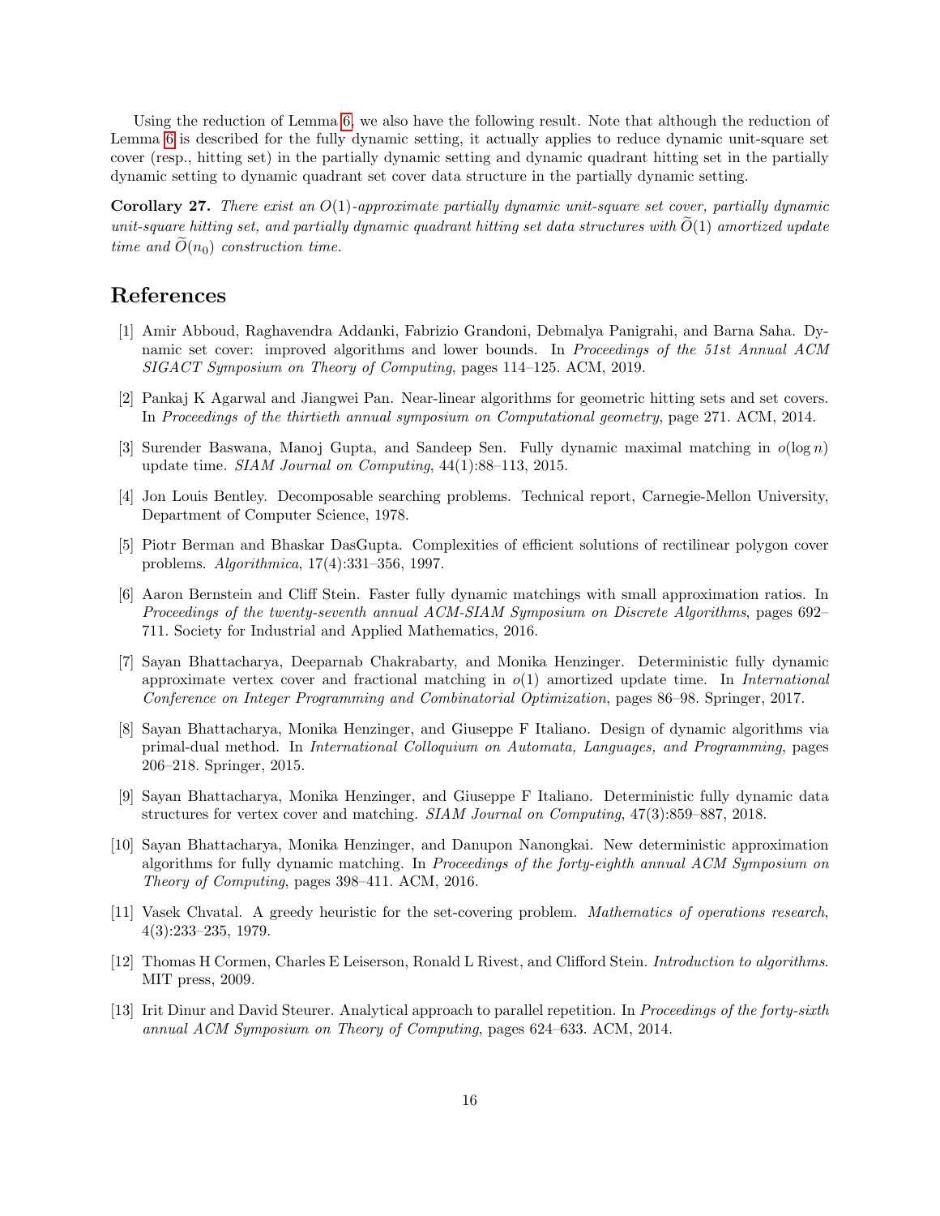Using the reduction of Lemma 6, we also have the following result. Note that although the reduction of Lemma 6 is described for the fully dynamic setting, it actually applies to reduce dynamic unit-square set cover (resp., hitting set) in the partially dynamic setting and dynamic quadrant hitting set in the partially dynamic setting to dynamic quadrant set cover data structure in the partially dynamic setting.

**Corollary 27.** *There exist an $O(1)$-approximate partially dynamic unit-square set cover, partially dynamic unit-square hitting set, and partially dynamic quadrant hitting set data structures with $\widetilde{O}(1)$ amortized update time and $\widetilde{O}(n_0)$ construction time.*

# References

[1] Amir Abboud, Raghavendra Addanki, Fabrizio Grandoni, Debmalya Panigrahi, and Barna Saha. Dynamic set cover: improved algorithms and lower bounds. In *Proceedings of the 51st Annual ACM SIGACT Symposium on Theory of Computing*, pages 114–125. ACM, 2019.

[2] Pankaj K Agarwal and Jiangwei Pan. Near-linear algorithms for geometric hitting sets and set covers. In *Proceedings of the thirtieth annual symposium on Computational geometry*, page 271. ACM, 2014.

[3] Surender Baswana, Manoj Gupta, and Sandeep Sen. Fully dynamic maximal matching in $o(\log n)$ update time. *SIAM Journal on Computing*, 44(1):88–113, 2015.

[4] Jon Louis Bentley. Decomposable searching problems. Technical report, Carnegie-Mellon University, Department of Computer Science, 1978.

[5] Piotr Berman and Bhaskar DasGupta. Complexities of efficient solutions of rectilinear polygon cover problems. *Algorithmica*, 17(4):331–356, 1997.

[6] Aaron Bernstein and Cliff Stein. Faster fully dynamic matchings with small approximation ratios. In *Proceedings of the twenty-seventh annual ACM-SIAM Symposium on Discrete Algorithms*, pages 692–711. Society for Industrial and Applied Mathematics, 2016.

[7] Sayan Bhattacharya, Deeparnab Chakrabarty, and Monika Henzinger. Deterministic fully dynamic approximate vertex cover and fractional matching in $o(1)$ amortized update time. In *International Conference on Integer Programming and Combinatorial Optimization*, pages 86–98. Springer, 2017.

[8] Sayan Bhattacharya, Monika Henzinger, and Giuseppe F Italiano. Design of dynamic algorithms via primal-dual method. In *International Colloquium on Automata, Languages, and Programming*, pages 206–218. Springer, 2015.

[9] Sayan Bhattacharya, Monika Henzinger, and Giuseppe F Italiano. Deterministic fully dynamic data structures for vertex cover and matching. *SIAM Journal on Computing*, 47(3):859–887, 2018.

[10] Sayan Bhattacharya, Monika Henzinger, and Danupon Nanongkai. New deterministic approximation algorithms for fully dynamic matching. In *Proceedings of the forty-eighth annual ACM Symposium on Theory of Computing*, pages 398–411. ACM, 2016.

[11] Vasek Chvatal. A greedy heuristic for the set-covering problem. *Mathematics of operations research*, 4(3):233–235, 1979.

[12] Thomas H Cormen, Charles E Leiserson, Ronald L Rivest, and Clifford Stein. *Introduction to algorithms*. MIT press, 2009.

[13] Irit Dinur and David Steurer. Analytical approach to parallel repetition. In *Proceedings of the forty-sixth annual ACM Symposium on Theory of Computing*, pages 624–633. ACM, 2014.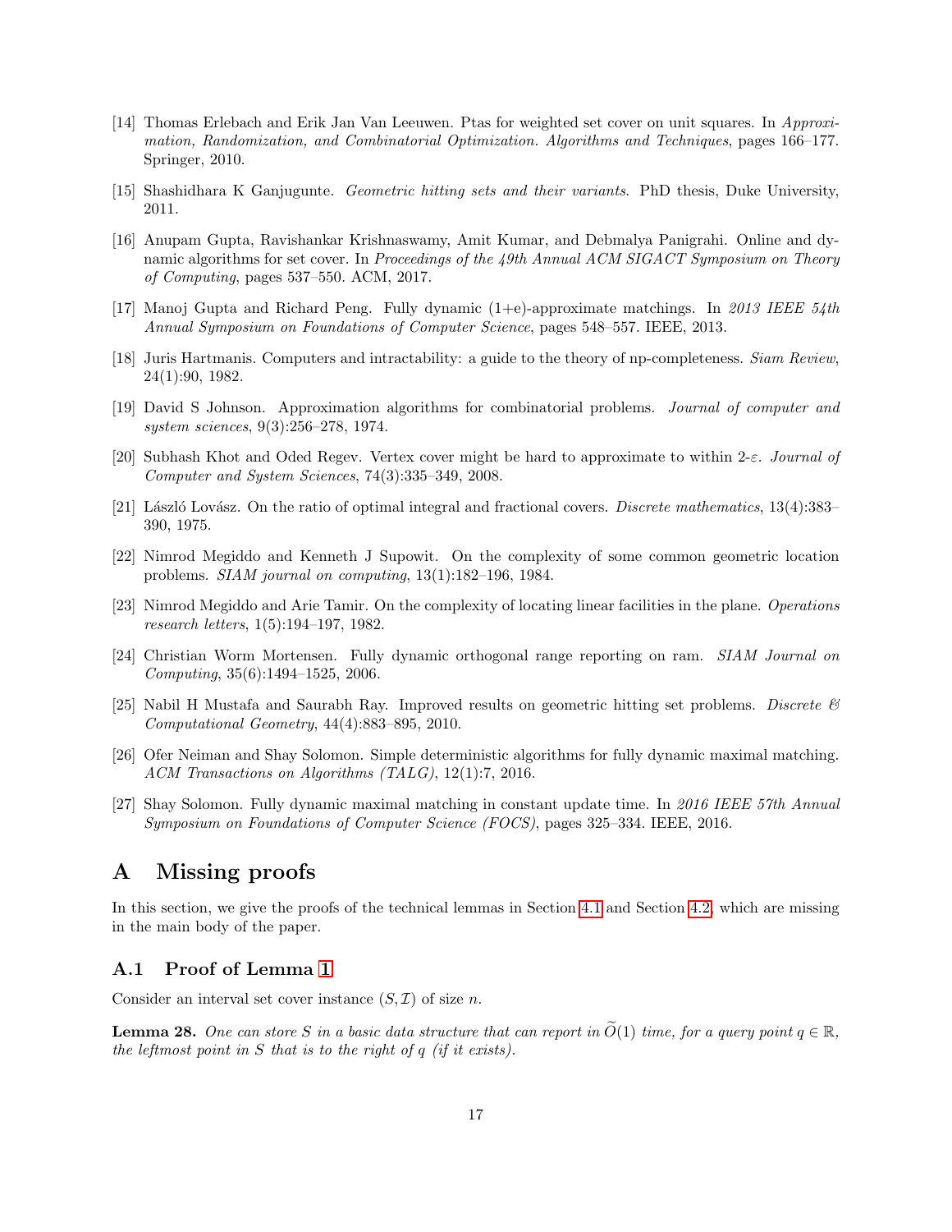[14] Thomas Erlebach and Erik Jan Van Leeuwen. Ptas for weighted set cover on unit squares. In *Approximation, Randomization, and Combinatorial Optimization. Algorithms and Techniques*, pages 166–177. Springer, 2010.

[15] Shashidhara K Ganjugunte. *Geometric hitting sets and their variants*. PhD thesis, Duke University, 2011.

[16] Anupam Gupta, Ravishankar Krishnaswamy, Amit Kumar, and Debmalya Panigrahi. Online and dynamic algorithms for set cover. In *Proceedings of the 49th Annual ACM SIGACT Symposium on Theory of Computing*, pages 537–550. ACM, 2017.

[17] Manoj Gupta and Richard Peng. Fully dynamic (1+e)-approximate matchings. In *2013 IEEE 54th Annual Symposium on Foundations of Computer Science*, pages 548–557. IEEE, 2013.

[18] Juris Hartmanis. Computers and intractability: a guide to the theory of np-completeness. *Siam Review*, 24(1):90, 1982.

[19] David S Johnson. Approximation algorithms for combinatorial problems. *Journal of computer and system sciences*, 9(3):256–278, 1974.

[20] Subhash Khot and Oded Regev. Vertex cover might be hard to approximate to within 2-$\varepsilon$. *Journal of Computer and System Sciences*, 74(3):335–349, 2008.

[21] László Lovász. On the ratio of optimal integral and fractional covers. *Discrete mathematics*, 13(4):383–390, 1975.

[22] Nimrod Megiddo and Kenneth J Supowit. On the complexity of some common geometric location problems. *SIAM journal on computing*, 13(1):182–196, 1984.

[23] Nimrod Megiddo and Arie Tamir. On the complexity of locating linear facilities in the plane. *Operations research letters*, 1(5):194–197, 1982.

[24] Christian Worm Mortensen. Fully dynamic orthogonal range reporting on ram. *SIAM Journal on Computing*, 35(6):1494–1525, 2006.

[25] Nabil H Mustafa and Saurabh Ray. Improved results on geometric hitting set problems. *Discrete & Computational Geometry*, 44(4):883–895, 2010.

[26] Ofer Neiman and Shay Solomon. Simple deterministic algorithms for fully dynamic maximal matching. *ACM Transactions on Algorithms (TALG)*, 12(1):7, 2016.

[27] Shay Solomon. Fully dynamic maximal matching in constant update time. In *2016 IEEE 57th Annual Symposium on Foundations of Computer Science (FOCS)*, pages 325–334. IEEE, 2016.

# A Missing proofs

In this section, we give the proofs of the technical lemmas in Section 4.1 and Section 4.2, which are missing in the main body of the paper.

## A.1 Proof of Lemma 1

Consider an interval set cover instance $(S, \mathcal{I})$ of size $n$.

**Lemma 28.** *One can store $S$ in a basic data structure that can report in $\widetilde{O}(1)$ time, for a query point $q \in \mathbb{R}$, the leftmost point in $S$ that is to the right of $q$ (if it exists).*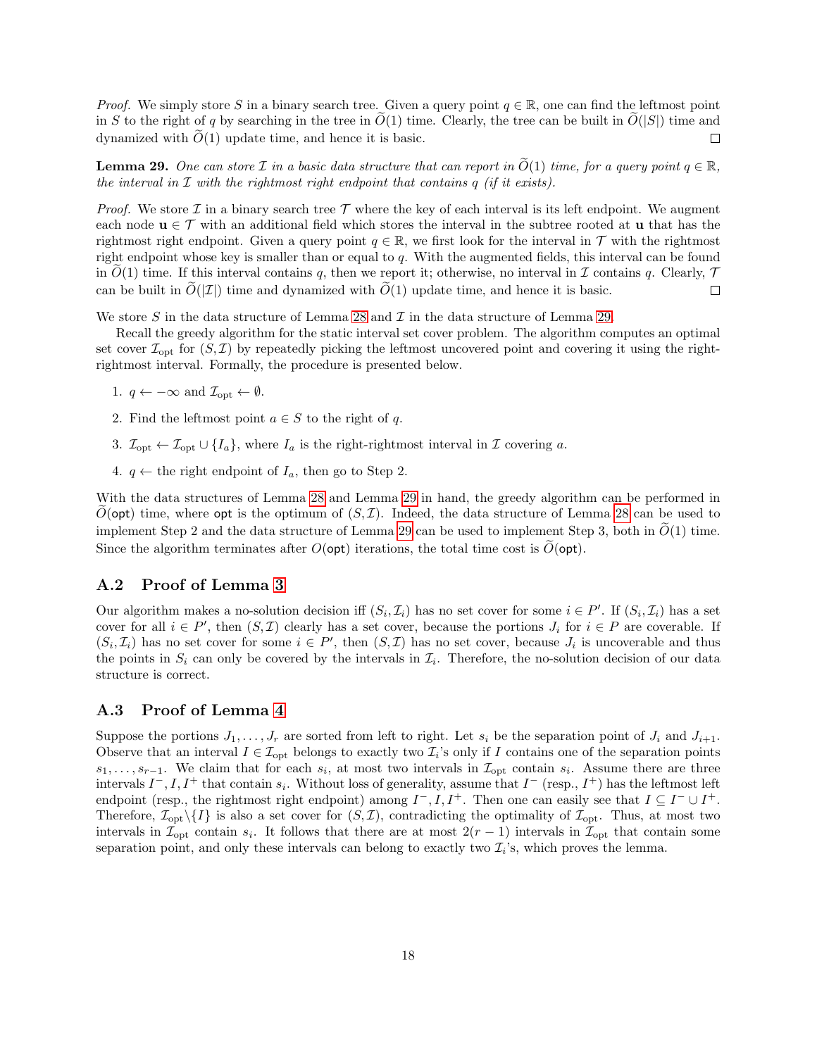*Proof.* We simply store $S$ in a binary search tree. Given a query point $q \in \mathbb{R}$, one can find the leftmost point in $S$ to the right of $q$ by searching in the tree in $\widetilde{O}(1)$ time. Clearly, the tree can be built in $\widetilde{O}(|S|)$ time and dynamized with $\widetilde{O}(1)$ update time, and hence it is basic. ◻

**Lemma 29.** *One can store $\mathcal{I}$ in a basic data structure that can report in $\widetilde{O}(1)$ time, for a query point $q \in \mathbb{R}$, the interval in $\mathcal{I}$ with the rightmost right endpoint that contains $q$ (if it exists).*

*Proof.* We store $\mathcal{I}$ in a binary search tree $\mathcal{T}$ where the key of each interval is its left endpoint. We augment each node $\mathbf{u} \in \mathcal{T}$ with an additional field which stores the interval in the subtree rooted at $\mathbf{u}$ that has the rightmost right endpoint. Given a query point $q \in \mathbb{R}$, we first look for the interval in $\mathcal{T}$ with the rightmost right endpoint whose key is smaller than or equal to $q$. With the augmented fields, this interval can be found in $\widetilde{O}(1)$ time. If this interval contains $q$, then we report it; otherwise, no interval in $\mathcal{I}$ contains $q$. Clearly, $\mathcal{T}$ can be built in $\widetilde{O}(|\mathcal{I}|)$ time and dynamized with $\widetilde{O}(1)$ update time, and hence it is basic. ◻

We store $S$ in the data structure of Lemma 28 and $\mathcal{I}$ in the data structure of Lemma 29.

Recall the greedy algorithm for the static interval set cover problem. The algorithm computes an optimal set cover $\mathcal{I}_{\text{opt}}$ for $(S, \mathcal{I})$ by repeatedly picking the leftmost uncovered point and covering it using the right-rightmost interval. Formally, the procedure is presented below.

1. $q \leftarrow -\infty$ and $\mathcal{I}_{\text{opt}} \leftarrow \emptyset$.
2. Find the leftmost point $a \in S$ to the right of $q$.
3. $\mathcal{I}_{\text{opt}} \leftarrow \mathcal{I}_{\text{opt}} \cup \{I_a\}$, where $I_a$ is the right-rightmost interval in $\mathcal{I}$ covering $a$.
4. $q \leftarrow$ the right endpoint of $I_a$, then go to Step 2.

With the data structures of Lemma 28 and Lemma 29 in hand, the greedy algorithm can be performed in $\widetilde{O}(\mathsf{opt})$ time, where $\mathsf{opt}$ is the optimum of $(S, \mathcal{I})$. Indeed, the data structure of Lemma 28 can be used to implement Step 2 and the data structure of Lemma 29 can be used to implement Step 3, both in $\widetilde{O}(1)$ time. Since the algorithm terminates after $O(\mathsf{opt})$ iterations, the total time cost is $\widetilde{O}(\mathsf{opt})$.

## A.2 Proof of Lemma 3

Our algorithm makes a no-solution decision iff $(S_i, \mathcal{I}_i)$ has no set cover for some $i \in P'$. If $(S_i, \mathcal{I}_i)$ has a set cover for all $i \in P'$, then $(S, \mathcal{I})$ clearly has a set cover, because the portions $J_i$ for $i \in P$ are coverable. If $(S_i, \mathcal{I}_i)$ has no set cover for some $i \in P'$, then $(S, \mathcal{I})$ has no set cover, because $J_i$ is uncoverable and thus the points in $S_i$ can only be covered by the intervals in $\mathcal{I}_i$. Therefore, the no-solution decision of our data structure is correct.

## A.3 Proof of Lemma 4

Suppose the portions $J_1, \dots, J_r$ are sorted from left to right. Let $s_i$ be the separation point of $J_i$ and $J_{i+1}$. Observe that an interval $I \in \mathcal{I}_{\text{opt}}$ belongs to exactly two $\mathcal{I}_i$'s only if $I$ contains one of the separation points $s_1, \dots, s_{r-1}$. We claim that for each $s_i$, at most two intervals in $\mathcal{I}_{\text{opt}}$ contain $s_i$. Assume there are three intervals $I^-, I, I^+$ that contain $s_i$. Without loss of generality, assume that $I^-$ (resp., $I^+$) has the leftmost left endpoint (resp., the rightmost right endpoint) among $I^-, I, I^+$. Then one can easily see that $I \subseteq I^- \cup I^+$. Therefore, $\mathcal{I}_{\text{opt}} \backslash \{I\}$ is also a set cover for $(S, \mathcal{I})$, contradicting the optimality of $\mathcal{I}_{\text{opt}}$. Thus, at most two intervals in $\mathcal{I}_{\text{opt}}$ contain $s_i$. It follows that there are at most $2(r-1)$ intervals in $\mathcal{I}_{\text{opt}}$ that contain some separation point, and only these intervals can belong to exactly two $\mathcal{I}_i$'s, which proves the lemma.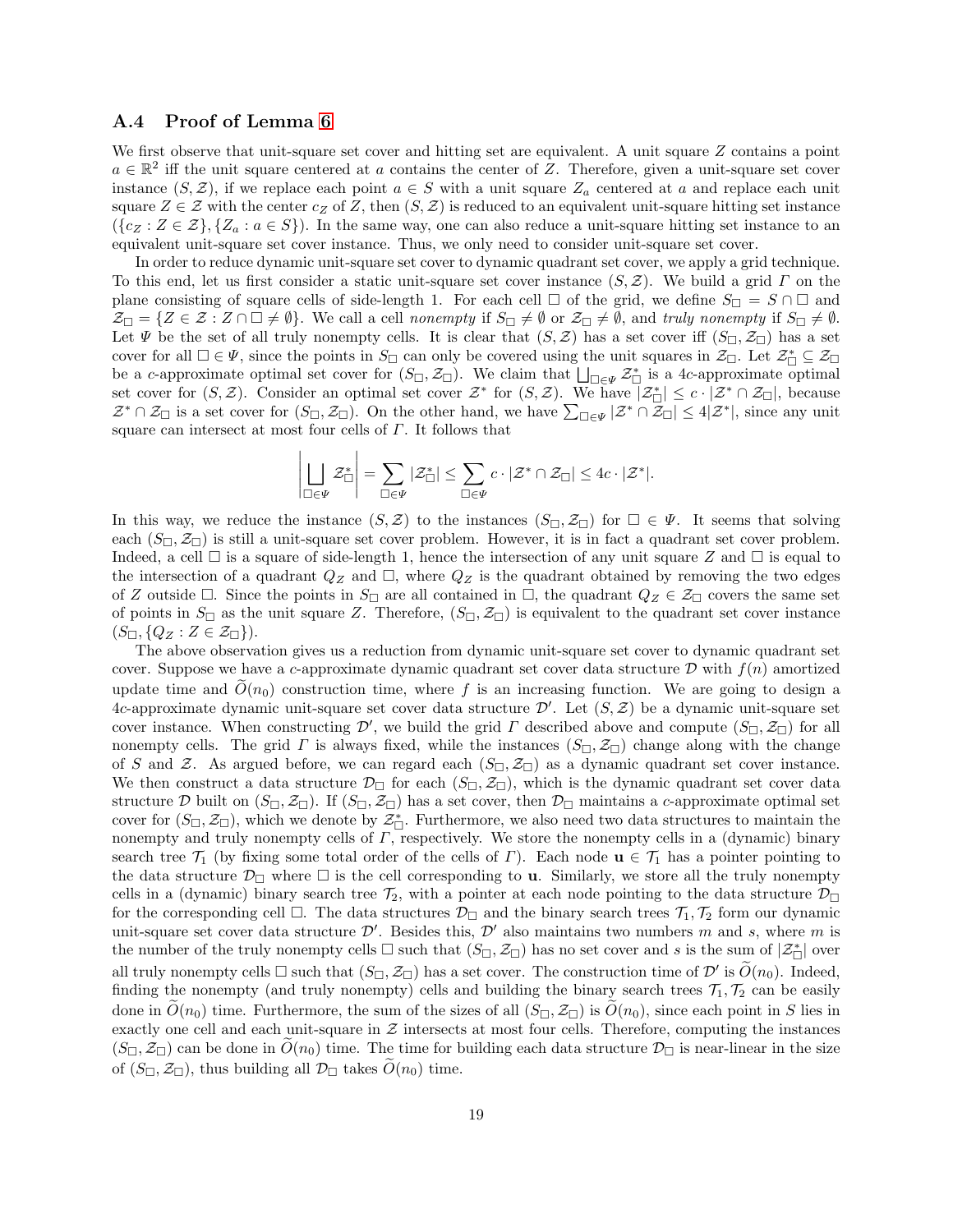### A.4 Proof of Lemma 6

We first observe that unit-square set cover and hitting set are equivalent. A unit square $Z$ contains a point $a \in \mathbb{R}^2$ iff the unit square centered at $a$ contains the center of $Z$. Therefore, given a unit-square set cover instance $(S, \mathcal{Z})$, if we replace each point $a \in S$ with a unit square $Z_a$ centered at $a$ and replace each unit square $Z \in \mathcal{Z}$ with the center $c_Z$ of $Z$, then $(S, \mathcal{Z})$ is reduced to an equivalent unit-square hitting set instance $(\{c_Z : Z \in \mathcal{Z}\}, \{Z_a : a \in S\})$. In the same way, one can also reduce a unit-square hitting set instance to an equivalent unit-square set cover instance. Thus, we only need to consider unit-square set cover.

In order to reduce dynamic unit-square set cover to dynamic quadrant set cover, we apply a grid technique. To this end, let us first consider a static unit-square set cover instance $(S, \mathcal{Z})$. We build a grid $\Gamma$ on the plane consisting of square cells of side-length 1. For each cell $\square$ of the grid, we define $S_\square = S \cap \square$ and $\mathcal{Z}_\square = \{Z \in \mathcal{Z} : Z \cap \square \neq \emptyset\}$. We call a cell *nonempty* if $S_\square \neq \emptyset$ or $\mathcal{Z}_\square \neq \emptyset$, and *truly nonempty* if $S_\square \neq \emptyset$. Let $\Psi$ be the set of all truly nonempty cells. It is clear that $(S, \mathcal{Z})$ has a set cover iff $(S_\square, \mathcal{Z}_\square)$ has a set cover for all $\square \in \Psi$, since the points in $S_\square$ can only be covered using the unit squares in $\mathcal{Z}_\square$. Let $\mathcal{Z}_\square^* \subseteq \mathcal{Z}_\square$ be a $c$-approximate optimal set cover for $(S_\square, \mathcal{Z}_\square)$. We claim that $\bigsqcup_{\square \in \Psi} \mathcal{Z}_\square^*$ is a $4c$-approximate optimal set cover for $(S, \mathcal{Z})$. Consider an optimal set cover $\mathcal{Z}^*$ for $(S, \mathcal{Z})$. We have $|\mathcal{Z}_\square^*| \leq c \cdot |\mathcal{Z}^* \cap \mathcal{Z}_\square|$, because $\mathcal{Z}^* \cap \mathcal{Z}_\square$ is a set cover for $(S_\square, \mathcal{Z}_\square)$. On the other hand, we have $\sum_{\square \in \Psi} |\mathcal{Z}^* \cap \mathcal{Z}_\square| \leq 4|\mathcal{Z}^*|$, since any unit square can intersect at most four cells of $\Gamma$. It follows that

$$\left| \bigsqcup_{\square \in \Psi} \mathcal{Z}_\square^* \right| = \sum_{\square \in \Psi} |\mathcal{Z}_\square^*| \leq \sum_{\square \in \Psi} c \cdot |\mathcal{Z}^* \cap \mathcal{Z}_\square| \leq 4c \cdot |\mathcal{Z}^*|.$$

In this way, we reduce the instance $(S, \mathcal{Z})$ to the instances $(S_\square, \mathcal{Z}_\square)$ for $\square \in \Psi$. It seems that solving each $(S_\square, \mathcal{Z}_\square)$ is still a unit-square set cover problem. However, it is in fact a quadrant set cover problem. Indeed, a cell $\square$ is a square of side-length 1, hence the intersection of any unit square $Z$ and $\square$ is equal to the intersection of a quadrant $Q_Z$ and $\square$, where $Q_Z$ is the quadrant obtained by removing the two edges of $Z$ outside $\square$. Since the points in $S_\square$ are all contained in $\square$, the quadrant $Q_Z \in \mathcal{Z}_\square$ covers the same set of points in $S_\square$ as the unit square $Z$. Therefore, $(S_\square, \mathcal{Z}_\square)$ is equivalent to the quadrant set cover instance $(S_\square, \{Q_Z : Z \in \mathcal{Z}_\square\})$.

The above observation gives us a reduction from dynamic unit-square set cover to dynamic quadrant set cover. Suppose we have a $c$-approximate dynamic quadrant set cover data structure $\mathcal{D}$ with $f(n)$ amortized update time and $\widetilde{O}(n_0)$ construction time, where $f$ is an increasing function. We are going to design a $4c$-approximate dynamic unit-square set cover data structure $\mathcal{D}'$. Let $(S, \mathcal{Z})$ be a dynamic unit-square set cover instance. When constructing $\mathcal{D}'$, we build the grid $\Gamma$ described above and compute $(S_\square, \mathcal{Z}_\square)$ for all nonempty cells. The grid $\Gamma$ is always fixed, while the instances $(S_\square, \mathcal{Z}_\square)$ change along with the change of $S$ and $\mathcal{Z}$. As argued before, we can regard each $(S_\square, \mathcal{Z}_\square)$ as a dynamic quadrant set cover instance. We then construct a data structure $\mathcal{D}_\square$ for each $(S_\square, \mathcal{Z}_\square)$, which is the dynamic quadrant set cover data structure $\mathcal{D}$ built on $(S_\square, \mathcal{Z}_\square)$. If $(S_\square, \mathcal{Z}_\square)$ has a set cover, then $\mathcal{D}_\square$ maintains a $c$-approximate optimal set cover for $(S_\square, \mathcal{Z}_\square)$, which we denote by $\mathcal{Z}_\square^*$. Furthermore, we also need two data structures to maintain the nonempty and truly nonempty cells of $\Gamma$, respectively. We store the nonempty cells in a (dynamic) binary search tree $\mathcal{T}_1$ (by fixing some total order of the cells of $\Gamma$). Each node $\mathbf{u} \in \mathcal{T}_1$ has a pointer pointing to the data structure $\mathcal{D}_\square$ where $\square$ is the cell corresponding to $\mathbf{u}$. Similarly, we store all the truly nonempty cells in a (dynamic) binary search tree $\mathcal{T}_2$, with a pointer at each node pointing to the data structure $\mathcal{D}_\square$ for the corresponding cell $\square$. The data structures $\mathcal{D}_\square$ and the binary search trees $\mathcal{T}_1, \mathcal{T}_2$ form our dynamic unit-square set cover data structure $\mathcal{D}'$. Besides this, $\mathcal{D}'$ also maintains two numbers $m$ and $s$, where $m$ is the number of the truly nonempty cells $\square$ such that $(S_\square, \mathcal{Z}_\square)$ has no set cover and $s$ is the sum of $|\mathcal{Z}_\square^*|$ over all truly nonempty cells $\square$ such that $(S_\square, \mathcal{Z}_\square)$ has a set cover. The construction time of $\mathcal{D}'$ is $\widetilde{O}(n_0)$. Indeed, finding the nonempty (and truly nonempty) cells and building the binary search trees $\mathcal{T}_1, \mathcal{T}_2$ can be easily done in $\widetilde{O}(n_0)$ time. Furthermore, the sum of the sizes of all $(S_\square, \mathcal{Z}_\square)$ is $\widetilde{O}(n_0)$, since each point in $S$ lies in exactly one cell and each unit-square in $\mathcal{Z}$ intersects at most four cells. Therefore, computing the instances $(S_\square, \mathcal{Z}_\square)$ can be done in $\widetilde{O}(n_0)$ time. The time for building each data structure $\mathcal{D}_\square$ is near-linear in the size of $(S_\square, \mathcal{Z}_\square)$, thus building all $\mathcal{D}_\square$ takes $\widetilde{O}(n_0)$ time.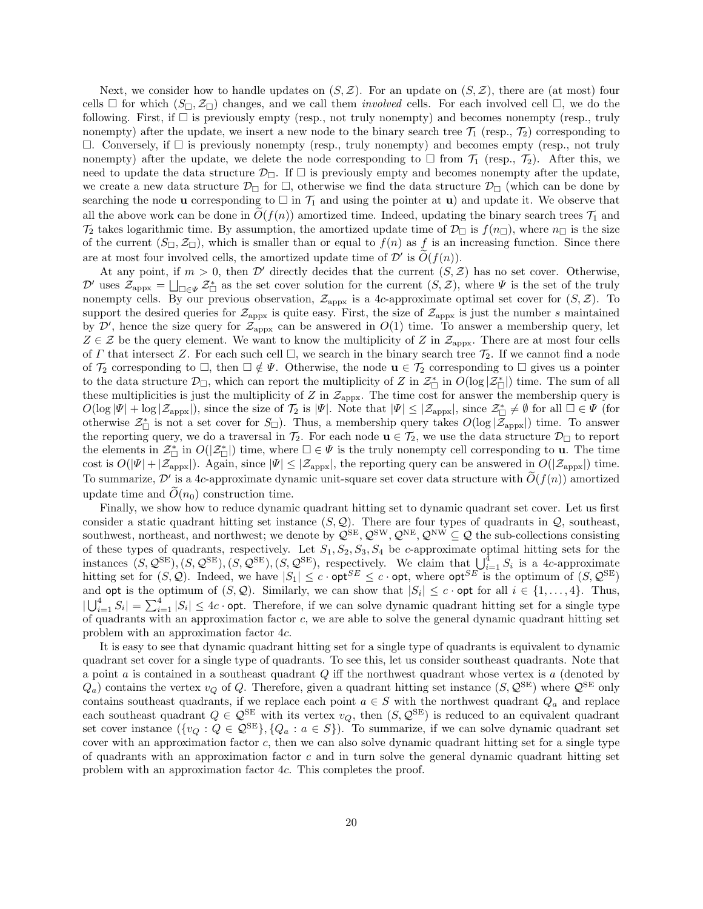Next, we consider how to handle updates on $(S, \mathcal{Z})$. For an update on $(S, \mathcal{Z})$, there are (at most) four cells $\Box$ for which $(S_\Box, \mathcal{Z}_\Box)$ changes, and we call them *involved* cells. For each involved cell $\Box$, we do the following. First, if $\Box$ is previously empty (resp., not truly nonempty) and becomes nonempty (resp., truly nonempty) after the update, we insert a new node to the binary search tree $\mathcal{T}_1$ (resp., $\mathcal{T}_2$) corresponding to $\Box$. Conversely, if $\Box$ is previously nonempty (resp., truly nonempty) and becomes empty (resp., not truly nonempty) after the update, we delete the node corresponding to $\Box$ from $\mathcal{T}_1$ (resp., $\mathcal{T}_2$). After this, we need to update the data structure $\mathcal{D}_\Box$. If $\Box$ is previously empty and becomes nonempty after the update, we create a new data structure $\mathcal{D}_\Box$ for $\Box$, otherwise we find the data structure $\mathcal{D}_\Box$ (which can be done by searching the node $\mathbf{u}$ corresponding to $\Box$ in $\mathcal{T}_1$ and using the pointer at $\mathbf{u}$) and update it. We observe that all the above work can be done in $\widetilde{O}(f(n))$ amortized time. Indeed, updating the binary search trees $\mathcal{T}_1$ and $\mathcal{T}_2$ takes logarithmic time. By assumption, the amortized update time of $\mathcal{D}_\Box$ is $f(n_\Box)$, where $n_\Box$ is the size of the current $(S_\Box, \mathcal{Z}_\Box)$, which is smaller than or equal to $f(n)$ as $f$ is an increasing function. Since there are at most four involved cells, the amortized update time of $\mathcal{D}'$ is $\widetilde{O}(f(n))$.

At any point, if $m > 0$, then $\mathcal{D}'$ directly decides that the current $(S, \mathcal{Z})$ has no set cover. Otherwise, $\mathcal{D}'$ uses $\mathcal{Z}_{\text{appx}} = \bigsqcup_{\Box \in \Psi} \mathcal{Z}_\Box^*$ as the set cover solution for the current $(S, \mathcal{Z})$, where $\Psi$ is the set of the truly nonempty cells. By our previous observation, $\mathcal{Z}_{\text{appx}}$ is a $4c$-approximate optimal set cover for $(S, \mathcal{Z})$. To support the desired queries for $\mathcal{Z}_{\text{appx}}$ is quite easy. First, the size of $\mathcal{Z}_{\text{appx}}$ is just the number $s$ maintained by $\mathcal{D}'$, hence the size query for $\mathcal{Z}_{\text{appx}}$ can be answered in $O(1)$ time. To answer a membership query, let $Z \in \mathcal{Z}$ be the query element. We want to know the multiplicity of $Z$ in $\mathcal{Z}_{\text{appx}}$. There are at most four cells of $\Gamma$ that intersect $Z$. For each such cell $\Box$, we search in the binary search tree $\mathcal{T}_2$. If we cannot find a node of $\mathcal{T}_2$ corresponding to $\Box$, then $\Box \notin \Psi$. Otherwise, the node $\mathbf{u} \in \mathcal{T}_2$ corresponding to $\Box$ gives us a pointer to the data structure $\mathcal{D}_\Box$, which can report the multiplicity of $Z$ in $\mathcal{Z}_\Box^*$ in $O(\log |\mathcal{Z}_\Box^*|)$ time. The sum of all these multiplicities is just the multiplicity of $Z$ in $\mathcal{Z}_{\text{appx}}$. The time cost for answer the membership query is $O(\log |\Psi| + \log |\mathcal{Z}_{\text{appx}}|)$, since the size of $\mathcal{T}_2$ is $|\Psi|$. Note that $|\Psi| \leq |\mathcal{Z}_{\text{appx}}|$, since $\mathcal{Z}_\Box^* \neq \emptyset$ for all $\Box \in \Psi$ (for otherwise $\mathcal{Z}_\Box^*$ is not a set cover for $S_\Box$). Thus, a membership query takes $O(\log |\mathcal{Z}_{\text{appx}}|)$ time. To answer the reporting query, we do a traversal in $\mathcal{T}_2$. For each node $\mathbf{u} \in \mathcal{T}_2$, we use the data structure $\mathcal{D}_\Box$ to report the elements in $\mathcal{Z}_\Box^*$ in $O(|\mathcal{Z}_\Box^*|)$ time, where $\Box \in \Psi$ is the truly nonempty cell corresponding to $\mathbf{u}$. The time cost is $O(|\Psi| + |\mathcal{Z}_{\text{appx}}|)$. Again, since $|\Psi| \leq |\mathcal{Z}_{\text{appx}}|$, the reporting query can be answered in $O(|\mathcal{Z}_{\text{appx}}|)$ time. To summarize, $\mathcal{D}'$ is a $4c$-approximate dynamic unit-square set cover data structure with $\widetilde{O}(f(n))$ amortized update time and $\widetilde{O}(n_0)$ construction time.

Finally, we show how to reduce dynamic quadrant hitting set to dynamic quadrant set cover. Let us first consider a static quadrant hitting set instance $(S, \mathcal{Q})$. There are four types of quadrants in $\mathcal{Q}$, southeast, southwest, northeast, and northwest; we denote by $\mathcal{Q}^{\text{SE}}, \mathcal{Q}^{\text{SW}}, \mathcal{Q}^{\text{NE}}, \mathcal{Q}^{\text{NW}} \subseteq \mathcal{Q}$ the sub-collections consisting of these types of quadrants, respectively. Let $S_1, S_2, S_3, S_4$ be $c$-approximate optimal hitting sets for the instances $(S, \mathcal{Q}^{\text{SE}}), (S, \mathcal{Q}^{\text{SE}}), (S, \mathcal{Q}^{\text{SE}}), (S, \mathcal{Q}^{\text{SE}})$, respectively. We claim that $\bigcup_{i=1}^4 S_i$ is a $4c$-approximate hitting set for $(S, \mathcal{Q})$. Indeed, we have $|S_1| \leq c \cdot \mathsf{opt}^{SE} \leq c \cdot \mathsf{opt}$, where $\mathsf{opt}^{SE}$ is the optimum of $(S, \mathcal{Q}^{\text{SE}})$ and $\mathsf{opt}$ is the optimum of $(S, \mathcal{Q})$. Similarly, we can show that $|S_i| \leq c \cdot \mathsf{opt}$ for all $i \in \{1, \dots, 4\}$. Thus, $|\bigcup_{i=1}^4 S_i| = \sum_{i=1}^4 |S_i| \leq 4c \cdot \mathsf{opt}$. Therefore, if we can solve dynamic quadrant hitting set for a single type of quadrants with an approximation factor $c$, we are able to solve the general dynamic quadrant hitting set problem with an approximation factor $4c$.

It is easy to see that dynamic quadrant hitting set for a single type of quadrants is equivalent to dynamic quadrant set cover for a single type of quadrants. To see this, let us consider southeast quadrants. Note that a point $a$ is contained in a southeast quadrant $Q$ iff the northwest quadrant whose vertex is $a$ (denoted by $Q_a$) contains the vertex $v_Q$ of $Q$. Therefore, given a quadrant hitting set instance $(S, \mathcal{Q}^{\text{SE}})$ where $\mathcal{Q}^{\text{SE}}$ only contains southeast quadrants, if we replace each point $a \in S$ with the northwest quadrant $Q_a$ and replace each southeast quadrant $Q \in \mathcal{Q}^{\text{SE}}$ with its vertex $v_Q$, then $(S, \mathcal{Q}^{\text{SE}})$ is reduced to an equivalent quadrant set cover instance $(\{v_Q : Q \in \mathcal{Q}^{\text{SE}}\}, \{Q_a : a \in S\})$. To summarize, if we can solve dynamic quadrant set cover with an approximation factor $c$, then we can also solve dynamic quadrant hitting set for a single type of quadrants with an approximation factor $c$ and in turn solve the general dynamic quadrant hitting set problem with an approximation factor $4c$. This completes the proof.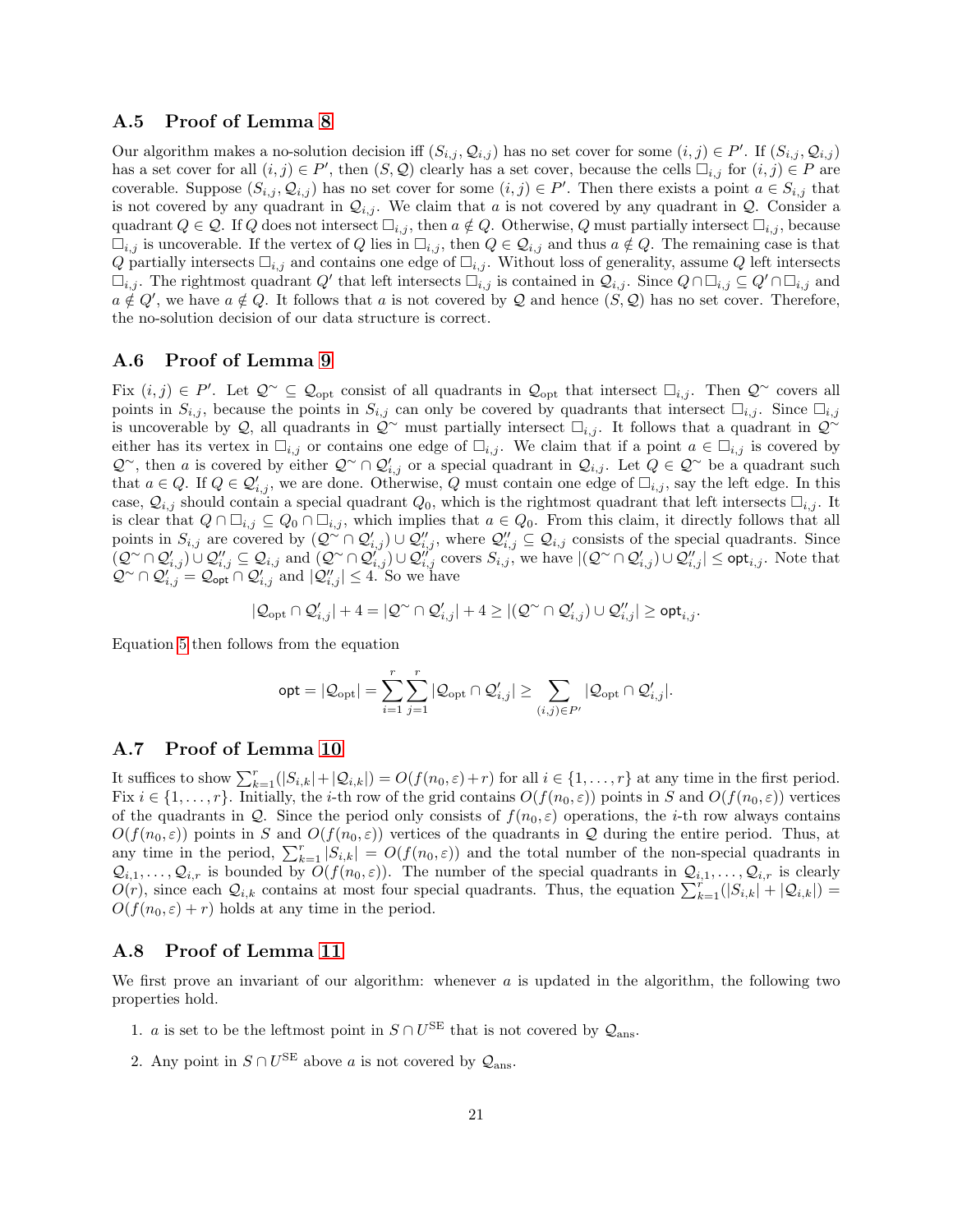### A.5 Proof of Lemma 8

Our algorithm makes a no-solution decision iff $(S_{i,j}, \mathcal{Q}_{i,j})$ has no set cover for some $(i,j) \in P'$. If $(S_{i,j}, \mathcal{Q}_{i,j})$ has a set cover for all $(i,j) \in P'$, then $(S, \mathcal{Q})$ clearly has a set cover, because the cells $\square_{i,j}$ for $(i,j) \in P$ are coverable. Suppose $(S_{i,j}, \mathcal{Q}_{i,j})$ has no set cover for some $(i,j) \in P'$. Then there exists a point $a \in S_{i,j}$ that is not covered by any quadrant in $\mathcal{Q}_{i,j}$. We claim that $a$ is not covered by any quadrant in $\mathcal{Q}$. Consider a quadrant $Q \in \mathcal{Q}$. If $Q$ does not intersect $\square_{i,j}$, then $a \notin Q$. Otherwise, $Q$ must partially intersect $\square_{i,j}$, because $\square_{i,j}$ is uncoverable. If the vertex of $Q$ lies in $\square_{i,j}$, then $Q \in \mathcal{Q}_{i,j}$ and thus $a \notin Q$. The remaining case is that $Q$ partially intersects $\square_{i,j}$ and contains one edge of $\square_{i,j}$. Without loss of generality, assume $Q$ left intersects $\square_{i,j}$. The rightmost quadrant $Q'$ that left intersects $\square_{i,j}$ is contained in $\mathcal{Q}_{i,j}$. Since $Q \cap \square_{i,j} \subseteq Q' \cap \square_{i,j}$ and $a \notin Q'$, we have $a \notin Q$. It follows that $a$ is not covered by $\mathcal{Q}$ and hence $(S, \mathcal{Q})$ has no set cover. Therefore, the no-solution decision of our data structure is correct.

### A.6 Proof of Lemma 9

Fix $(i,j) \in P'$. Let $\mathcal{Q}^\sim \subseteq \mathcal{Q}_{\text{opt}}$ consist of all quadrants in $\mathcal{Q}_{\text{opt}}$ that intersect $\square_{i,j}$. Then $\mathcal{Q}^\sim$ covers all points in $S_{i,j}$, because the points in $S_{i,j}$ can only be covered by quadrants that intersect $\square_{i,j}$. Since $\square_{i,j}$ is uncoverable by $\mathcal{Q}$, all quadrants in $\mathcal{Q}^\sim$ must partially intersect $\square_{i,j}$. It follows that a quadrant in $\mathcal{Q}^\sim$ either has its vertex in $\square_{i,j}$ or contains one edge of $\square_{i,j}$. We claim that if a point $a \in \square_{i,j}$ is covered by $\mathcal{Q}^\sim$, then $a$ is covered by either $\mathcal{Q}^\sim \cap \mathcal{Q}'_{i,j}$ or a special quadrant in $\mathcal{Q}_{i,j}$. Let $Q \in \mathcal{Q}^\sim$ be a quadrant such that $a \in Q$. If $Q \in \mathcal{Q}'_{i,j}$, we are done. Otherwise, $Q$ must contain one edge of $\square_{i,j}$, say the left edge. In this case, $\mathcal{Q}_{i,j}$ should contain a special quadrant $Q_0$, which is the rightmost quadrant that left intersects $\square_{i,j}$. It is clear that $Q \cap \square_{i,j} \subseteq Q_0 \cap \square_{i,j}$, which implies that $a \in Q_0$. From this claim, it directly follows that all points in $S_{i,j}$ are covered by $(\mathcal{Q}^\sim \cap \mathcal{Q}'_{i,j}) \cup \mathcal{Q}''_{i,j}$, where $\mathcal{Q}''_{i,j} \subseteq \mathcal{Q}_{i,j}$ consists of the special quadrants. Since $(\mathcal{Q}^\sim \cap \mathcal{Q}'_{i,j}) \cup \mathcal{Q}''_{i,j} \subseteq \mathcal{Q}_{i,j}$ and $(\mathcal{Q}^\sim \cap \mathcal{Q}'_{i,j}) \cup \mathcal{Q}''_{i,j}$ covers $S_{i,j}$, we have $|(\mathcal{Q}^\sim \cap \mathcal{Q}'_{i,j}) \cup \mathcal{Q}''_{i,j}| \leq \mathsf{opt}_{i,j}$. Note that $\mathcal{Q}^\sim \cap \mathcal{Q}'_{i,j} = \mathcal{Q}_{\text{opt}} \cap \mathcal{Q}'_{i,j}$ and $|\mathcal{Q}''_{i,j}| \leq 4$. So we have

$$|\mathcal{Q}_{\text{opt}} \cap \mathcal{Q}'_{i,j}| + 4 = |\mathcal{Q}^\sim \cap \mathcal{Q}'_{i,j}| + 4 \geq |(\mathcal{Q}^\sim \cap \mathcal{Q}'_{i,j}) \cup \mathcal{Q}''_{i,j}| \geq \mathsf{opt}_{i,j}.$$

Equation 5 then follows from the equation

$$\mathsf{opt} = |\mathcal{Q}_{\text{opt}}| = \sum_{i=1}^{r} \sum_{j=1}^{r} |\mathcal{Q}_{\text{opt}} \cap \mathcal{Q}'_{i,j}| \geq \sum_{(i,j) \in P'} |\mathcal{Q}_{\text{opt}} \cap \mathcal{Q}'_{i,j}|.$$

### A.7 Proof of Lemma 10

It suffices to show $\sum_{k=1}^{r}(|S_{i,k}| + |\mathcal{Q}_{i,k}|) = O(f(n_0, \varepsilon) + r)$ for all $i \in \{1, \dots, r\}$ at any time in the first period. Fix $i \in \{1, \dots, r\}$. Initially, the $i$-th row of the grid contains $O(f(n_0, \varepsilon))$ points in $S$ and $O(f(n_0, \varepsilon))$ vertices of the quadrants in $\mathcal{Q}$. Since the period only consists of $f(n_0, \varepsilon)$ operations, the $i$-th row always contains $O(f(n_0, \varepsilon))$ points in $S$ and $O(f(n_0, \varepsilon))$ vertices of the quadrants in $\mathcal{Q}$ during the entire period. Thus, at any time in the period, $\sum_{k=1}^{r} |S_{i,k}| = O(f(n_0, \varepsilon))$ and the total number of the non-special quadrants in $\mathcal{Q}_{i,1}, \dots, \mathcal{Q}_{i,r}$ is bounded by $O(f(n_0, \varepsilon))$. The number of the special quadrants in $\mathcal{Q}_{i,1}, \dots, \mathcal{Q}_{i,r}$ is clearly $O(r)$, since each $\mathcal{Q}_{i,k}$ contains at most four special quadrants. Thus, the equation $\sum_{k=1}^{r}(|S_{i,k}| + |\mathcal{Q}_{i,k}|) = O(f(n_0, \varepsilon) + r)$ holds at any time in the period.

### A.8 Proof of Lemma 11

We first prove an invariant of our algorithm: whenever $a$ is updated in the algorithm, the following two properties hold.

1. $a$ is set to be the leftmost point in $S \cap U^{\text{SE}}$ that is not covered by $\mathcal{Q}_{\text{ans}}$.
2. Any point in $S \cap U^{\text{SE}}$ above $a$ is not covered by $\mathcal{Q}_{\text{ans}}$.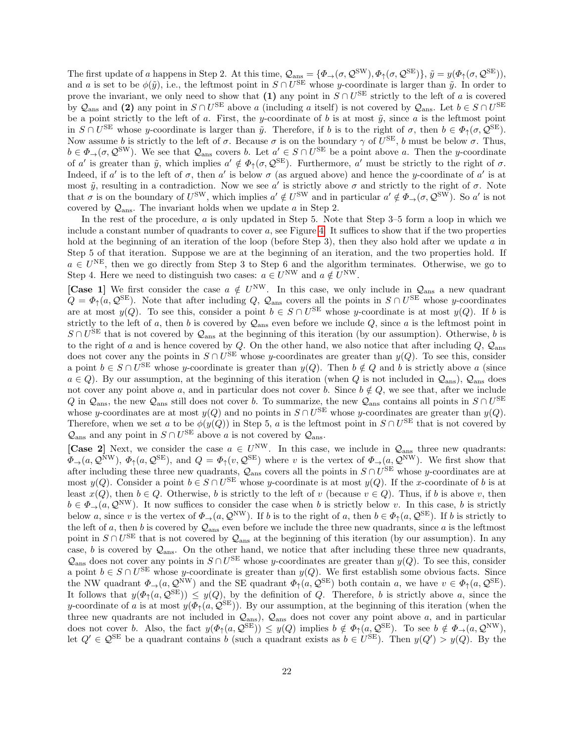The first update of $a$ happens in Step 2. At this time, $\mathcal{Q}_{\text{ans}} = \{\Phi_{\rightarrow}(\sigma, \mathcal{Q}^{\text{SW}}), \Phi_{\uparrow}(\sigma, \mathcal{Q}^{\text{SE}})\}$, $\tilde{y} = y(\Phi_{\uparrow}(\sigma, \mathcal{Q}^{\text{SE}}))$, and $a$ is set to be $\phi(\tilde{y})$, i.e., the leftmost point in $S \cap U^{\text{SE}}$ whose $y$-coordinate is larger than $\tilde{y}$. In order to prove the invariant, we only need to show that **(1)** any point in $S \cap U^{\text{SE}}$ strictly to the left of $a$ is covered by $\mathcal{Q}_{\text{ans}}$ and **(2)** any point in $S \cap U^{\text{SE}}$ above $a$ (including $a$ itself) is not covered by $\mathcal{Q}_{\text{ans}}$. Let $b \in S \cap U^{\text{SE}}$ be a point strictly to the left of $a$. First, the $y$-coordinate of $b$ is at most $\tilde{y}$, since $a$ is the leftmost point in $S \cap U^{\text{SE}}$ whose $y$-coordinate is larger than $\tilde{y}$. Therefore, if $b$ is to the right of $\sigma$, then $b \in \Phi_{\uparrow}(\sigma, \mathcal{Q}^{\text{SE}})$. Now assume $b$ is strictly to the left of $\sigma$. Because $\sigma$ is on the boundary $\gamma$ of $U^{\text{SE}}$, $b$ must be below $\sigma$. Thus, $b \in \Phi_{\rightarrow}(\sigma, \mathcal{Q}^{\text{SW}})$. We see that $\mathcal{Q}_{\text{ans}}$ covers $b$. Let $a' \in S \cap U^{\text{SE}}$ be a point above $a$. Then the $y$-coordinate of $a'$ is greater than $\tilde{y}$, which implies $a' \notin \Phi_{\uparrow}(\sigma, \mathcal{Q}^{\text{SE}})$. Furthermore, $a'$ must be strictly to the right of $\sigma$. Indeed, if $a'$ is to the left of $\sigma$, then $a'$ is below $\sigma$ (as argued above) and hence the $y$-coordinate of $a'$ is at most $\tilde{y}$, resulting in a contradiction. Now we see $a'$ is strictly above $\sigma$ and strictly to the right of $\sigma$. Note that $\sigma$ is on the boundary of $U^{\text{SW}}$, which implies $a' \notin U^{\text{SW}}$ and in particular $a' \notin \Phi_{\rightarrow}(\sigma, \mathcal{Q}^{\text{SW}})$. So $a'$ is not covered by $\mathcal{Q}_{\text{ans}}$. The invariant holds when we update $a$ in Step 2.

In the rest of the procedure, $a$ is only updated in Step 5. Note that Step 3–5 form a loop in which we include a constant number of quadrants to cover $a$, see Figure 4. It suffices to show that if the two properties hold at the beginning of an iteration of the loop (before Step 3), then they also hold after we update $a$ in Step 5 of that iteration. Suppose we are at the beginning of an iteration, and the two properties hold. If $a \in U^{\text{NE}}$, then we go directly from Step 3 to Step 6 and the algorithm terminates. Otherwise, we go to Step 4. Here we need to distinguish two cases: $a \in U^{\text{NW}}$ and $a \notin U^{\text{NW}}$.

**[Case 1]** We first consider the case $a \notin U^{\text{NW}}$. In this case, we only include in $\mathcal{Q}_{\text{ans}}$ a new quadrant $Q = \Phi_{\uparrow}(a, \mathcal{Q}^{\text{SE}})$. Note that after including $Q$, $\mathcal{Q}_{\text{ans}}$ covers all the points in $S \cap U^{\text{SE}}$ whose $y$-coordinates are at most $y(Q)$. To see this, consider a point $b \in S \cap U^{\text{SE}}$ whose $y$-coordinate is at most $y(Q)$. If $b$ is strictly to the left of $a$, then $b$ is covered by $\mathcal{Q}_{\text{ans}}$ even before we include $Q$, since $a$ is the leftmost point in $S \cap U^{\text{SE}}$ that is not covered by $\mathcal{Q}_{\text{ans}}$ at the beginning of this iteration (by our assumption). Otherwise, $b$ is to the right of $a$ and is hence covered by $Q$. On the other hand, we also notice that after including $Q$, $\mathcal{Q}_{\text{ans}}$ does not cover any the points in $S \cap U^{\text{SE}}$ whose $y$-coordinates are greater than $y(Q)$. To see this, consider a point $b \in S \cap U^{\text{SE}}$ whose $y$-coordinate is greater than $y(Q)$. Then $b \notin Q$ and $b$ is strictly above $a$ (since $a \in Q$). By our assumption, at the beginning of this iteration (when $Q$ is not included in $\mathcal{Q}_{\text{ans}}$), $\mathcal{Q}_{\text{ans}}$ does not cover any point above $a$, and in particular does not cover $b$. Since $b \notin Q$, we see that, after we include $Q$ in $\mathcal{Q}_{\text{ans}}$, the new $\mathcal{Q}_{\text{ans}}$ still does not cover $b$. To summarize, the new $\mathcal{Q}_{\text{ans}}$ contains all points in $S \cap U^{\text{SE}}$ whose $y$-coordinates are at most $y(Q)$ and no points in $S \cap U^{\text{SE}}$ whose $y$-coordinates are greater than $y(Q)$. Therefore, when we set $a$ to be $\phi(y(Q))$ in Step 5, $a$ is the leftmost point in $S \cap U^{\text{SE}}$ that is not covered by $\mathcal{Q}_{\text{ans}}$ and any point in $S \cap U^{\text{SE}}$ above $a$ is not covered by $\mathcal{Q}_{\text{ans}}$.

**[Case 2]** Next, we consider the case $a \in U^{\text{NW}}$. In this case, we include in $\mathcal{Q}_{\text{ans}}$ three new quadrants: $\Phi_{\rightarrow}(a, \mathcal{Q}^{\text{NW}})$, $\Phi_{\uparrow}(a, \mathcal{Q}^{\text{SE}})$, and $Q = \Phi_{\uparrow}(v, \mathcal{Q}^{\text{SE}})$ where $v$ is the vertex of $\Phi_{\rightarrow}(a, \mathcal{Q}^{\text{NW}})$. We first show that after including these three new quadrants, $\mathcal{Q}_{\text{ans}}$ covers all the points in $S \cap U^{\text{SE}}$ whose $y$-coordinates are at most $y(Q)$. Consider a point $b \in S \cap U^{\text{SE}}$ whose $y$-coordinate is at most $y(Q)$. If the $x$-coordinate of $b$ is at least $x(Q)$, then $b \in Q$. Otherwise, $b$ is strictly to the left of $v$ (because $v \in Q$). Thus, if $b$ is above $v$, then $b \in \Phi_{\rightarrow}(a, \mathcal{Q}^{\text{NW}})$. It now suffices to consider the case when $b$ is strictly below $v$. In this case, $b$ is strictly below $a$, since $v$ is the vertex of $\Phi_{\rightarrow}(a, \mathcal{Q}^{\text{NW}})$. If $b$ is to the right of $a$, then $b \in \Phi_{\uparrow}(a, \mathcal{Q}^{\text{SE}})$. If $b$ is strictly to the left of $a$, then $b$ is covered by $\mathcal{Q}_{\text{ans}}$ even before we include the three new quadrants, since $a$ is the leftmost point in $S \cap U^{\text{SE}}$ that is not covered by $\mathcal{Q}_{\text{ans}}$ at the beginning of this iteration (by our assumption). In any case, $b$ is covered by $\mathcal{Q}_{\text{ans}}$. On the other hand, we notice that after including these three new quadrants, $\mathcal{Q}_{\text{ans}}$ does not cover any points in $S \cap U^{\text{SE}}$ whose $y$-coordinates are greater than $y(Q)$. To see this, consider a point $b \in S \cap U^{\text{SE}}$ whose $y$-coordinate is greater than $y(Q)$. We first establish some obvious facts. Since the NW quadrant $\Phi_{\rightarrow}(a, \mathcal{Q}^{\text{NW}})$ and the SE quadrant $\Phi_{\uparrow}(a, \mathcal{Q}^{\text{SE}})$ both contain $a$, we have $v \in \Phi_{\uparrow}(a, \mathcal{Q}^{\text{SE}})$. It follows that $y(\Phi_{\uparrow}(a, \mathcal{Q}^{\text{SE}})) \leq y(Q)$, by the definition of $Q$. Therefore, $b$ is strictly above $a$, since the $y$-coordinate of $a$ is at most $y(\Phi_{\uparrow}(a, \mathcal{Q}^{\text{SE}}))$. By our assumption, at the beginning of this iteration (when the three new quadrants are not included in $\mathcal{Q}_{\text{ans}}$), $\mathcal{Q}_{\text{ans}}$ does not cover any point above $a$, and in particular does not cover $b$. Also, the fact $y(\Phi_{\uparrow}(a, \mathcal{Q}^{\text{SE}})) \leq y(Q)$ implies $b \notin \Phi_{\uparrow}(a, \mathcal{Q}^{\text{SE}})$. To see $b \notin \Phi_{\rightarrow}(a, \mathcal{Q}^{\text{NW}})$, let $Q' \in \mathcal{Q}^{\text{SE}}$ be a quadrant contains $b$ (such a quadrant exists as $b \in U^{\text{SE}}$). Then $y(Q') > y(Q)$. By the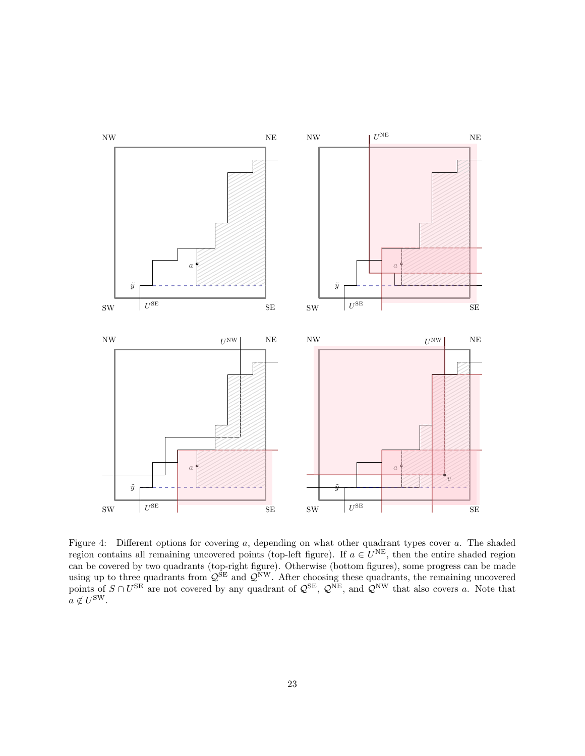Figure 4: Different options for covering $a$, depending on what other quadrant types cover $a$. The shaded region contains all remaining uncovered points (top-left figure). If $a \in U^{\mathrm{NE}}$, then the entire shaded region can be covered by two quadrants (top-right figure). Otherwise (bottom figures), some progress can be made using up to three quadrants from $\mathcal{Q}^{\mathrm{SE}}$ and $\mathcal{Q}^{\mathrm{NW}}$. After choosing these quadrants, the remaining uncovered points of $S \cap U^{\mathrm{SE}}$ are not covered by any quadrant of $\mathcal{Q}^{\mathrm{SE}}$, $\mathcal{Q}^{\mathrm{NE}}$, and $\mathcal{Q}^{\mathrm{NW}}$ that also covers $a$. Note that $a \notin U^{\mathrm{SW}}$.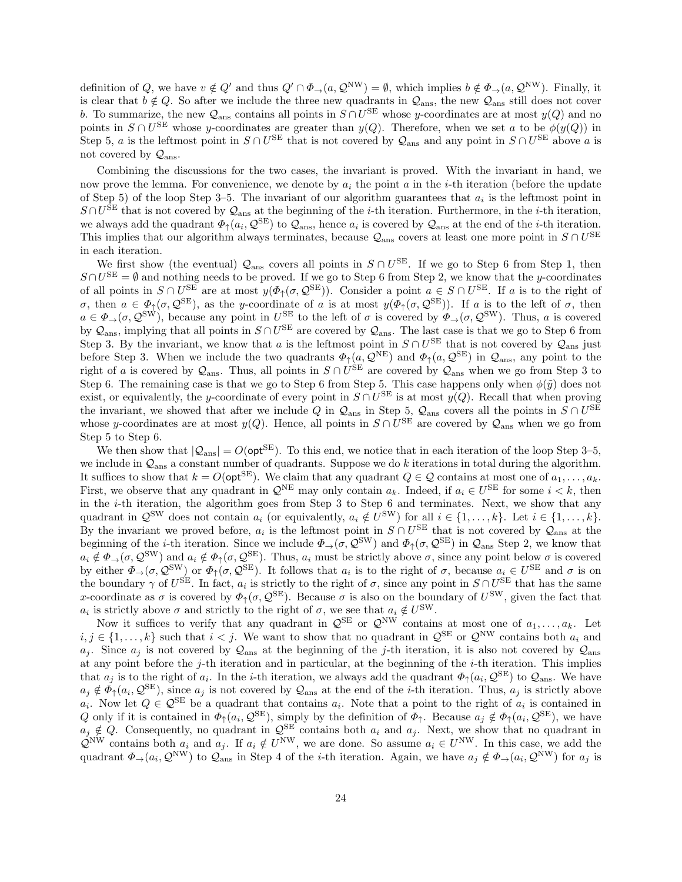definition of $Q$, we have $v \notin Q'$ and thus $Q' \cap \Phi_{\rightarrow}(a, \mathcal{Q}^{\mathrm{NW}}) = \emptyset$, which implies $b \notin \Phi_{\rightarrow}(a, \mathcal{Q}^{\mathrm{NW}})$. Finally, it is clear that $b \notin Q$. So after we include the three new quadrants in $\mathcal{Q}_{\mathrm{ans}}$, the new $\mathcal{Q}_{\mathrm{ans}}$ still does not cover $b$. To summarize, the new $\mathcal{Q}_{\mathrm{ans}}$ contains all points in $S \cap U^{\mathrm{SE}}$ whose $y$-coordinates are at most $y(Q)$ and no points in $S \cap U^{\mathrm{SE}}$ whose $y$-coordinates are greater than $y(Q)$. Therefore, when we set $a$ to be $\phi(y(Q))$ in Step 5, $a$ is the leftmost point in $S \cap U^{\mathrm{SE}}$ that is not covered by $\mathcal{Q}_{\mathrm{ans}}$ and any point in $S \cap U^{\mathrm{SE}}$ above $a$ is not covered by $\mathcal{Q}_{\mathrm{ans}}$.

Combining the discussions for the two cases, the invariant is proved. With the invariant in hand, we now prove the lemma. For convenience, we denote by $a_i$ the point $a$ in the $i$-th iteration (before the update of Step 5) of the loop Step 3–5. The invariant of our algorithm guarantees that $a_i$ is the leftmost point in $S \cap U^{\mathrm{SE}}$ that is not covered by $\mathcal{Q}_{\mathrm{ans}}$ at the beginning of the $i$-th iteration. Furthermore, in the $i$-th iteration, we always add the quadrant $\Phi_{\uparrow}(a_i, \mathcal{Q}^{\mathrm{SE}})$ to $\mathcal{Q}_{\mathrm{ans}}$, hence $a_i$ is covered by $\mathcal{Q}_{\mathrm{ans}}$ at the end of the $i$-th iteration. This implies that our algorithm always terminates, because $\mathcal{Q}_{\mathrm{ans}}$ covers at least one more point in $S \cap U^{\mathrm{SE}}$ in each iteration.

We first show (the eventual) $\mathcal{Q}_{\mathrm{ans}}$ covers all points in $S \cap U^{\mathrm{SE}}$. If we go to Step 6 from Step 1, then $S \cap U^{\mathrm{SE}} = \emptyset$ and nothing needs to be proved. If we go to Step 6 from Step 2, we know that the $y$-coordinates of all points in $S \cap U^{\mathrm{SE}}$ are at most $y(\Phi_{\uparrow}(\sigma, \mathcal{Q}^{\mathrm{SE}}))$. Consider a point $a \in S \cap U^{\mathrm{SE}}$. If $a$ is to the right of $\sigma$, then $a \in \Phi_{\uparrow}(\sigma, \mathcal{Q}^{\mathrm{SE}})$, as the $y$-coordinate of $a$ is at most $y(\Phi_{\uparrow}(\sigma, \mathcal{Q}^{\mathrm{SE}}))$. If $a$ is to the left of $\sigma$, then $a \in \Phi_{\rightarrow}(\sigma, \mathcal{Q}^{\mathrm{SW}})$, because any point in $U^{\mathrm{SE}}$ to the left of $\sigma$ is covered by $\Phi_{\rightarrow}(\sigma, \mathcal{Q}^{\mathrm{SW}})$. Thus, $a$ is covered by $\mathcal{Q}_{\mathrm{ans}}$, implying that all points in $S \cap U^{\mathrm{SE}}$ are covered by $\mathcal{Q}_{\mathrm{ans}}$. The last case is that we go to Step 6 from Step 3. By the invariant, we know that $a$ is the leftmost point in $S \cap U^{\mathrm{SE}}$ that is not covered by $\mathcal{Q}_{\mathrm{ans}}$ just before Step 3. When we include the two quadrants $\Phi_{\uparrow}(a, \mathcal{Q}^{\mathrm{NE}})$ and $\Phi_{\uparrow}(a, \mathcal{Q}^{\mathrm{SE}})$ in $\mathcal{Q}_{\mathrm{ans}}$, any point to the right of $a$ is covered by $\mathcal{Q}_{\mathrm{ans}}$. Thus, all points in $S \cap U^{\mathrm{SE}}$ are covered by $\mathcal{Q}_{\mathrm{ans}}$ when we go from Step 3 to Step 6. The remaining case is that we go to Step 6 from Step 5. This case happens only when $\phi(\tilde{y})$ does not exist, or equivalently, the $y$-coordinate of every point in $S \cap U^{\mathrm{SE}}$ is at most $y(Q)$. Recall that when proving the invariant, we showed that after we include $Q$ in $\mathcal{Q}_{\mathrm{ans}}$ in Step 5, $\mathcal{Q}_{\mathrm{ans}}$ covers all the points in $S \cap U^{\mathrm{SE}}$ whose $y$-coordinates are at most $y(Q)$. Hence, all points in $S \cap U^{\mathrm{SE}}$ are covered by $\mathcal{Q}_{\mathrm{ans}}$ when we go from Step 5 to Step 6.

We then show that $|\mathcal{Q}_{\mathrm{ans}}| = O(\mathsf{opt}^{\mathrm{SE}})$. To this end, we notice that in each iteration of the loop Step 3–5, we include in $\mathcal{Q}_{\mathrm{ans}}$ a constant number of quadrants. Suppose we do $k$ iterations in total during the algorithm. It suffices to show that $k = O(\mathsf{opt}^{\mathrm{SE}})$. We claim that any quadrant $Q \in \mathcal{Q}$ contains at most one of $a_1, \dots, a_k$. First, we observe that any quadrant in $\mathcal{Q}^{\mathrm{NE}}$ may only contain $a_k$. Indeed, if $a_i \in U^{\mathrm{SE}}$ for some $i < k$, then in the $i$-th iteration, the algorithm goes from Step 3 to Step 6 and terminates. Next, we show that any quadrant in $\mathcal{Q}^{\mathrm{SW}}$ does not contain $a_i$ (or equivalently, $a_i \notin U^{\mathrm{SW}}$) for all $i \in \{1, \dots, k\}$. Let $i \in \{1, \dots, k\}$. By the invariant we proved before, $a_i$ is the leftmost point in $S \cap U^{\mathrm{SE}}$ that is not covered by $\mathcal{Q}_{\mathrm{ans}}$ at the beginning of the $i$-th iteration. Since we include $\Phi_{\rightarrow}(\sigma, \mathcal{Q}^{\mathrm{SW}})$ and $\Phi_{\uparrow}(\sigma, \mathcal{Q}^{\mathrm{SE}})$ in $\mathcal{Q}_{\mathrm{ans}}$ Step 2, we know that $a_i \notin \Phi_{\rightarrow}(\sigma, \mathcal{Q}^{\mathrm{SW}})$ and $a_i \notin \Phi_{\uparrow}(\sigma, \mathcal{Q}^{\mathrm{SE}})$. Thus, $a_i$ must be strictly above $\sigma$, since any point below $\sigma$ is covered by either $\Phi_{\rightarrow}(\sigma, \mathcal{Q}^{\mathrm{SW}})$ or $\Phi_{\uparrow}(\sigma, \mathcal{Q}^{\mathrm{SE}})$. It follows that $a_i$ is to the right of $\sigma$, because $a_i \in U^{\mathrm{SE}}$ and $\sigma$ is on the boundary $\gamma$ of $U^{\mathrm{SE}}$. In fact, $a_i$ is strictly to the right of $\sigma$, since any point in $S \cap U^{\mathrm{SE}}$ that has the same $x$-coordinate as $\sigma$ is covered by $\Phi_{\uparrow}(\sigma, \mathcal{Q}^{\mathrm{SE}})$. Because $\sigma$ is also on the boundary of $U^{\mathrm{SW}}$, given the fact that $a_i$ is strictly above $\sigma$ and strictly to the right of $\sigma$, we see that $a_i \notin U^{\mathrm{SW}}$.

Now it suffices to verify that any quadrant in $\mathcal{Q}^{\mathrm{SE}}$ or $\mathcal{Q}^{\mathrm{NW}}$ contains at most one of $a_1, \dots, a_k$. Let $i, j \in \{1, \dots, k\}$ such that $i < j$. We want to show that no quadrant in $\mathcal{Q}^{\mathrm{SE}}$ or $\mathcal{Q}^{\mathrm{NW}}$ contains both $a_i$ and $a_j$. Since $a_j$ is not covered by $\mathcal{Q}_{\mathrm{ans}}$ at the beginning of the $j$-th iteration, it is also not covered by $\mathcal{Q}_{\mathrm{ans}}$ at any point before the $j$-th iteration and in particular, at the beginning of the $i$-th iteration. This implies that $a_j$ is to the right of $a_i$. In the $i$-th iteration, we always add the quadrant $\Phi_{\uparrow}(a_i, \mathcal{Q}^{\mathrm{SE}})$ to $\mathcal{Q}_{\mathrm{ans}}$. We have $a_j \notin \Phi_{\uparrow}(a_i, \mathcal{Q}^{\mathrm{SE}})$, since $a_j$ is not covered by $\mathcal{Q}_{\mathrm{ans}}$ at the end of the $i$-th iteration. Thus, $a_j$ is strictly above $a_i$. Now let $Q \in \mathcal{Q}^{\mathrm{SE}}$ be a quadrant that contains $a_i$. Note that a point to the right of $a_i$ is contained in $Q$ only if it is contained in $\Phi_{\uparrow}(a_i, \mathcal{Q}^{\mathrm{SE}})$, simply by the definition of $\Phi_{\uparrow}$. Because $a_j \notin \Phi_{\uparrow}(a_i, \mathcal{Q}^{\mathrm{SE}})$, we have $a_j \notin Q$. Consequently, no quadrant in $\mathcal{Q}^{\mathrm{SE}}$ contains both $a_i$ and $a_j$. Next, we show that no quadrant in $\mathcal{Q}^{\mathrm{NW}}$ contains both $a_i$ and $a_j$. If $a_i \notin U^{\mathrm{NW}}$, we are done. So assume $a_i \in U^{\mathrm{NW}}$. In this case, we add the quadrant $\Phi_{\rightarrow}(a_i, \mathcal{Q}^{\mathrm{NW}})$ to $\mathcal{Q}_{\mathrm{ans}}$ in Step 4 of the $i$-th iteration. Again, we have $a_j \notin \Phi_{\rightarrow}(a_i, \mathcal{Q}^{\mathrm{NW}})$ for $a_j$ is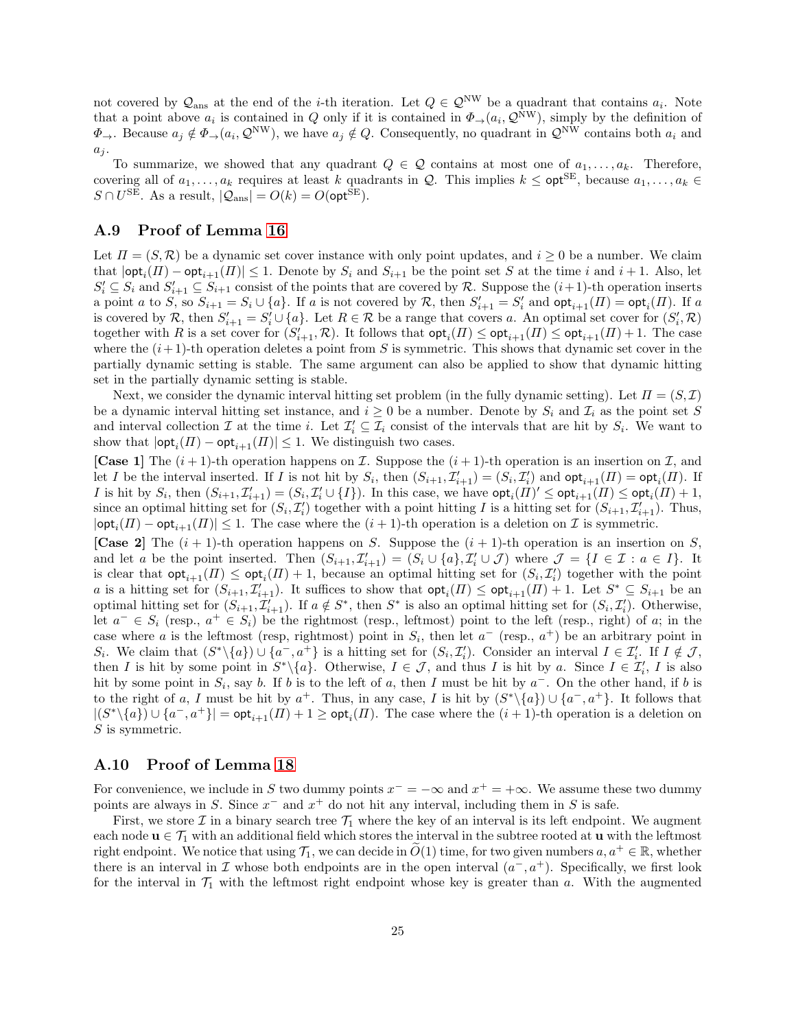not covered by $\mathcal{Q}_{\text{ans}}$ at the end of the $i$-th iteration. Let $Q \in \mathcal{Q}^{\text{NW}}$ be a quadrant that contains $a_i$. Note that a point above $a_i$ is contained in $Q$ only if it is contained in $\Phi_{\rightarrow}(a_i, \mathcal{Q}^{\text{NW}})$, simply by the definition of $\Phi_{\rightarrow}$. Because $a_j \notin \Phi_{\rightarrow}(a_i, \mathcal{Q}^{\text{NW}})$, we have $a_j \notin Q$. Consequently, no quadrant in $\mathcal{Q}^{\text{NW}}$ contains both $a_i$ and $a_j$.

To summarize, we showed that any quadrant $Q \in \mathcal{Q}$ contains at most one of $a_1, \dots, a_k$. Therefore, covering all of $a_1, \dots, a_k$ requires at least $k$ quadrants in $\mathcal{Q}$. This implies $k \leq \mathsf{opt}^{\text{SE}}$, because $a_1, \dots, a_k \in S \cap U^{\text{SE}}$. As a result, $|\mathcal{Q}_{\text{ans}}| = O(k) = O(\mathsf{opt}^{\text{SE}})$.

## A.9 Proof of Lemma 16

Let $\varPi = (S, \mathcal{R})$ be a dynamic set cover instance with only point updates, and $i \geq 0$ be a number. We claim that $|\mathsf{opt}_i(\varPi) - \mathsf{opt}_{i+1}(\varPi)| \leq 1$. Denote by $S_i$ and $S_{i+1}$ be the point set $S$ at the time $i$ and $i+1$. Also, let $S'_i \subseteq S_i$ and $S'_{i+1} \subseteq S_{i+1}$ consist of the points that are covered by $\mathcal{R}$. Suppose the $(i+1)$-th operation inserts a point $a$ to $S$, so $S_{i+1} = S_i \cup \{a\}$. If $a$ is not covered by $\mathcal{R}$, then $S'_{i+1} = S'_i$ and $\mathsf{opt}_{i+1}(\varPi) = \mathsf{opt}_i(\varPi)$. If $a$ is covered by $\mathcal{R}$, then $S'_{i+1} = S'_i \cup \{a\}$. Let $R \in \mathcal{R}$ be a range that covers $a$. An optimal set cover for $(S'_i, \mathcal{R})$ together with $R$ is a set cover for $(S'_{i+1}, \mathcal{R})$. It follows that $\mathsf{opt}_i(\varPi) \leq \mathsf{opt}_{i+1}(\varPi) \leq \mathsf{opt}_{i+1}(\varPi) + 1$. The case where the $(i+1)$-th operation deletes a point from $S$ is symmetric. This shows that dynamic set cover in the partially dynamic setting is stable. The same argument can also be applied to show that dynamic hitting set in the partially dynamic setting is stable.

Next, we consider the dynamic interval hitting set problem (in the fully dynamic setting). Let $\varPi = (S, \mathcal{I})$ be a dynamic interval hitting set instance, and $i \geq 0$ be a number. Denote by $S_i$ and $\mathcal{I}_i$ as the point set $S$ and interval collection $\mathcal{I}$ at the time $i$. Let $\mathcal{I}'_i \subseteq \mathcal{I}_i$ consist of the intervals that are hit by $S_i$. We want to show that $|\mathsf{opt}_i(\varPi) - \mathsf{opt}_{i+1}(\varPi)| \leq 1$. We distinguish two cases.

**[Case 1]** The $(i+1)$-th operation happens on $\mathcal{I}$. Suppose the $(i+1)$-th operation is an insertion on $\mathcal{I}$, and let $I$ be the interval inserted. If $I$ is not hit by $S_i$, then $(S_{i+1}, \mathcal{I}'_{i+1}) = (S_i, \mathcal{I}'_i)$ and $\mathsf{opt}_{i+1}(\varPi) = \mathsf{opt}_i(\varPi)$. If $I$ is hit by $S_i$, then $(S_{i+1}, \mathcal{I}'_{i+1}) = (S_i, \mathcal{I}'_i \cup \{I\})$. In this case, we have $\mathsf{opt}_i(\varPi)' \leq \mathsf{opt}_{i+1}(\varPi) \leq \mathsf{opt}_i(\varPi) + 1$, since an optimal hitting set for $(S_i, \mathcal{I}'_i)$ together with a point hitting $I$ is a hitting set for $(S_{i+1}, \mathcal{I}'_{i+1})$. Thus, $|\mathsf{opt}_i(\varPi) - \mathsf{opt}_{i+1}(\varPi)| \leq 1$. The case where the $(i+1)$-th operation is a deletion on $\mathcal{I}$ is symmetric.

**[Case 2]** The $(i+1)$-th operation happens on $S$. Suppose the $(i+1)$-th operation is an insertion on $S$, and let $a$ be the point inserted. Then $(S_{i+1}, \mathcal{I}'_{i+1}) = (S_i \cup \{a\}, \mathcal{I}'_i \cup \mathcal{J})$ where $\mathcal{J} = \{I \in \mathcal{I} : a \in I\}$. It is clear that $\mathsf{opt}_{i+1}(\varPi) \leq \mathsf{opt}_i(\varPi) + 1$, because an optimal hitting set for $(S_i, \mathcal{I}'_i)$ together with the point $a$ is a hitting set for $(S_{i+1}, \mathcal{I}'_{i+1})$. It suffices to show that $\mathsf{opt}_i(\varPi) \leq \mathsf{opt}_{i+1}(\varPi) + 1$. Let $S^* \subseteq S_{i+1}$ be an optimal hitting set for $(S_{i+1}, \mathcal{I}'_{i+1})$. If $a \notin S^*$, then $S^*$ is also an optimal hitting set for $(S_i, \mathcal{I}'_i)$. Otherwise, let $a^- \in S_i$ (resp., $a^+ \in S_i$) be the rightmost (resp., leftmost) point to the left (resp., right) of $a$; in the case where $a$ is the leftmost (resp, rightmost) point in $S_i$, then let $a^-$ (resp., $a^+$) be an arbitrary point in $S_i$. We claim that $(S^* \backslash \{a\}) \cup \{a^-, a^+\}$ is a hitting set for $(S_i, \mathcal{I}'_i)$. Consider an interval $I \in \mathcal{I}'_i$. If $I \notin \mathcal{J}$, then $I$ is hit by some point in $S^* \backslash \{a\}$. Otherwise, $I \in \mathcal{J}$, and thus $I$ is hit by $a$. Since $I \in \mathcal{I}'_i$, $I$ is also hit by some point in $S_i$, say $b$. If $b$ is to the left of $a$, then $I$ must be hit by $a^-$. On the other hand, if $b$ is to the right of $a$, $I$ must be hit by $a^+$. Thus, in any case, $I$ is hit by $(S^* \backslash \{a\}) \cup \{a^-, a^+\}$. It follows that $|(S^* \backslash \{a\}) \cup \{a^-, a^+\}| = \mathsf{opt}_{i+1}(\varPi) + 1 \geq \mathsf{opt}_i(\varPi)$. The case where the $(i+1)$-th operation is a deletion on $S$ is symmetric.

## A.10 Proof of Lemma 18

For convenience, we include in $S$ two dummy points $x^- = -\infty$ and $x^+ = +\infty$. We assume these two dummy points are always in $S$. Since $x^-$ and $x^+$ do not hit any interval, including them in $S$ is safe.

First, we store $\mathcal{I}$ in a binary search tree $\mathcal{T}_1$ where the key of an interval is its left endpoint. We augment each node $\mathbf{u} \in \mathcal{T}_1$ with an additional field which stores the interval in the subtree rooted at $\mathbf{u}$ with the leftmost right endpoint. We notice that using $\mathcal{T}_1$, we can decide in $\widetilde{O}(1)$ time, for two given numbers $a, a^+ \in \mathbb{R}$, whether there is an interval in $\mathcal{I}$ whose both endpoints are in the open interval $(a^-, a^+)$. Specifically, we first look for the interval in $\mathcal{T}_1$ with the leftmost right endpoint whose key is greater than $a$. With the augmented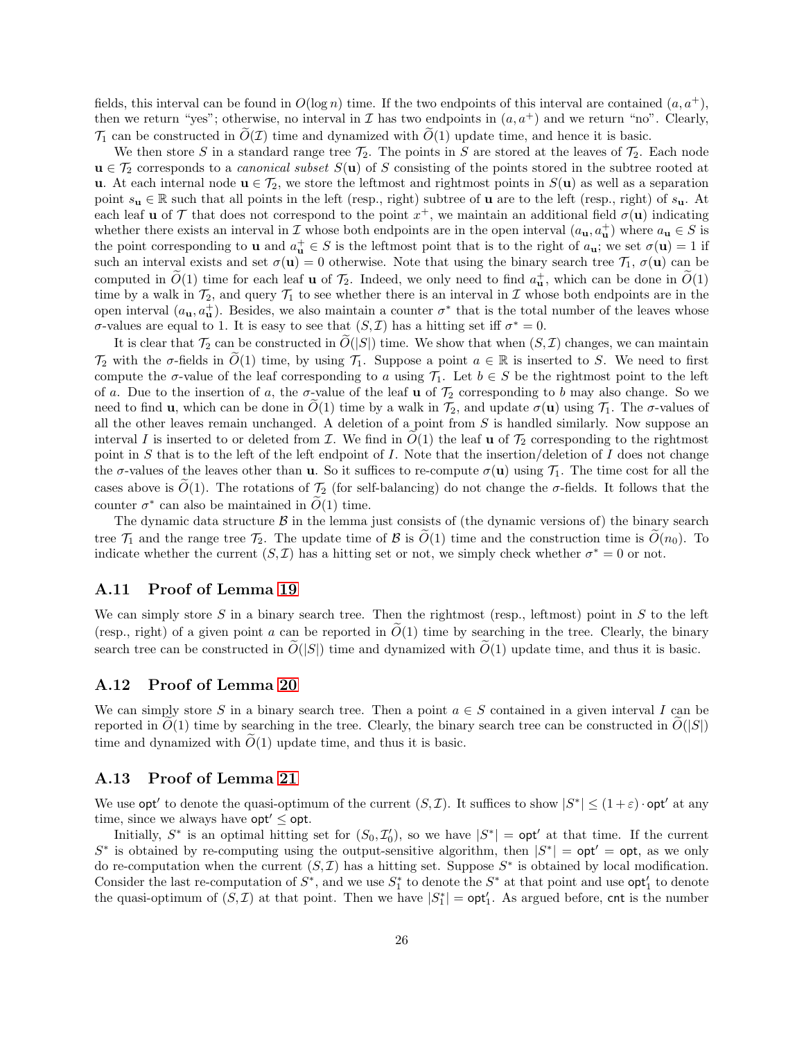fields, this interval can be found in $O(\log n)$ time. If the two endpoints of this interval are contained $(a, a^+)$, then we return "yes"; otherwise, no interval in $\mathcal{I}$ has two endpoints in $(a, a^+)$ and we return "no". Clearly, $\mathcal{T}_1$ can be constructed in $\widetilde{O}(\mathcal{I})$ time and dynamized with $\widetilde{O}(1)$ update time, and hence it is basic.

We then store $S$ in a standard range tree $\mathcal{T}_2$. The points in $S$ are stored at the leaves of $\mathcal{T}_2$. Each node $\mathbf{u} \in \mathcal{T}_2$ corresponds to a *canonical subset* $S(\mathbf{u})$ of $S$ consisting of the points stored in the subtree rooted at $\mathbf{u}$. At each internal node $\mathbf{u} \in \mathcal{T}_2$, we store the leftmost and rightmost points in $S(\mathbf{u})$ as well as a separation point $s_\mathbf{u} \in \mathbb{R}$ such that all points in the left (resp., right) subtree of $\mathbf{u}$ are to the left (resp., right) of $s_\mathbf{u}$. At each leaf $\mathbf{u}$ of $\mathcal{T}$ that does not correspond to the point $x^+$, we maintain an additional field $\sigma(\mathbf{u})$ indicating whether there exists an interval in $\mathcal{I}$ whose both endpoints are in the open interval $(a_\mathbf{u}, a_\mathbf{u}^+)$ where $a_\mathbf{u} \in S$ is the point corresponding to $\mathbf{u}$ and $a_\mathbf{u}^+ \in S$ is the leftmost point that is to the right of $a_\mathbf{u}$; we set $\sigma(\mathbf{u}) = 1$ if such an interval exists and set $\sigma(\mathbf{u}) = 0$ otherwise. Note that using the binary search tree $\mathcal{T}_1$, $\sigma(\mathbf{u})$ can be computed in $\widetilde{O}(1)$ time for each leaf $\mathbf{u}$ of $\mathcal{T}_2$. Indeed, we only need to find $a_\mathbf{u}^+$, which can be done in $\widetilde{O}(1)$ time by a walk in $\mathcal{T}_2$, and query $\mathcal{T}_1$ to see whether there is an interval in $\mathcal{I}$ whose both endpoints are in the open interval $(a_\mathbf{u}, a_\mathbf{u}^+)$. Besides, we also maintain a counter $\sigma^*$ that is the total number of the leaves whose $\sigma$-values are equal to 1. It is easy to see that $(S, \mathcal{I})$ has a hitting set iff $\sigma^* = 0$.

It is clear that $\mathcal{T}_2$ can be constructed in $\widetilde{O}(|S|)$ time. We show that when $(S, \mathcal{I})$ changes, we can maintain $\mathcal{T}_2$ with the $\sigma$-fields in $\widetilde{O}(1)$ time, by using $\mathcal{T}_1$. Suppose a point $a \in \mathbb{R}$ is inserted to $S$. We need to first compute the $\sigma$-value of the leaf corresponding to $a$ using $\mathcal{T}_1$. Let $b \in S$ be the rightmost point to the left of $a$. Due to the insertion of $a$, the $\sigma$-value of the leaf $\mathbf{u}$ of $\mathcal{T}_2$ corresponding to $b$ may also change. So we need to find $\mathbf{u}$, which can be done in $\widetilde{O}(1)$ time by a walk in $\mathcal{T}_2$, and update $\sigma(\mathbf{u})$ using $\mathcal{T}_1$. The $\sigma$-values of all the other leaves remain unchanged. A deletion of a point from $S$ is handled similarly. Now suppose an interval $I$ is inserted to or deleted from $\mathcal{I}$. We find in $\widetilde{O}(1)$ the leaf $\mathbf{u}$ of $\mathcal{T}_2$ corresponding to the rightmost point in $S$ that is to the left of the left endpoint of $I$. Note that the insertion/deletion of $I$ does not change the $\sigma$-values of the leaves other than $\mathbf{u}$. So it suffices to re-compute $\sigma(\mathbf{u})$ using $\mathcal{T}_1$. The time cost for all the cases above is $\widetilde{O}(1)$. The rotations of $\mathcal{T}_2$ (for self-balancing) do not change the $\sigma$-fields. It follows that the counter $\sigma^*$ can also be maintained in $\widetilde{O}(1)$ time.

The dynamic data structure $\mathcal{B}$ in the lemma just consists of (the dynamic versions of) the binary search tree $\mathcal{T}_1$ and the range tree $\mathcal{T}_2$. The update time of $\mathcal{B}$ is $\widetilde{O}(1)$ time and the construction time is $\widetilde{O}(n_0)$. To indicate whether the current $(S, \mathcal{I})$ has a hitting set or not, we simply check whether $\sigma^* = 0$ or not.

### A.11 Proof of Lemma 19

We can simply store $S$ in a binary search tree. Then the rightmost (resp., leftmost) point in $S$ to the left (resp., right) of a given point $a$ can be reported in $\widetilde{O}(1)$ time by searching in the tree. Clearly, the binary search tree can be constructed in $\widetilde{O}(|S|)$ time and dynamized with $\widetilde{O}(1)$ update time, and thus it is basic.

### A.12 Proof of Lemma 20

We can simply store $S$ in a binary search tree. Then a point $a \in S$ contained in a given interval $I$ can be reported in $\widetilde{O}(1)$ time by searching in the tree. Clearly, the binary search tree can be constructed in $\widetilde{O}(|S|)$ time and dynamized with $\widetilde{O}(1)$ update time, and thus it is basic.

### A.13 Proof of Lemma 21

We use $\mathsf{opt}'$ to denote the quasi-optimum of the current $(S, \mathcal{I})$. It suffices to show $|S^*| \leq (1+\varepsilon) \cdot \mathsf{opt}'$ at any time, since we always have $\mathsf{opt}' \leq \mathsf{opt}$.

Initially, $S^*$ is an optimal hitting set for $(S_0, \mathcal{I}_0')$, so we have $|S^*| = \mathsf{opt}'$ at that time. If the current $S^*$ is obtained by re-computing using the output-sensitive algorithm, then $|S^*| = \mathsf{opt}' = \mathsf{opt}$, as we only do re-computation when the current $(S, \mathcal{I})$ has a hitting set. Suppose $S^*$ is obtained by local modification. Consider the last re-computation of $S^*$, and we use $S_1^*$ to denote the $S^*$ at that point and use $\mathsf{opt}_1'$ to denote the quasi-optimum of $(S, \mathcal{I})$ at that point. Then we have $|S_1^*| = \mathsf{opt}_1'$. As argued before, $\mathsf{cnt}$ is the number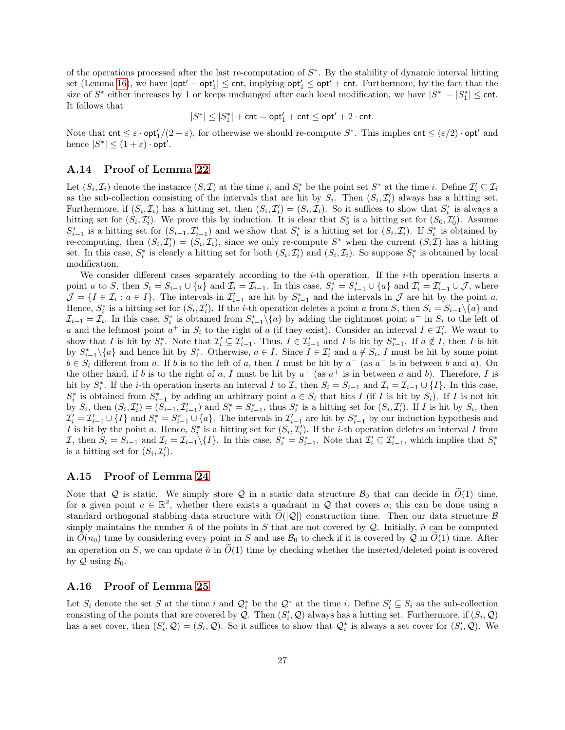of the operations processed after the last re-computation of $S^*$. By the stability of dynamic interval hitting set (Lemma 16), we have $|\mathsf{opt}' - \mathsf{opt}_1'| \leq \mathsf{cnt}$, implying $\mathsf{opt}_1' \leq \mathsf{opt}' + \mathsf{cnt}$. Furthermore, by the fact that the size of $S^*$ either increases by 1 or keeps unchanged after each local modification, we have $|S^*| - |S_1^*| \leq \mathsf{cnt}$. It follows that

$$|S^*| \leq |S_1^*| + \mathsf{cnt} = \mathsf{opt}_1' + \mathsf{cnt} \leq \mathsf{opt}' + 2 \cdot \mathsf{cnt}.$$

Note that $\mathsf{cnt} \leq \varepsilon \cdot \mathsf{opt}_1'/(2+\varepsilon)$, for otherwise we should re-compute $S^*$. This implies $\mathsf{cnt} \leq (\varepsilon/2) \cdot \mathsf{opt}'$ and hence $|S^*| \leq (1+\varepsilon) \cdot \mathsf{opt}'$.

## A.14 Proof of Lemma 22

Let $(S_i, \mathcal{I}_i)$ denote the instance $(S, \mathcal{I})$ at the time $i$, and $S_i^*$ be the point set $S^*$ at the time $i$. Define $\mathcal{I}_i' \subseteq \mathcal{I}_i$ as the sub-collection consisting of the intervals that are hit by $S_i$. Then $(S_i, \mathcal{I}_i')$ always has a hitting set. Furthermore, if $(S_i, \mathcal{I}_i)$ has a hitting set, then $(S_i, \mathcal{I}_i') = (S_i, \mathcal{I}_i)$. So it suffices to show that $S_i^*$ is always a hitting set for $(S_i, \mathcal{I}_i')$. We prove this by induction. It is clear that $S_0^*$ is a hitting set for $(S_0, \mathcal{I}_0')$. Assume $S_{i-1}^*$ is a hitting set for $(S_{i-1}, \mathcal{I}_{i-1}')$ and we show that $S_i^*$ is a hitting set for $(S_i, \mathcal{I}_i')$. If $S_i^*$ is obtained by re-computing, then $(S_i, \mathcal{I}_i') = (S_i, \mathcal{I}_i)$, since we only re-compute $S^*$ when the current $(S, \mathcal{I})$ has a hitting set. In this case, $S_i^*$ is clearly a hitting set for both $(S_i, \mathcal{I}_i')$ and $(S_i, \mathcal{I}_i)$. So suppose $S_i^*$ is obtained by local modification.

We consider different cases separately according to the $i$-th operation. If the $i$-th operation inserts a point $a$ to $S$, then $S_i = S_{i-1} \cup \{a\}$ and $\mathcal{I}_i = \mathcal{I}_{i-1}$. In this case, $S_i^* = S_{i-1}^* \cup \{a\}$ and $\mathcal{I}_i' = \mathcal{I}_{i-1}' \cup \mathcal{J}$, where $\mathcal{J} = \{I \in \mathcal{I}_i : a \in I\}$. The intervals in $\mathcal{I}_{i-1}'$ are hit by $S_{i-1}^*$ and the intervals in $\mathcal{J}$ are hit by the point $a$. Hence, $S_i^*$ is a hitting set for $(S_i, \mathcal{I}_i')$. If the $i$-th operation deletes a point $a$ from $S$, then $S_i = S_{i-1} \backslash \{a\}$ and $\mathcal{I}_{i-1} = \mathcal{I}_i$. In this case, $S_i^*$ is obtained from $S_{i-1}^* \backslash \{a\}$ by adding the rightmost point $a^-$ in $S_i$ to the left of $a$ and the leftmost point $a^+$ in $S_i$ to the right of $a$ (if they exist). Consider an interval $I \in \mathcal{I}_i'$. We want to show that $I$ is hit by $S_i^*$. Note that $\mathcal{I}_i' \subseteq \mathcal{I}_{i-1}'$. Thus, $I \in \mathcal{I}_{i-1}'$ and $I$ is hit by $S_{i-1}^*$. If $a \notin I$, then $I$ is hit by $S_{i-1}^* \backslash \{a\}$ and hence hit by $S_i^*$. Otherwise, $a \in I$. Since $I \in \mathcal{I}_i'$ and $a \notin S_i$, $I$ must be hit by some point $b \in S_i$ different from $a$. If $b$ is to the left of $a$, then $I$ must be hit by $a^-$ (as $a^-$ is in between $b$ and $a$). On the other hand, if $b$ is to the right of $a$, $I$ must be hit by $a^+$ (as $a^+$ is in between $a$ and $b$). Therefore, $I$ is hit by $S_i^*$. If the $i$-th operation inserts an interval $I$ to $\mathcal{I}$, then $S_i = S_{i-1}$ and $\mathcal{I}_i = \mathcal{I}_{i-1} \cup \{I\}$. In this case, $S_i^*$ is obtained from $S_{i-1}^*$ by adding an arbitrary point $a \in S_i$ that hits $I$ (if $I$ is hit by $S_i$). If $I$ is not hit by $S_i$, then $(S_i, \mathcal{I}_i') = (S_{i-1}, \mathcal{I}_{i-1}')$ and $S_i^* = S_{i-1}^*$, thus $S_i^*$ is a hitting set for $(S_i, \mathcal{I}_i')$. If $I$ is hit by $S_i$, then $\mathcal{I}_i' = \mathcal{I}_{i-1}' \cup \{I\}$ and $S_i^* = S_{i-1}^* \cup \{a\}$. The intervals in $\mathcal{I}_{i-1}'$ are hit by $S_{i-1}^*$ by our induction hypothesis and $I$ is hit by the point $a$. Hence, $S_i^*$ is a hitting set for $(S_i, \mathcal{I}_i')$. If the $i$-th operation deletes an interval $I$ from $\mathcal{I}$, then $S_i = S_{i-1}$ and $\mathcal{I}_i = \mathcal{I}_{i-1} \backslash \{I\}$. In this case, $S_i^* = S_{i-1}^*$. Note that $\mathcal{I}_i' \subseteq \mathcal{I}_{i-1}'$, which implies that $S_i^*$ is a hitting set for $(S_i, \mathcal{I}_i')$.

## A.15 Proof of Lemma 24

Note that $\mathcal{Q}$ is static. We simply store $\mathcal{Q}$ in a static data structure $\mathcal{B}_0$ that can decide in $\widetilde{O}(1)$ time, for a given point $a \in \mathbb{R}^2$, whether there exists a quadrant in $\mathcal{Q}$ that covers $a$; this can be done using a standard orthogonal stabbing data structure with $\widetilde{O}(|\mathcal{Q}|)$ construction time. Then our data structure $\mathcal{B}$ simply maintains the number $\tilde{n}$ of the points in $S$ that are not covered by $\mathcal{Q}$. Initially, $\tilde{n}$ can be computed in $\widetilde{O}(n_0)$ time by considering every point in $S$ and use $\mathcal{B}_0$ to check if it is covered by $\mathcal{Q}$ in $\widetilde{O}(1)$ time. After an operation on $S$, we can update $\tilde{n}$ in $\widetilde{O}(1)$ time by checking whether the inserted/deleted point is covered by $\mathcal{Q}$ using $\mathcal{B}_0$.

## A.16 Proof of Lemma 25

Let $S_i$ denote the set $S$ at the time $i$ and $\mathcal{Q}_i^*$ be the $\mathcal{Q}^*$ at the time $i$. Define $S_i' \subseteq S_i$ as the sub-collection consisting of the points that are covered by $\mathcal{Q}$. Then $(S_i', \mathcal{Q})$ always has a hitting set. Furthermore, if $(S_i, \mathcal{Q})$ has a set cover, then $(S_i', \mathcal{Q}) = (S_i, \mathcal{Q})$. So it suffices to show that $\mathcal{Q}_i^*$ is always a set cover for $(S_i', \mathcal{Q})$. We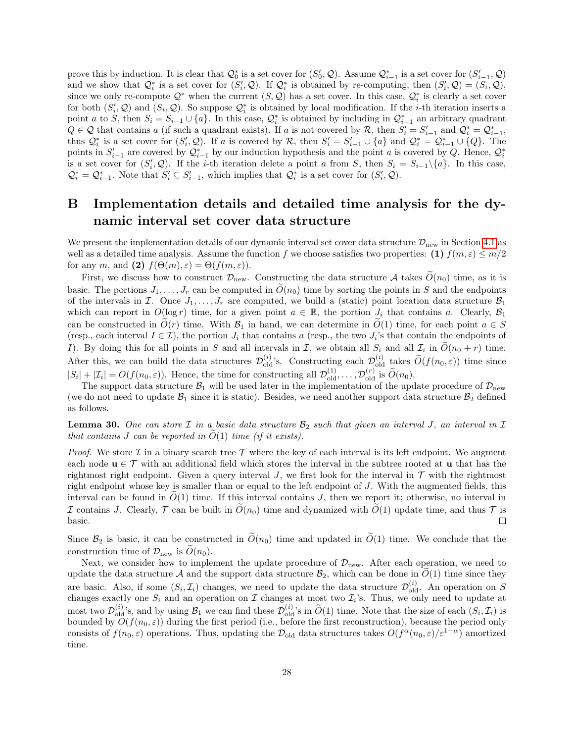prove this by induction. It is clear that $\mathcal{Q}_0^*$ is a set cover for $(S_0', \mathcal{Q})$. Assume $\mathcal{Q}_{i-1}^*$ is a set cover for $(S_{i-1}', \mathcal{Q})$ and we show that $\mathcal{Q}_i^*$ is a set cover for $(S_i', \mathcal{Q})$. If $\mathcal{Q}_i^*$ is obtained by re-computing, then $(S_i', \mathcal{Q}) = (S_i, \mathcal{Q})$, since we only re-compute $\mathcal{Q}^*$ when the current $(S, \mathcal{Q})$ has a set cover. In this case, $\mathcal{Q}_i^*$ is clearly a set cover for both $(S_i', \mathcal{Q})$ and $(S_i, \mathcal{Q})$. So suppose $\mathcal{Q}_i^*$ is obtained by local modification. If the $i$-th iteration inserts a point $a$ to $S$, then $S_i = S_{i-1} \cup \{a\}$. In this case, $\mathcal{Q}_i^*$ is obtained by including in $\mathcal{Q}_{i-1}^*$ an arbitrary quadrant $Q \in \mathcal{Q}$ that contains $a$ (if such a quadrant exists). If $a$ is not covered by $\mathcal{R}$, then $S_i' = S_{i-1}'$ and $\mathcal{Q}_i^* = \mathcal{Q}_{i-1}^*$, thus $\mathcal{Q}_i^*$ is a set cover for $(S_i', \mathcal{Q})$. If $a$ is covered by $\mathcal{R}$, then $S_i' = S_{i-1}' \cup \{a\}$ and $\mathcal{Q}_i^* = \mathcal{Q}_{i-1}^* \cup \{Q\}$. The points in $S_{i-1}'$ are covered by $\mathcal{Q}_{i-1}^*$ by our induction hypothesis and the point $a$ is covered by $Q$. Hence, $\mathcal{Q}_i^*$ is a set cover for $(S_i', \mathcal{Q})$. If the $i$-th iteration delete a point $a$ from $S$, then $S_i = S_{i-1} \backslash \{a\}$. In this case, $\mathcal{Q}_i^* = \mathcal{Q}_{i-1}^*$. Note that $S_i' \subseteq S_{i-1}'$, which implies that $\mathcal{Q}_i^*$ is a set cover for $(S_i', \mathcal{Q})$.

# B Implementation details and detailed time analysis for the dynamic interval set cover data structure

We present the implementation details of our dynamic interval set cover data structure $\mathcal{D}_{\text{new}}$ in Section 4.1 as well as a detailed time analysis. Assume the function $f$ we choose satisfies two properties: **(1)** $f(m, \varepsilon) \leq m/2$ for any $m$, and **(2)** $f(\Theta(m), \varepsilon) = \Theta(f(m, \varepsilon))$.

First, we discuss how to construct $\mathcal{D}_{\text{new}}$. Constructing the data structure $\mathcal{A}$ takes $\widetilde{O}(n_0)$ time, as it is basic. The portions $J_1, \dots, J_r$ can be computed in $\widetilde{O}(n_0)$ time by sorting the points in $S$ and the endpoints of the intervals in $\mathcal{I}$. Once $J_1, \dots, J_r$ are computed, we build a (static) point location data structure $\mathcal{B}_1$ which can report in $O(\log r)$ time, for a given point $a \in \mathbb{R}$, the portion $J_i$ that contains $a$. Clearly, $\mathcal{B}_1$ can be constructed in $\widetilde{O}(r)$ time. With $\mathcal{B}_1$ in hand, we can determine in $\widetilde{O}(1)$ time, for each point $a \in S$ (resp., each interval $I \in \mathcal{I}$), the portion $J_i$ that contains $a$ (resp., the two $J_i$'s that contain the endpoints of $I$). By doing this for all points in $S$ and all intervals in $\mathcal{I}$, we obtain all $S_i$ and all $\mathcal{I}_i$ in $\widetilde{O}(n_0 + r)$ time. After this, we can build the data structures $\mathcal{D}_{\text{old}}^{(i)}$'s. Constructing each $\mathcal{D}_{\text{old}}^{(i)}$ takes $\widetilde{O}(f(n_0, \varepsilon))$ time since $|S_i| + |\mathcal{I}_i| = O(f(n_0, \varepsilon))$. Hence, the time for constructing all $\mathcal{D}_{\text{old}}^{(1)}, \dots, \mathcal{D}_{\text{old}}^{(r)}$ is $\widetilde{O}(n_0)$.

The support data structure $\mathcal{B}_1$ will be used later in the implementation of the update procedure of $\mathcal{D}_{\text{new}}$ (we do not need to update $\mathcal{B}_1$ since it is static). Besides, we need another support data structure $\mathcal{B}_2$ defined as follows.

**Lemma 30.** *One can store $\mathcal{I}$ in a basic data structure $\mathcal{B}_2$ such that given an interval $J$, an interval in $\mathcal{I}$ that contains $J$ can be reported in $\widetilde{O}(1)$ time (if it exists).*

*Proof.* We store $\mathcal{I}$ in a binary search tree $\mathcal{T}$ where the key of each interval is its left endpoint. We augment each node $\mathbf{u} \in \mathcal{T}$ with an additional field which stores the interval in the subtree rooted at $\mathbf{u}$ that has the rightmost right endpoint. Given a query interval $J$, we first look for the interval in $\mathcal{T}$ with the rightmost right endpoint whose key is smaller than or equal to the left endpoint of $J$. With the augmented fields, this interval can be found in $\widetilde{O}(1)$ time. If this interval contains $J$, then we report it; otherwise, no interval in $\mathcal{I}$ contains $J$. Clearly, $\mathcal{T}$ can be built in $\widetilde{O}(n_0)$ time and dynamized with $\widetilde{O}(1)$ update time, and thus $\mathcal{T}$ is basic. $\square$

Since $\mathcal{B}_2$ is basic, it can be constructed in $\widetilde{O}(n_0)$ time and updated in $\widetilde{O}(1)$ time. We conclude that the construction time of $\mathcal{D}_{\text{new}}$ is $\widetilde{O}(n_0)$.

Next, we consider how to implement the update procedure of $\mathcal{D}_{\text{new}}$. After each operation, we need to update the data structure $\mathcal{A}$ and the support data structure $\mathcal{B}_2$, which can be done in $\widetilde{O}(1)$ time since they are basic. Also, if some $(S_i, \mathcal{I}_i)$ changes, we need to update the data structure $\mathcal{D}_{\text{old}}^{(i)}$. An operation on $S$ changes exactly one $S_i$ and an operation on $\mathcal{I}$ changes at most two $\mathcal{I}_i$'s. Thus, we only need to update at most two $\mathcal{D}_{\text{old}}^{(i)}$'s, and by using $\mathcal{B}_1$ we can find these $\mathcal{D}_{\text{old}}^{(i)}$'s in $\widetilde{O}(1)$ time. Note that the size of each $(S_i, \mathcal{I}_i)$ is bounded by $O(f(n_0, \varepsilon))$ during the first period (i.e., before the first reconstruction), because the period only consists of $f(n_0, \varepsilon)$ operations. Thus, updating the $\mathcal{D}_{\text{old}}$ data structures takes $O(f^\alpha(n_0, \varepsilon)/\varepsilon^{1-\alpha})$ amortized time.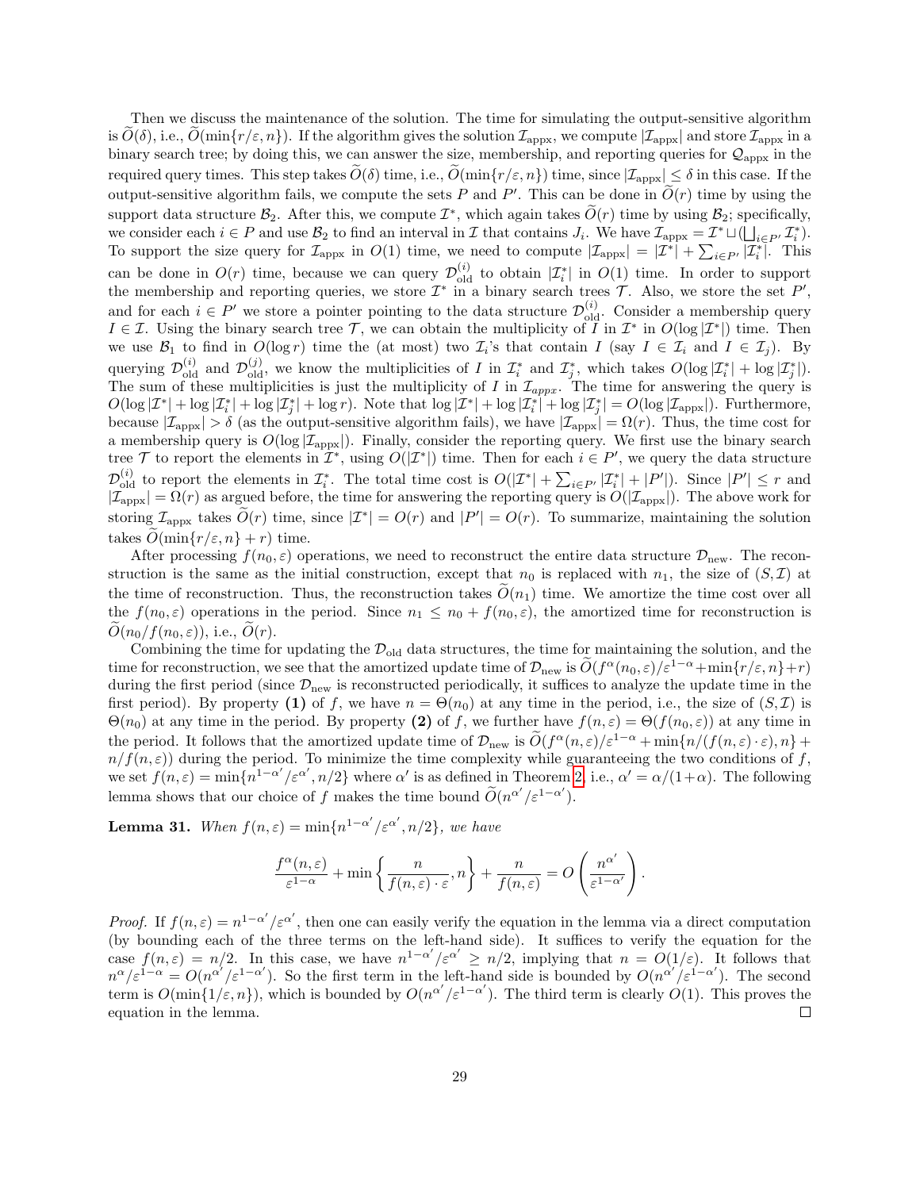Then we discuss the maintenance of the solution. The time for simulating the output-sensitive algorithm is $\widetilde{O}(\delta)$, i.e., $\widetilde{O}(\min\{r/\varepsilon, n\})$. If the algorithm gives the solution $\mathcal{I}_{\text{appx}}$, we compute $|\mathcal{I}_{\text{appx}}|$ and store $\mathcal{I}_{\text{appx}}$ in a binary search tree; by doing this, we can answer the size, membership, and reporting queries for $\mathcal{Q}_{\text{appx}}$ in the required query times. This step takes $\widetilde{O}(\delta)$ time, i.e., $\widetilde{O}(\min\{r/\varepsilon, n\})$ time, since $|\mathcal{I}_{\text{appx}}| \leq \delta$ in this case. If the output-sensitive algorithm fails, we compute the sets $P$ and $P'$. This can be done in $\widetilde{O}(r)$ time by using the support data structure $\mathcal{B}_2$. After this, we compute $\mathcal{I}^*$, which again takes $\widetilde{O}(r)$ time by using $\mathcal{B}_2$; specifically, we consider each $i \in P$ and use $\mathcal{B}_2$ to find an interval in $\mathcal{I}$ that contains $J_i$. We have $\mathcal{I}_{\text{appx}} = \mathcal{I}^* \sqcup (\bigsqcup_{i \in P'} \mathcal{I}_i^*)$. To support the size query for $\mathcal{I}_{\text{appx}}$ in $O(1)$ time, we need to compute $|\mathcal{I}_{\text{appx}}| = |\mathcal{I}^*| + \sum_{i \in P'} |\mathcal{I}_i^*|$. This can be done in $O(r)$ time, because we can query $\mathcal{D}_{\text{old}}^{(i)}$ to obtain $|\mathcal{I}_i^*|$ in $O(1)$ time. In order to support the membership and reporting queries, we store $\mathcal{I}^*$ in a binary search trees $\mathcal{T}$. Also, we store the set $P'$, and for each $i \in P'$ we store a pointer pointing to the data structure $\mathcal{D}_{\text{old}}^{(i)}$. Consider a membership query $I \in \mathcal{I}$. Using the binary search tree $\mathcal{T}$, we can obtain the multiplicity of $I$ in $\mathcal{I}^*$ in $O(\log |\mathcal{I}^*|)$ time. Then we use $\mathcal{B}_1$ to find in $O(\log r)$ time the (at most) two $\mathcal{I}_i$'s that contain $I$ (say $I \in \mathcal{I}_i$ and $I \in \mathcal{I}_j$). By querying $\mathcal{D}_{\text{old}}^{(i)}$ and $\mathcal{D}_{\text{old}}^{(j)}$, we know the multiplicities of $I$ in $\mathcal{I}_i^*$ and $\mathcal{I}_j^*$, which takes $O(\log |\mathcal{I}_i^*| + \log |\mathcal{I}_j^*|)$. The sum of these multiplicities is just the multiplicity of $I$ in $\mathcal{I}_{appx}$. The time for answering the query is $O(\log |\mathcal{I}^*| + \log |\mathcal{I}_i^*| + \log |\mathcal{I}_j^*| + \log r)$. Note that $\log |\mathcal{I}^*| + \log |\mathcal{I}_i^*| + \log |\mathcal{I}_j^*| = O(\log |\mathcal{I}_{\text{appx}}|)$. Furthermore, because $|\mathcal{I}_{\text{appx}}| > \delta$ (as the output-sensitive algorithm fails), we have $|\mathcal{I}_{\text{appx}}| = \Omega(r)$. Thus, the time cost for a membership query is $O(\log |\mathcal{I}_{\text{appx}}|)$. Finally, consider the reporting query. We first use the binary search tree $\mathcal{T}$ to report the elements in $\mathcal{I}^*$, using $O(|\mathcal{I}^*|)$ time. Then for each $i \in P'$, we query the data structure $\mathcal{D}_{\text{old}}^{(i)}$ to report the elements in $\mathcal{I}_i^*$. The total time cost is $O(|\mathcal{I}^*| + \sum_{i \in P'} |\mathcal{I}_i^*| + |P'|)$. Since $|P'| \leq r$ and $|\mathcal{I}_{\text{appx}}| = \Omega(r)$ as argued before, the time for answering the reporting query is $O(|\mathcal{I}_{\text{appx}}|)$. The above work for storing $\mathcal{I}_{\text{appx}}$ takes $\widetilde{O}(r)$ time, since $|\mathcal{I}^*| = O(r)$ and $|P'| = O(r)$. To summarize, maintaining the solution takes $\widetilde{O}(\min\{r/\varepsilon, n\} + r)$ time.

After processing $f(n_0, \varepsilon)$ operations, we need to reconstruct the entire data structure $\mathcal{D}_{\text{new}}$. The reconstruction is the same as the initial construction, except that $n_0$ is replaced with $n_1$, the size of $(S, \mathcal{I})$ at the time of reconstruction. Thus, the reconstruction takes $\widetilde{O}(n_1)$ time. We amortize the time cost over all the $f(n_0, \varepsilon)$ operations in the period. Since $n_1 \leq n_0 + f(n_0, \varepsilon)$, the amortized time for reconstruction is $\widetilde{O}(n_0/f(n_0, \varepsilon))$, i.e., $\widetilde{O}(r)$.

Combining the time for updating the $\mathcal{D}_{\text{old}}$ data structures, the time for maintaining the solution, and the time for reconstruction, we see that the amortized update time of $\mathcal{D}_{\text{new}}$ is $\widetilde{O}(f^\alpha(n_0, \varepsilon)/\varepsilon^{1-\alpha} + \min\{r/\varepsilon, n\} + r)$ during the first period (since $\mathcal{D}_{\text{new}}$ is reconstructed periodically, it suffices to analyze the update time in the first period). By property **(1)** of $f$, we have $n = \Theta(n_0)$ at any time in the period, i.e., the size of $(S, \mathcal{I})$ is $\Theta(n_0)$ at any time in the period. By property **(2)** of $f$, we further have $f(n, \varepsilon) = \Theta(f(n_0, \varepsilon))$ at any time in the period. It follows that the amortized update time of $\mathcal{D}_{\text{new}}$ is $\widetilde{O}(f^\alpha(n, \varepsilon)/\varepsilon^{1-\alpha} + \min\{n/(f(n, \varepsilon) \cdot \varepsilon), n\} + n/f(n, \varepsilon))$ during the period. To minimize the time complexity while guaranteeing the two conditions of $f$, we set $f(n, \varepsilon) = \min\{n^{1-\alpha'}/\varepsilon^{\alpha'}, n/2\}$ where $\alpha'$ is as defined in Theorem 2, i.e., $\alpha' = \alpha/(1+\alpha)$. The following lemma shows that our choice of $f$ makes the time bound $\widetilde{O}(n^{\alpha'}/\varepsilon^{1-\alpha'})$.

**Lemma 31.** *When $f(n, \varepsilon) = \min\{n^{1-\alpha'}/\varepsilon^{\alpha'}, n/2\}$, we have*

$$\frac{f^\alpha(n, \varepsilon)}{\varepsilon^{1-\alpha}} + \min\left\{\frac{n}{f(n, \varepsilon) \cdot \varepsilon}, n\right\} + \frac{n}{f(n, \varepsilon)} = O\left(\frac{n^{\alpha'}}{\varepsilon^{1-\alpha'}}\right).$$

*Proof.* If $f(n, \varepsilon) = n^{1-\alpha'}/\varepsilon^{\alpha'}$, then one can easily verify the equation in the lemma via a direct computation (by bounding each of the three terms on the left-hand side). It suffices to verify the equation for the case $f(n, \varepsilon) = n/2$. In this case, we have $n^{1-\alpha'}/\varepsilon^{\alpha'} \geq n/2$, implying that $n = O(1/\varepsilon)$. It follows that $n^\alpha/\varepsilon^{1-\alpha} = O(n^{\alpha'}/\varepsilon^{1-\alpha'})$. So the first term in the left-hand side is bounded by $O(n^{\alpha'}/\varepsilon^{1-\alpha'})$. The second term is $O(\min\{1/\varepsilon, n\})$, which is bounded by $O(n^{\alpha'}/\varepsilon^{1-\alpha'})$. The third term is clearly $O(1)$. This proves the equation in the lemma. □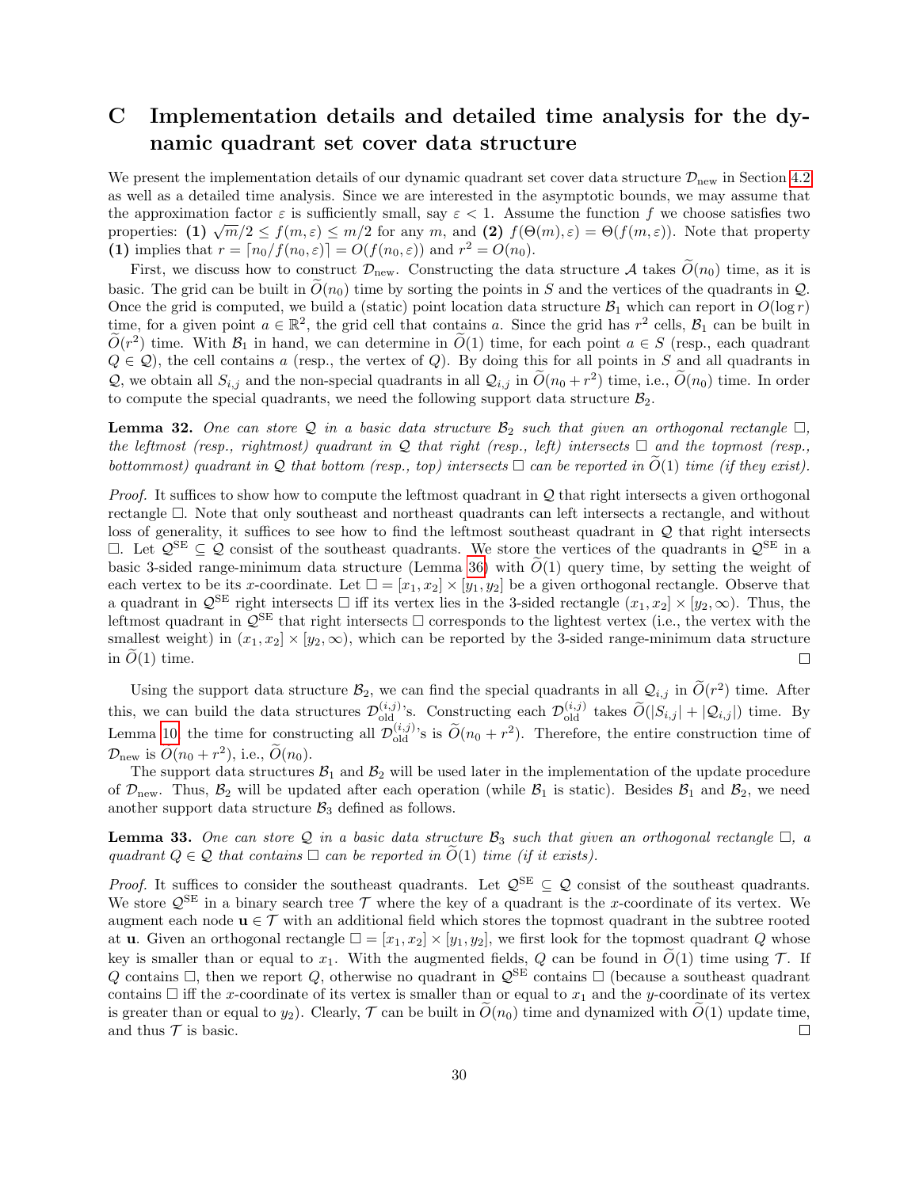# C Implementation details and detailed time analysis for the dynamic quadrant set cover data structure

We present the implementation details of our dynamic quadrant set cover data structure $\mathcal{D}_{\text{new}}$ in Section 4.2 as well as a detailed time analysis. Since we are interested in the asymptotic bounds, we may assume that the approximation factor $\varepsilon$ is sufficiently small, say $\varepsilon < 1$. Assume the function $f$ we choose satisfies two properties: **(1)** $\sqrt{m}/2 \leq f(m, \varepsilon) \leq m/2$ for any $m$, and **(2)** $f(\Theta(m), \varepsilon) = \Theta(f(m, \varepsilon))$. Note that property **(1)** implies that $r = \lceil n_0/f(n_0, \varepsilon) \rceil = O(f(n_0, \varepsilon))$ and $r^2 = O(n_0)$.

First, we discuss how to construct $\mathcal{D}_{\text{new}}$. Constructing the data structure $\mathcal{A}$ takes $\widetilde{O}(n_0)$ time, as it is basic. The grid can be built in $\widetilde{O}(n_0)$ time by sorting the points in $S$ and the vertices of the quadrants in $\mathcal{Q}$. Once the grid is computed, we build a (static) point location data structure $\mathcal{B}_1$ which can report in $O(\log r)$ time, for a given point $a \in \mathbb{R}^2$, the grid cell that contains $a$. Since the grid has $r^2$ cells, $\mathcal{B}_1$ can be built in $\widetilde{O}(r^2)$ time. With $\mathcal{B}_1$ in hand, we can determine in $\widetilde{O}(1)$ time, for each point $a \in S$ (resp., each quadrant $Q \in \mathcal{Q}$), the cell contains $a$ (resp., the vertex of $Q$). By doing this for all points in $S$ and all quadrants in $\mathcal{Q}$, we obtain all $S_{i,j}$ and the non-special quadrants in all $\mathcal{Q}_{i,j}$ in $\widetilde{O}(n_0 + r^2)$ time, i.e., $\widetilde{O}(n_0)$ time. In order to compute the special quadrants, we need the following support data structure $\mathcal{B}_2$.

**Lemma 32.** *One can store $\mathcal{Q}$ in a basic data structure $\mathcal{B}_2$ such that given an orthogonal rectangle $\square$, the leftmost (resp., rightmost) quadrant in $\mathcal{Q}$ that right (resp., left) intersects $\square$ and the topmost (resp., bottommost) quadrant in $\mathcal{Q}$ that bottom (resp., top) intersects $\square$ can be reported in $\widetilde{O}(1)$ time (if they exist).*

*Proof.* It suffices to show how to compute the leftmost quadrant in $\mathcal{Q}$ that right intersects a given orthogonal rectangle $\square$. Note that only southeast and northeast quadrants can left intersects a rectangle, and without loss of generality, it suffices to see how to find the leftmost southeast quadrant in $\mathcal{Q}$ that right intersects $\square$. Let $\mathcal{Q}^{\text{SE}} \subseteq \mathcal{Q}$ consist of the southeast quadrants. We store the vertices of the quadrants in $\mathcal{Q}^{\text{SE}}$ in a basic 3-sided range-minimum data structure (Lemma 36) with $\widetilde{O}(1)$ query time, by setting the weight of each vertex to be its $x$-coordinate. Let $\square = [x_1, x_2] \times [y_1, y_2]$ be a given orthogonal rectangle. Observe that a quadrant in $\mathcal{Q}^{\text{SE}}$ right intersects $\square$ iff its vertex lies in the 3-sided rectangle $(x_1, x_2] \times [y_2, \infty)$. Thus, the leftmost quadrant in $\mathcal{Q}^{\text{SE}}$ that right intersects $\square$ corresponds to the lightest vertex (i.e., the vertex with the smallest weight) in $(x_1, x_2] \times [y_2, \infty)$, which can be reported by the 3-sided range-minimum data structure in $\widetilde{O}(1)$ time. ∎

Using the support data structure $\mathcal{B}_2$, we can find the special quadrants in all $\mathcal{Q}_{i,j}$ in $\widetilde{O}(r^2)$ time. After this, we can build the data structures $\mathcal{D}_{\text{old}}^{(i,j)}$'s. Constructing each $\mathcal{D}_{\text{old}}^{(i,j)}$ takes $\widetilde{O}(|S_{i,j}| + |\mathcal{Q}_{i,j}|)$ time. By Lemma 10, the time for constructing all $\mathcal{D}_{\text{old}}^{(i,j)}$'s is $\widetilde{O}(n_0 + r^2)$. Therefore, the entire construction time of $\mathcal{D}_{\text{new}}$ is $O(n_0 + r^2)$, i.e., $\widetilde{O}(n_0)$.

The support data structures $\mathcal{B}_1$ and $\mathcal{B}_2$ will be used later in the implementation of the update procedure of $\mathcal{D}_{\text{new}}$. Thus, $\mathcal{B}_2$ will be updated after each operation (while $\mathcal{B}_1$ is static). Besides $\mathcal{B}_1$ and $\mathcal{B}_2$, we need another support data structure $\mathcal{B}_3$ defined as follows.

**Lemma 33.** *One can store $\mathcal{Q}$ in a basic data structure $\mathcal{B}_3$ such that given an orthogonal rectangle $\square$, a quadrant $Q \in \mathcal{Q}$ that contains $\square$ can be reported in $\widetilde{O}(1)$ time (if it exists).*

*Proof.* It suffices to consider the southeast quadrants. Let $\mathcal{Q}^{\text{SE}} \subseteq \mathcal{Q}$ consist of the southeast quadrants. We store $\mathcal{Q}^{\text{SE}}$ in a binary search tree $\mathcal{T}$ where the key of a quadrant is the $x$-coordinate of its vertex. We augment each node $\mathbf{u} \in \mathcal{T}$ with an additional field which stores the topmost quadrant in the subtree rooted at $\mathbf{u}$. Given an orthogonal rectangle $\square = [x_1, x_2] \times [y_1, y_2]$, we first look for the topmost quadrant $Q$ whose key is smaller than or equal to $x_1$. With the augmented fields, $Q$ can be found in $\widetilde{O}(1)$ time using $\mathcal{T}$. If $Q$ contains $\square$, then we report $Q$, otherwise no quadrant in $\mathcal{Q}^{\text{SE}}$ contains $\square$ (because a southeast quadrant contains $\square$ iff the $x$-coordinate of its vertex is smaller than or equal to $x_1$ and the $y$-coordinate of its vertex is greater than or equal to $y_2$). Clearly, $\mathcal{T}$ can be built in $\widetilde{O}(n_0)$ time and dynamized with $\widetilde{O}(1)$ update time, and thus $\mathcal{T}$ is basic. ∎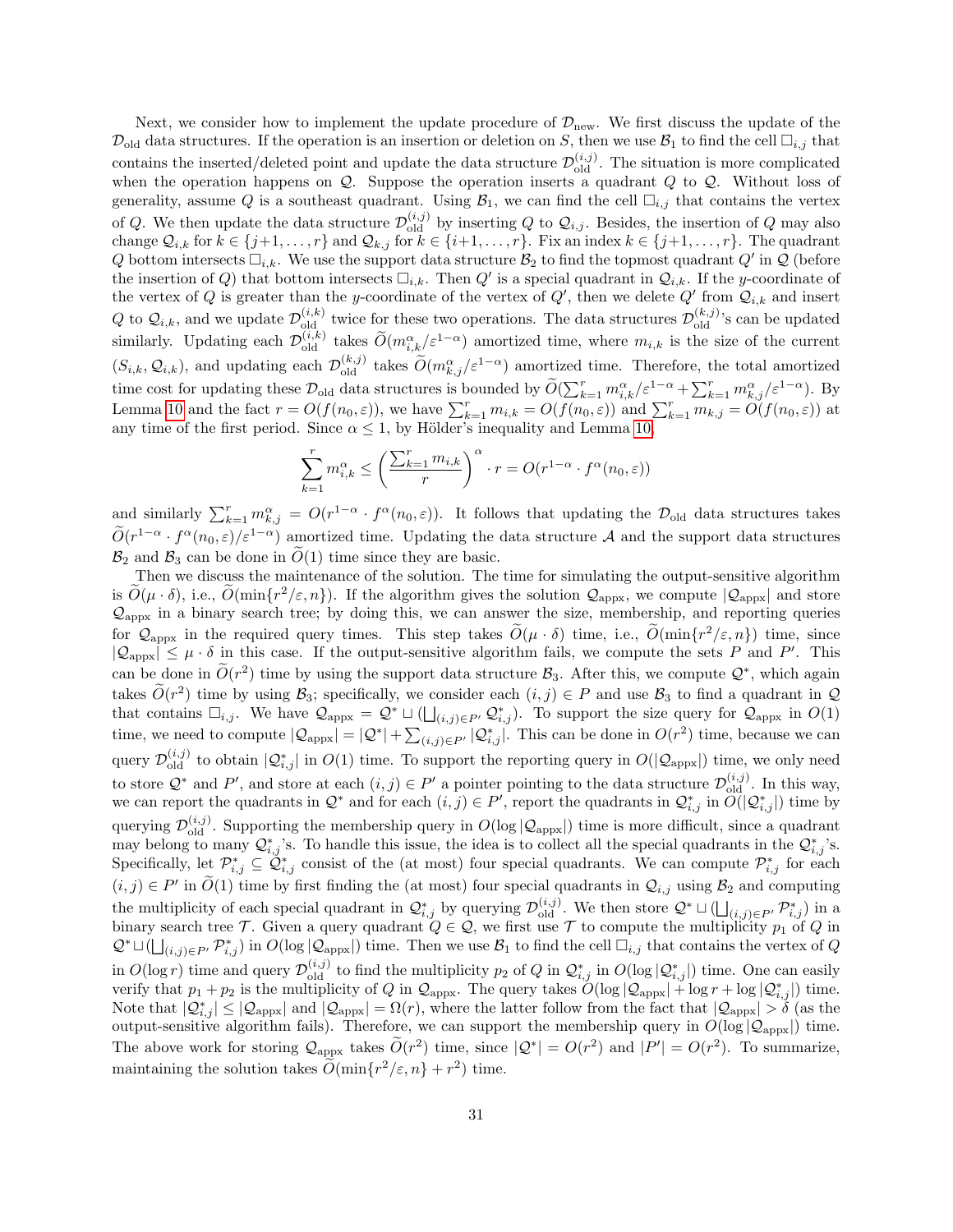Next, we consider how to implement the update procedure of $\mathcal{D}_{\text{new}}$. We first discuss the update of the $\mathcal{D}_{\text{old}}$ data structures. If the operation is an insertion or deletion on $S$, then we use $\mathcal{B}_1$ to find the cell $\square_{i,j}$ that contains the inserted/deleted point and update the data structure $\mathcal{D}_{\text{old}}^{(i,j)}$. The situation is more complicated when the operation happens on $\mathcal{Q}$. Suppose the operation inserts a quadrant $Q$ to $\mathcal{Q}$. Without loss of generality, assume $Q$ is a southeast quadrant. Using $\mathcal{B}_1$, we can find the cell $\square_{i,j}$ that contains the vertex of $Q$. We then update the data structure $\mathcal{D}_{\text{old}}^{(i,j)}$ by inserting $Q$ to $\mathcal{Q}_{i,j}$. Besides, the insertion of $Q$ may also change $\mathcal{Q}_{i,k}$ for $k \in \{j+1,\dots,r\}$ and $\mathcal{Q}_{k,j}$ for $k \in \{i+1,\dots,r\}$. Fix an index $k \in \{j+1,\dots,r\}$. The quadrant $Q$ bottom intersects $\square_{i,k}$. We use the support data structure $\mathcal{B}_2$ to find the topmost quadrant $Q'$ in $\mathcal{Q}$ (before the insertion of $Q$) that bottom intersects $\square_{i,k}$. Then $Q'$ is a special quadrant in $\mathcal{Q}_{i,k}$. If the $y$-coordinate of the vertex of $Q$ is greater than the $y$-coordinate of the vertex of $Q'$, then we delete $Q'$ from $\mathcal{Q}_{i,k}$ and insert $Q$ to $\mathcal{Q}_{i,k}$, and we update $\mathcal{D}_{\text{old}}^{(i,k)}$ twice for these two operations. The data structures $\mathcal{D}_{\text{old}}^{(k,j)}$'s can be updated similarly. Updating each $\mathcal{D}_{\text{old}}^{(i,k)}$ takes $\widetilde{O}(m_{i,k}^{\alpha}/\varepsilon^{1-\alpha})$ amortized time, where $m_{i,k}$ is the size of the current $(S_{i,k},\mathcal{Q}_{i,k})$, and updating each $\mathcal{D}_{\text{old}}^{(k,j)}$ takes $\widetilde{O}(m_{k,j}^{\alpha}/\varepsilon^{1-\alpha})$ amortized time. Therefore, the total amortized time cost for updating these $\mathcal{D}_{\text{old}}$ data structures is bounded by $\widetilde{O}(\sum_{k=1}^{r} m_{i,k}^{\alpha}/\varepsilon^{1-\alpha} + \sum_{k=1}^{r} m_{k,j}^{\alpha}/\varepsilon^{1-\alpha})$. By Lemma 10 and the fact $r = O(f(n_0,\varepsilon))$, we have $\sum_{k=1}^{r} m_{i,k} = O(f(n_0,\varepsilon))$ and $\sum_{k=1}^{r} m_{k,j} = O(f(n_0,\varepsilon))$ at any time of the first period. Since $\alpha \leq 1$, by Hölder's inequality and Lemma 10,

$$\sum_{k=1}^{r} m_{i,k}^{\alpha} \leq \left(\frac{\sum_{k=1}^{r} m_{i,k}}{r}\right)^{\alpha} \cdot r = O(r^{1-\alpha} \cdot f^{\alpha}(n_0,\varepsilon))$$

and similarly $\sum_{k=1}^{r} m_{k,j}^{\alpha} = O(r^{1-\alpha} \cdot f^{\alpha}(n_0,\varepsilon))$. It follows that updating the $\mathcal{D}_{\text{old}}$ data structures takes $\widetilde{O}(r^{1-\alpha} \cdot f^{\alpha}(n_0,\varepsilon)/\varepsilon^{1-\alpha})$ amortized time. Updating the data structure $\mathcal{A}$ and the support data structures $\mathcal{B}_2$ and $\mathcal{B}_3$ can be done in $\widetilde{O}(1)$ time since they are basic.

Then we discuss the maintenance of the solution. The time for simulating the output-sensitive algorithm is $\widetilde{O}(\mu \cdot \delta)$, i.e., $\widetilde{O}(\min\{r^2/\varepsilon, n\})$. If the algorithm gives the solution $\mathcal{Q}_{\text{appx}}$, we compute $|\mathcal{Q}_{\text{appx}}|$ and store $\mathcal{Q}_{\text{appx}}$ in a binary search tree; by doing this, we can answer the size, membership, and reporting queries for $\mathcal{Q}_{\text{appx}}$ in the required query times. This step takes $\widetilde{O}(\mu \cdot \delta)$ time, i.e., $\widetilde{O}(\min\{r^2/\varepsilon, n\})$ time, since $|\mathcal{Q}_{\text{appx}}| \leq \mu \cdot \delta$ in this case. If the output-sensitive algorithm fails, we compute the sets $P$ and $P'$. This can be done in $\widetilde{O}(r^2)$ time by using the support data structure $\mathcal{B}_3$. After this, we compute $\mathcal{Q}^*$, which again takes $\widetilde{O}(r^2)$ time by using $\mathcal{B}_3$; specifically, we consider each $(i,j) \in P$ and use $\mathcal{B}_3$ to find a quadrant in $\mathcal{Q}$ that contains $\square_{i,j}$. We have $\mathcal{Q}_{\text{appx}} = \mathcal{Q}^* \sqcup (\bigsqcup_{(i,j)\in P'} \mathcal{Q}_{i,j}^*)$. To support the size query for $\mathcal{Q}_{\text{appx}}$ in $O(1)$ time, we need to compute $|\mathcal{Q}_{\text{appx}}| = |\mathcal{Q}^*| + \sum_{(i,j)\in P'} |\mathcal{Q}_{i,j}^*|$. This can be done in $O(r^2)$ time, because we can query $\mathcal{D}_{\text{old}}^{(i,j)}$ to obtain $|\mathcal{Q}_{i,j}^*|$ in $O(1)$ time. To support the reporting query in $O(|\mathcal{Q}_{\text{appx}}|)$ time, we only need to store $\mathcal{Q}^*$ and $P'$, and store at each $(i,j) \in P'$ a pointer pointing to the data structure $\mathcal{D}_{\text{old}}^{(i,j)}$. In this way, we can report the quadrants in $\mathcal{Q}^*$ and for each $(i,j) \in P'$, report the quadrants in $\mathcal{Q}_{i,j}^*$ in $O(|\mathcal{Q}_{i,j}^*|)$ time by querying $\mathcal{D}_{\text{old}}^{(i,j)}$. Supporting the membership query in $O(\log |\mathcal{Q}_{\text{appx}}|)$ time is more difficult, since a quadrant may belong to many $\mathcal{Q}_{i,j}^*$'s. To handle this issue, the idea is to collect all the special quadrants in the $\mathcal{Q}_{i,j}^*$'s. Specifically, let $\mathcal{P}_{i,j}^* \subseteq \mathcal{Q}_{i,j}^*$ consist of the (at most) four special quadrants. We can compute $\mathcal{P}_{i,j}^*$ for each $(i,j) \in P'$ in $\widetilde{O}(1)$ time by first finding the (at most) four special quadrants in $\mathcal{Q}_{i,j}$ using $\mathcal{B}_2$ and computing the multiplicity of each special quadrant in $\mathcal{Q}_{i,j}^*$ by querying $\mathcal{D}_{\text{old}}^{(i,j)}$. We then store $\mathcal{Q}^* \sqcup (\bigsqcup_{(i,j)\in P'} \mathcal{P}_{i,j}^*)$ in a binary search tree $\mathcal{T}$. Given a query quadrant $Q \in \mathcal{Q}$, we first use $\mathcal{T}$ to compute the multiplicity $p_1$ of $Q$ in $\mathcal{Q}^* \sqcup (\bigsqcup_{(i,j)\in P'} \mathcal{P}_{i,j}^*)$ in $O(\log |\mathcal{Q}_{\text{appx}}|)$ time. Then we use $\mathcal{B}_1$ to find the cell $\square_{i,j}$ that contains the vertex of $Q$ in $O(\log r)$ time and query $\mathcal{D}_{\text{old}}^{(i,j)}$ to find the multiplicity $p_2$ of $Q$ in $\mathcal{Q}_{i,j}^*$ in $O(\log |\mathcal{Q}_{i,j}^*|)$ time. One can easily verify that $p_1 + p_2$ is the multiplicity of $Q$ in $\mathcal{Q}_{\text{appx}}$. The query takes $O(\log |\mathcal{Q}_{\text{appx}}| + \log r + \log |\mathcal{Q}_{i,j}^*|)$ time. Note that $|\mathcal{Q}_{i,j}^*| \leq |\mathcal{Q}_{\text{appx}}|$ and $|\mathcal{Q}_{\text{appx}}| = \Omega(r)$, where the latter follow from the fact that $|\mathcal{Q}_{\text{appx}}| > \delta$ (as the output-sensitive algorithm fails). Therefore, we can support the membership query in $O(\log |\mathcal{Q}_{\text{appx}}|)$ time. The above work for storing $\mathcal{Q}_{\text{appx}}$ takes $\widetilde{O}(r^2)$ time, since $|\mathcal{Q}^*| = O(r^2)$ and $|P'| = O(r^2)$. To summarize, maintaining the solution takes $\widetilde{O}(\min\{r^2/\varepsilon, n\} + r^2)$ time.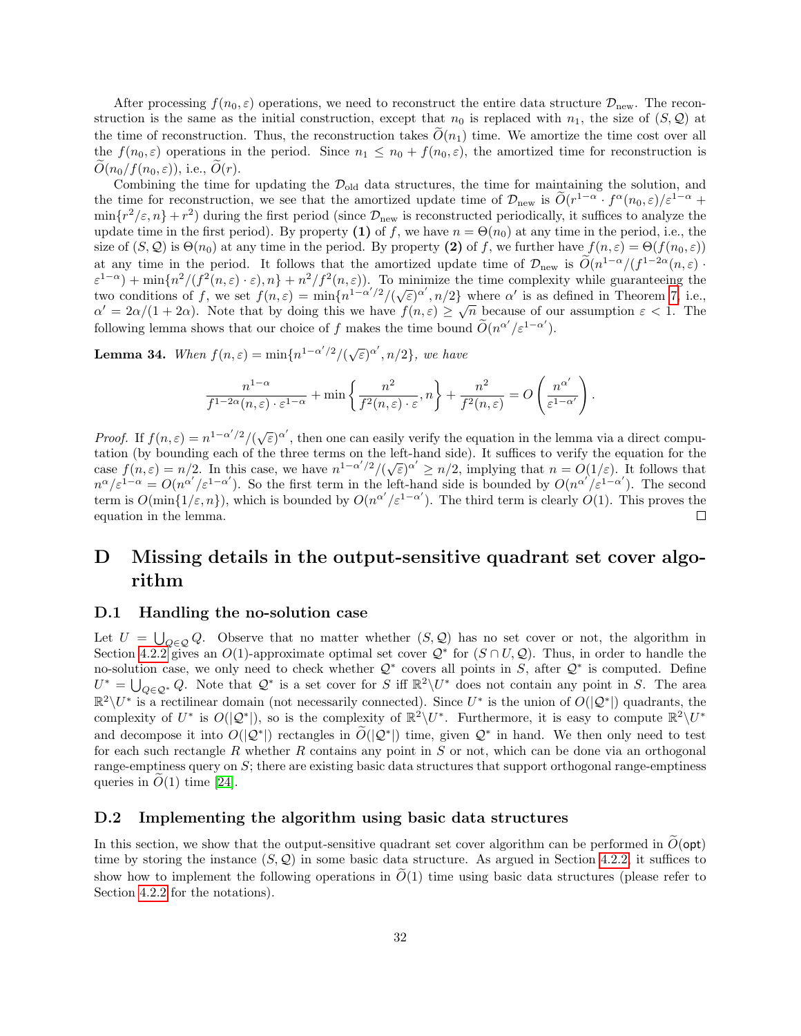After processing $f(n_0, \varepsilon)$ operations, we need to reconstruct the entire data structure $\mathcal{D}_{\text{new}}$. The reconstruction is the same as the initial construction, except that $n_0$ is replaced with $n_1$, the size of $(S, \mathcal{Q})$ at the time of reconstruction. Thus, the reconstruction takes $\widetilde{O}(n_1)$ time. We amortize the time cost over all the $f(n_0, \varepsilon)$ operations in the period. Since $n_1 \leq n_0 + f(n_0, \varepsilon)$, the amortized time for reconstruction is $\widetilde{O}(n_0/f(n_0, \varepsilon))$, i.e., $\widetilde{O}(r)$.

Combining the time for updating the $\mathcal{D}_{\text{old}}$ data structures, the time for maintaining the solution, and the time for reconstruction, we see that the amortized update time of $\mathcal{D}_{\text{new}}$ is $\widetilde{O}(r^{1-\alpha} \cdot f^{\alpha}(n_0, \varepsilon)/\varepsilon^{1-\alpha} + \min\{r^2/\varepsilon, n\} + r^2)$ during the first period (since $\mathcal{D}_{\text{new}}$ is reconstructed periodically, it suffices to analyze the update time in the first period). By property **(1)** of $f$, we have $n = \Theta(n_0)$ at any time in the period, i.e., the size of $(S, \mathcal{Q})$ is $\Theta(n_0)$ at any time in the period. By property **(2)** of $f$, we further have $f(n, \varepsilon) = \Theta(f(n_0, \varepsilon))$ at any time in the period. It follows that the amortized update time of $\mathcal{D}_{\text{new}}$ is $\widetilde{O}(n^{1-\alpha}/(f^{1-2\alpha}(n, \varepsilon) \cdot \varepsilon^{1-\alpha}) + \min\{n^2/(f^2(n, \varepsilon) \cdot \varepsilon), n\} + n^2/f^2(n, \varepsilon))$. To minimize the time complexity while guaranteeing the two conditions of $f$, we set $f(n, \varepsilon) = \min\{n^{1-\alpha'/2}/(\sqrt{\varepsilon})^{\alpha'}, n/2\}$ where $\alpha'$ is as defined in Theorem 7, i.e., $\alpha' = 2\alpha/(1 + 2\alpha)$. Note that by doing this we have $f(n, \varepsilon) \geq \sqrt{n}$ because of our assumption $\varepsilon < 1$. The following lemma shows that our choice of $f$ makes the time bound $\widetilde{O}(n^{\alpha'}/\varepsilon^{1-\alpha'})$.

**Lemma 34.** *When $f(n, \varepsilon) = \min\{n^{1-\alpha'/2}/(\sqrt{\varepsilon})^{\alpha'}, n/2\}$, we have*

$$\frac{n^{1-\alpha}}{f^{1-2\alpha}(n, \varepsilon) \cdot \varepsilon^{1-\alpha}} + \min\left\{\frac{n^2}{f^2(n, \varepsilon) \cdot \varepsilon}, n\right\} + \frac{n^2}{f^2(n, \varepsilon)} = O\left(\frac{n^{\alpha'}}{\varepsilon^{1-\alpha'}}\right).$$

*Proof.* If $f(n, \varepsilon) = n^{1-\alpha'/2}/(\sqrt{\varepsilon})^{\alpha'}$, then one can easily verify the equation in the lemma via a direct computation (by bounding each of the three terms on the left-hand side). It suffices to verify the equation for the case $f(n, \varepsilon) = n/2$. In this case, we have $n^{1-\alpha'/2}/(\sqrt{\varepsilon})^{\alpha'} \geq n/2$, implying that $n = O(1/\varepsilon)$. It follows that $n^{\alpha}/\varepsilon^{1-\alpha} = O(n^{\alpha'}/\varepsilon^{1-\alpha'})$. So the first term in the left-hand side is bounded by $O(n^{\alpha'}/\varepsilon^{1-\alpha'})$. The second term is $O(\min\{1/\varepsilon, n\})$, which is bounded by $O(n^{\alpha'}/\varepsilon^{1-\alpha'})$. The third term is clearly $O(1)$. This proves the equation in the lemma. $\square$

# D Missing details in the output-sensitive quadrant set cover algorithm

## D.1 Handling the no-solution case

Let $U = \bigcup_{Q \in \mathcal{Q}} Q$. Observe that no matter whether $(S, \mathcal{Q})$ has no set cover or not, the algorithm in Section 4.2.2 gives an $O(1)$-approximate optimal set cover $\mathcal{Q}^*$ for $(S \cap U, \mathcal{Q})$. Thus, in order to handle the no-solution case, we only need to check whether $\mathcal{Q}^*$ covers all points in $S$, after $\mathcal{Q}^*$ is computed. Define $U^* = \bigcup_{Q \in \mathcal{Q}^*} Q$. Note that $\mathcal{Q}^*$ is a set cover for $S$ iff $\mathbb{R}^2 \backslash U^*$ does not contain any point in $S$. The area $\mathbb{R}^2 \backslash U^*$ is a rectilinear domain (not necessarily connected). Since $U^*$ is the union of $O(|\mathcal{Q}^*|)$ quadrants, the complexity of $U^*$ is $O(|\mathcal{Q}^*|)$, so is the complexity of $\mathbb{R}^2 \backslash U^*$. Furthermore, it is easy to compute $\mathbb{R}^2 \backslash U^*$ and decompose it into $O(|\mathcal{Q}^*|)$ rectangles in $\widetilde{O}(|\mathcal{Q}^*|)$ time, given $\mathcal{Q}^*$ in hand. We then only need to test for each such rectangle $R$ whether $R$ contains any point in $S$ or not, which can be done via an orthogonal range-emptiness query on $S$; there are existing basic data structures that support orthogonal range-emptiness queries in $\widetilde{O}(1)$ time [24].

## D.2 Implementing the algorithm using basic data structures

In this section, we show that the output-sensitive quadrant set cover algorithm can be performed in $\widetilde{O}(\mathsf{opt})$ time by storing the instance $(S, \mathcal{Q})$ in some basic data structure. As argued in Section 4.2.2, it suffices to show how to implement the following operations in $\widetilde{O}(1)$ time using basic data structures (please refer to Section 4.2.2 for the notations).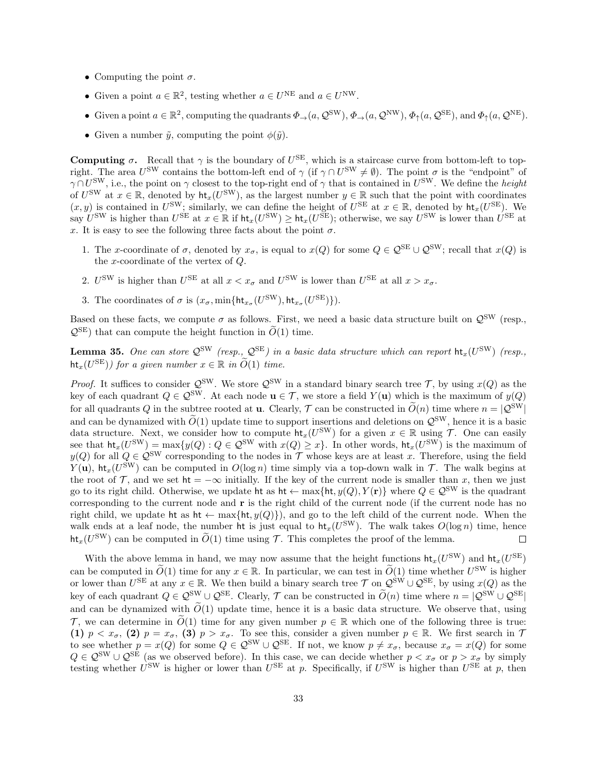- Computing the point $\sigma$.
- Given a point $a \in \mathbb{R}^2$, testing whether $a \in U^{\mathrm{NE}}$ and $a \in U^{\mathrm{NW}}$.
- Given a point $a \in \mathbb{R}^2$, computing the quadrants $\Phi_{\rightarrow}(a, \mathcal{Q}^{\mathrm{SW}})$, $\Phi_{\rightarrow}(a, \mathcal{Q}^{\mathrm{NW}})$, $\Phi_{\uparrow}(a, \mathcal{Q}^{\mathrm{SE}})$, and $\Phi_{\uparrow}(a, \mathcal{Q}^{\mathrm{NE}})$.
- Given a number $\tilde{y}$, computing the point $\phi(\tilde{y})$.

**Computing $\sigma$.** Recall that $\gamma$ is the boundary of $U^{\mathrm{SE}}$, which is a staircase curve from bottom-left to top-right. The area $U^{\mathrm{SW}}$ contains the bottom-left end of $\gamma$ (if $\gamma \cap U^{\mathrm{SW}} \neq \emptyset$). The point $\sigma$ is the "endpoint" of $\gamma \cap U^{\mathrm{SW}}$, i.e., the point on $\gamma$ closest to the top-right end of $\gamma$ that is contained in $U^{\mathrm{SW}}$. We define the *height* of $U^{\mathrm{SW}}$ at $x \in \mathbb{R}$, denoted by $\mathsf{ht}_x(U^{\mathrm{SW}})$, as the largest number $y \in \mathbb{R}$ such that the point with coordinates $(x, y)$ is contained in $U^{\mathrm{SW}}$; similarly, we can define the height of $U^{\mathrm{SE}}$ at $x \in \mathbb{R}$, denoted by $\mathsf{ht}_x(U^{\mathrm{SE}})$. We say $U^{\mathrm{SW}}$ is higher than $U^{\mathrm{SE}}$ at $x \in \mathbb{R}$ if $\mathsf{ht}_x(U^{\mathrm{SW}}) \geq \mathsf{ht}_x(U^{\mathrm{SE}})$; otherwise, we say $U^{\mathrm{SW}}$ is lower than $U^{\mathrm{SE}}$ at $x$. It is easy to see the following three facts about the point $\sigma$.

1. The $x$-coordinate of $\sigma$, denoted by $x_\sigma$, is equal to $x(Q)$ for some $Q \in \mathcal{Q}^{\mathrm{SE}} \cup \mathcal{Q}^{\mathrm{SW}}$; recall that $x(Q)$ is the $x$-coordinate of the vertex of $Q$.
2. $U^{\mathrm{SW}}$ is higher than $U^{\mathrm{SE}}$ at all $x < x_\sigma$ and $U^{\mathrm{SW}}$ is lower than $U^{\mathrm{SE}}$ at all $x > x_\sigma$.
3. The coordinates of $\sigma$ is $(x_\sigma, \min\{\mathsf{ht}_{x_\sigma}(U^{\mathrm{SW}}), \mathsf{ht}_{x_\sigma}(U^{\mathrm{SE}})\})$.

Based on these facts, we compute $\sigma$ as follows. First, we need a basic data structure built on $\mathcal{Q}^{\mathrm{SW}}$ (resp., $\mathcal{Q}^{\mathrm{SE}}$) that can compute the height function in $\widetilde{O}(1)$ time.

**Lemma 35.** *One can store $\mathcal{Q}^{\mathrm{SW}}$ (resp., $\mathcal{Q}^{\mathrm{SE}}$) in a basic data structure which can report $\mathsf{ht}_x(U^{\mathrm{SW}})$ (resp., $\mathsf{ht}_x(U^{\mathrm{SE}})$) for a given number $x \in \mathbb{R}$ in $\widetilde{O}(1)$ time.*

*Proof.* It suffices to consider $\mathcal{Q}^{\mathrm{SW}}$. We store $\mathcal{Q}^{\mathrm{SW}}$ in a standard binary search tree $\mathcal{T}$, by using $x(Q)$ as the key of each quadrant $Q \in \mathcal{Q}^{\mathrm{SW}}$. At each node $\mathbf{u} \in \mathcal{T}$, we store a field $Y(\mathbf{u})$ which is the maximum of $y(Q)$ for all quadrants $Q$ in the subtree rooted at $\mathbf{u}$. Clearly, $\mathcal{T}$ can be constructed in $\widetilde{O}(n)$ time where $n = |\mathcal{Q}^{\mathrm{SW}}|$ and can be dynamized with $\widetilde{O}(1)$ update time to support insertions and deletions on $\mathcal{Q}^{\mathrm{SW}}$, hence it is a basic data structure. Next, we consider how to compute $\mathsf{ht}_x(U^{\mathrm{SW}})$ for a given $x \in \mathbb{R}$ using $\mathcal{T}$. One can easily see that $\mathsf{ht}_x(U^{\mathrm{SW}}) = \max\{y(Q) : Q \in \mathcal{Q}^{\mathrm{SW}} \text{ with } x(Q) \geq x\}$. In other words, $\mathsf{ht}_x(U^{\mathrm{SW}})$ is the maximum of $y(Q)$ for all $Q \in \mathcal{Q}^{\mathrm{SW}}$ corresponding to the nodes in $\mathcal{T}$ whose keys are at least $x$. Therefore, using the field $Y(\mathbf{u})$, $\mathsf{ht}_x(U^{\mathrm{SW}})$ can be computed in $O(\log n)$ time simply via a top-down walk in $\mathcal{T}$. The walk begins at the root of $\mathcal{T}$, and we set $\mathsf{ht} = -\infty$ initially. If the key of the current node is smaller than $x$, then we just go to its right child. Otherwise, we update $\mathsf{ht}$ as $\mathsf{ht} \leftarrow \max\{\mathsf{ht}, y(Q), Y(\mathbf{r})\}$ where $Q \in \mathcal{Q}^{\mathrm{SW}}$ is the quadrant corresponding to the current node and $\mathbf{r}$ is the right child of the current node (if the current node has no right child, we update $\mathsf{ht}$ as $\mathsf{ht} \leftarrow \max\{\mathsf{ht}, y(Q)\}$), and go to the left child of the current node. When the walk ends at a leaf node, the number $\mathsf{ht}$ is just equal to $\mathsf{ht}_x(U^{\mathrm{SW}})$. The walk takes $O(\log n)$ time, hence $\mathsf{ht}_x(U^{\mathrm{SW}})$ can be computed in $\widetilde{O}(1)$ time using $\mathcal{T}$. This completes the proof of the lemma. $\square$

With the above lemma in hand, we may now assume that the height functions $\mathsf{ht}_x(U^{\mathrm{SW}})$ and $\mathsf{ht}_x(U^{\mathrm{SE}})$ can be computed in $\widetilde{O}(1)$ time for any $x \in \mathbb{R}$. In particular, we can test in $\widetilde{O}(1)$ time whether $U^{\mathrm{SW}}$ is higher or lower than $U^{\mathrm{SE}}$ at any $x \in \mathbb{R}$. We then build a binary search tree $\mathcal{T}$ on $\mathcal{Q}^{\mathrm{SW}} \cup \mathcal{Q}^{\mathrm{SE}}$, by using $x(Q)$ as the key of each quadrant $Q \in \mathcal{Q}^{\mathrm{SW}} \cup \mathcal{Q}^{\mathrm{SE}}$. Clearly, $\mathcal{T}$ can be constructed in $\widetilde{O}(n)$ time where $n = |\mathcal{Q}^{\mathrm{SW}} \cup \mathcal{Q}^{\mathrm{SE}}|$ and can be dynamized with $\widetilde{O}(1)$ update time, hence it is a basic data structure. We observe that, using $\mathcal{T}$, we can determine in $\widetilde{O}(1)$ time for any given number $p \in \mathbb{R}$ which one of the following three is true: **(1)** $p < x_\sigma$, **(2)** $p = x_\sigma$, **(3)** $p > x_\sigma$. To see this, consider a given number $p \in \mathbb{R}$. We first search in $\mathcal{T}$ to see whether $p = x(Q)$ for some $Q \in \mathcal{Q}^{\mathrm{SW}} \cup \mathcal{Q}^{\mathrm{SE}}$. If not, we know $p \neq x_\sigma$, because $x_\sigma = x(Q)$ for some $Q \in \mathcal{Q}^{\mathrm{SW}} \cup \mathcal{Q}^{\mathrm{SE}}$ (as we observed before). In this case, we can decide whether $p < x_\sigma$ or $p > x_\sigma$ by simply testing whether $U^{\mathrm{SW}}$ is higher or lower than $U^{\mathrm{SE}}$ at $p$. Specifically, if $U^{\mathrm{SW}}$ is higher than $U^{\mathrm{SE}}$ at $p$, then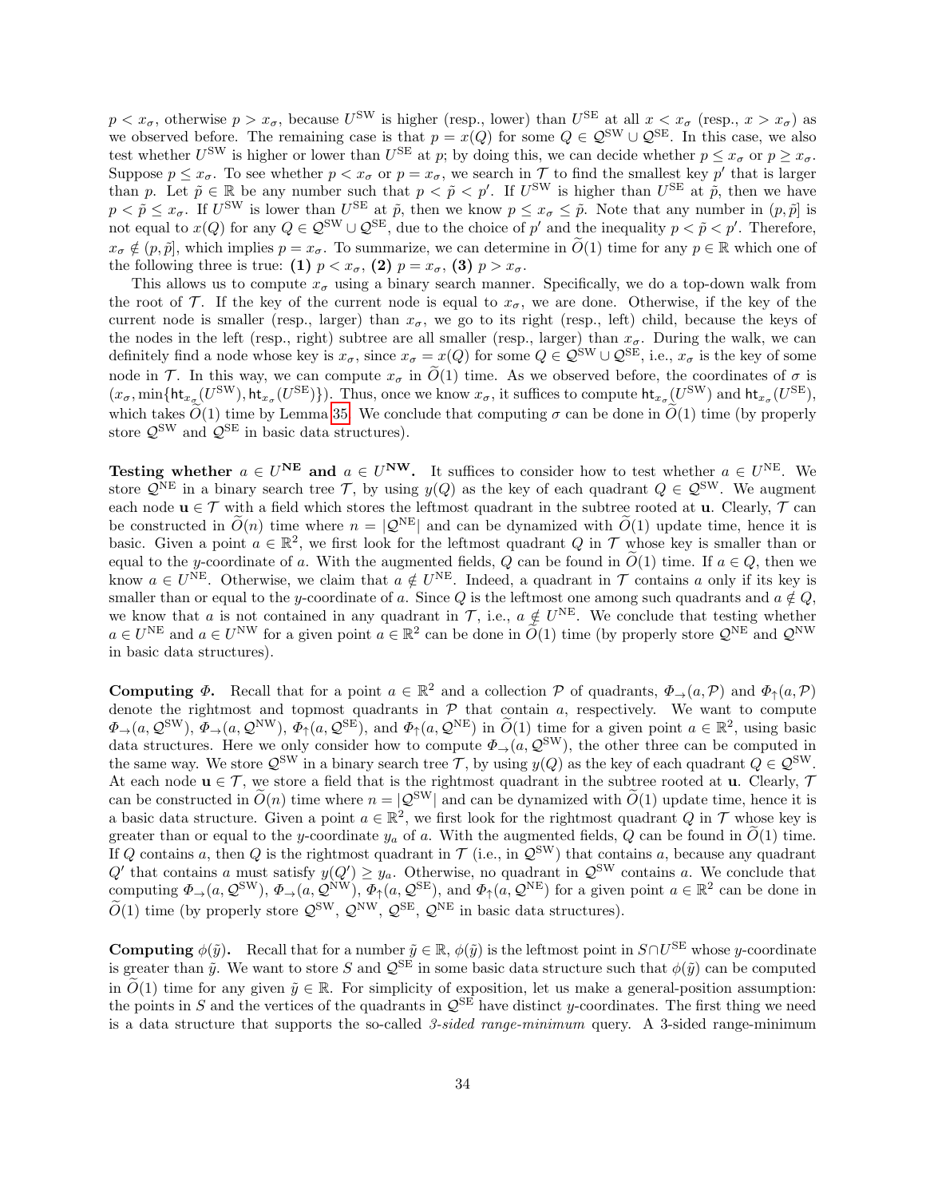$p < x_\sigma$, otherwise $p > x_\sigma$, because $U^{\rm SW}$ is higher (resp., lower) than $U^{\rm SE}$ at all $x < x_\sigma$ (resp., $x > x_\sigma$) as we observed before. The remaining case is that $p = x(Q)$ for some $Q \in \mathcal{Q}^{\rm SW} \cup \mathcal{Q}^{\rm SE}$. In this case, we also test whether $U^{\rm SW}$ is higher or lower than $U^{\rm SE}$ at $p$; by doing this, we can decide whether $p \leq x_\sigma$ or $p \geq x_\sigma$. Suppose $p \leq x_\sigma$. To see whether $p < x_\sigma$ or $p = x_\sigma$, we search in $\mathcal{T}$ to find the smallest key $p'$ that is larger than $p$. Let $\tilde{p} \in \mathbb{R}$ be any number such that $p < \tilde{p} < p'$. If $U^{\rm SW}$ is higher than $U^{\rm SE}$ at $\tilde{p}$, then we have $p < \tilde{p} \leq x_\sigma$. If $U^{\rm SW}$ is lower than $U^{\rm SE}$ at $\tilde{p}$, then we know $p \leq x_\sigma \leq \tilde{p}$. Note that any number in $(p, \tilde{p}]$ is not equal to $x(Q)$ for any $Q \in \mathcal{Q}^{\rm SW} \cup \mathcal{Q}^{\rm SE}$, due to the choice of $p'$ and the inequality $p < \tilde{p} < p'$. Therefore, $x_\sigma \notin (p, \tilde{p}]$, which implies $p = x_\sigma$. To summarize, we can determine in $\widetilde{O}(1)$ time for any $p \in \mathbb{R}$ which one of the following three is true: **(1)** $p < x_\sigma$, **(2)** $p = x_\sigma$, **(3)** $p > x_\sigma$.

This allows us to compute $x_\sigma$ using a binary search manner. Specifically, we do a top-down walk from the root of $\mathcal{T}$. If the key of the current node is equal to $x_\sigma$, we are done. Otherwise, if the key of the current node is smaller (resp., larger) than $x_\sigma$, we go to its right (resp., left) child, because the keys of the nodes in the left (resp., right) subtree are all smaller (resp., larger) than $x_\sigma$. During the walk, we can definitely find a node whose key is $x_\sigma$, since $x_\sigma = x(Q)$ for some $Q \in \mathcal{Q}^{\rm SW} \cup \mathcal{Q}^{\rm SE}$, i.e., $x_\sigma$ is the key of some node in $\mathcal{T}$. In this way, we can compute $x_\sigma$ in $\widetilde{O}(1)$ time. As we observed before, the coordinates of $\sigma$ is $(x_\sigma, \min\{\mathsf{ht}_{x_\sigma}(U^{\rm SW}), \mathsf{ht}_{x_\sigma}(U^{\rm SE})\})$. Thus, once we know $x_\sigma$, it suffices to compute $\mathsf{ht}_{x_\sigma}(U^{\rm SW})$ and $\mathsf{ht}_{x_\sigma}(U^{\rm SE})$, which takes $\widetilde{O}(1)$ time by Lemma 35. We conclude that computing $\sigma$ can be done in $\widetilde{O}(1)$ time (by properly store $\mathcal{Q}^{\rm SW}$ and $\mathcal{Q}^{\rm SE}$ in basic data structures).

**Testing whether $a \in U^{\rm NE}$ and $a \in U^{\rm NW}$.** It suffices to consider how to test whether $a \in U^{\rm NE}$. We store $\mathcal{Q}^{\rm NE}$ in a binary search tree $\mathcal{T}$, by using $y(Q)$ as the key of each quadrant $Q \in \mathcal{Q}^{\rm SW}$. We augment each node $\mathbf{u} \in \mathcal{T}$ with a field which stores the leftmost quadrant in the subtree rooted at $\mathbf{u}$. Clearly, $\mathcal{T}$ can be constructed in $\widetilde{O}(n)$ time where $n = |\mathcal{Q}^{\rm NE}|$ and can be dynamized with $\widetilde{O}(1)$ update time, hence it is basic. Given a point $a \in \mathbb{R}^2$, we first look for the leftmost quadrant $Q$ in $\mathcal{T}$ whose key is smaller than or equal to the $y$-coordinate of $a$. With the augmented fields, $Q$ can be found in $\widetilde{O}(1)$ time. If $a \in Q$, then we know $a \in U^{\rm NE}$. Otherwise, we claim that $a \notin U^{\rm NE}$. Indeed, a quadrant in $\mathcal{T}$ contains $a$ only if its key is smaller than or equal to the $y$-coordinate of $a$. Since $Q$ is the leftmost one among such quadrants and $a \notin Q$, we know that $a$ is not contained in any quadrant in $\mathcal{T}$, i.e., $a \notin U^{\rm NE}$. We conclude that testing whether $a \in U^{\rm NE}$ and $a \in U^{\rm NW}$ for a given point $a \in \mathbb{R}^2$ can be done in $\widetilde{O}(1)$ time (by properly store $\mathcal{Q}^{\rm NE}$ and $\mathcal{Q}^{\rm NW}$ in basic data structures).

**Computing $\Phi$.** Recall that for a point $a \in \mathbb{R}^2$ and a collection $\mathcal{P}$ of quadrants, $\Phi_\rightarrow(a, \mathcal{P})$ and $\Phi_\uparrow(a, \mathcal{P})$ denote the rightmost and topmost quadrants in $\mathcal{P}$ that contain $a$, respectively. We want to compute $\Phi_\rightarrow(a, \mathcal{Q}^{\rm SW})$, $\Phi_\rightarrow(a, \mathcal{Q}^{\rm NW})$, $\Phi_\uparrow(a, \mathcal{Q}^{\rm SE})$, and $\Phi_\uparrow(a, \mathcal{Q}^{\rm NE})$ in $\widetilde{O}(1)$ time for a given point $a \in \mathbb{R}^2$, using basic data structures. Here we only consider how to compute $\Phi_\rightarrow(a, \mathcal{Q}^{\rm SW})$, the other three can be computed in the same way. We store $\mathcal{Q}^{\rm SW}$ in a binary search tree $\mathcal{T}$, by using $y(Q)$ as the key of each quadrant $Q \in \mathcal{Q}^{\rm SW}$. At each node $\mathbf{u} \in \mathcal{T}$, we store a field that is the rightmost quadrant in the subtree rooted at $\mathbf{u}$. Clearly, $\mathcal{T}$ can be constructed in $\widetilde{O}(n)$ time where $n = |\mathcal{Q}^{\rm SW}|$ and can be dynamized with $\widetilde{O}(1)$ update time, hence it is a basic data structure. Given a point $a \in \mathbb{R}^2$, we first look for the rightmost quadrant $Q$ in $\mathcal{T}$ whose key is greater than or equal to the $y$-coordinate $y_a$ of $a$. With the augmented fields, $Q$ can be found in $\widetilde{O}(1)$ time. If $Q$ contains $a$, then $Q$ is the rightmost quadrant in $\mathcal{T}$ (i.e., in $\mathcal{Q}^{\rm SW}$) that contains $a$, because any quadrant $Q'$ that contains $a$ must satisfy $y(Q') \geq y_a$. Otherwise, no quadrant in $\mathcal{Q}^{\rm SW}$ contains $a$. We conclude that computing $\Phi_\rightarrow(a, \mathcal{Q}^{\rm SW})$, $\Phi_\rightarrow(a, \mathcal{Q}^{\rm NW})$, $\Phi_\uparrow(a, \mathcal{Q}^{\rm SE})$, and $\Phi_\uparrow(a, \mathcal{Q}^{\rm NE})$ for a given point $a \in \mathbb{R}^2$ can be done in $\widetilde{O}(1)$ time (by properly store $\mathcal{Q}^{\rm SW}$, $\mathcal{Q}^{\rm NW}$, $\mathcal{Q}^{\rm SE}$, $\mathcal{Q}^{\rm NE}$ in basic data structures).

**Computing $\phi(\tilde{y})$.** Recall that for a number $\tilde{y} \in \mathbb{R}$, $\phi(\tilde{y})$ is the leftmost point in $S \cap U^{\rm SE}$ whose $y$-coordinate is greater than $\tilde{y}$. We want to store $S$ and $\mathcal{Q}^{\rm SE}$ in some basic data structure such that $\phi(\tilde{y})$ can be computed in $\widetilde{O}(1)$ time for any given $\tilde{y} \in \mathbb{R}$. For simplicity of exposition, let us make a general-position assumption: the points in $S$ and the vertices of the quadrants in $\mathcal{Q}^{\rm SE}$ have distinct $y$-coordinates. The first thing we need is a data structure that supports the so-called *3-sided range-minimum* query. A 3-sided range-minimum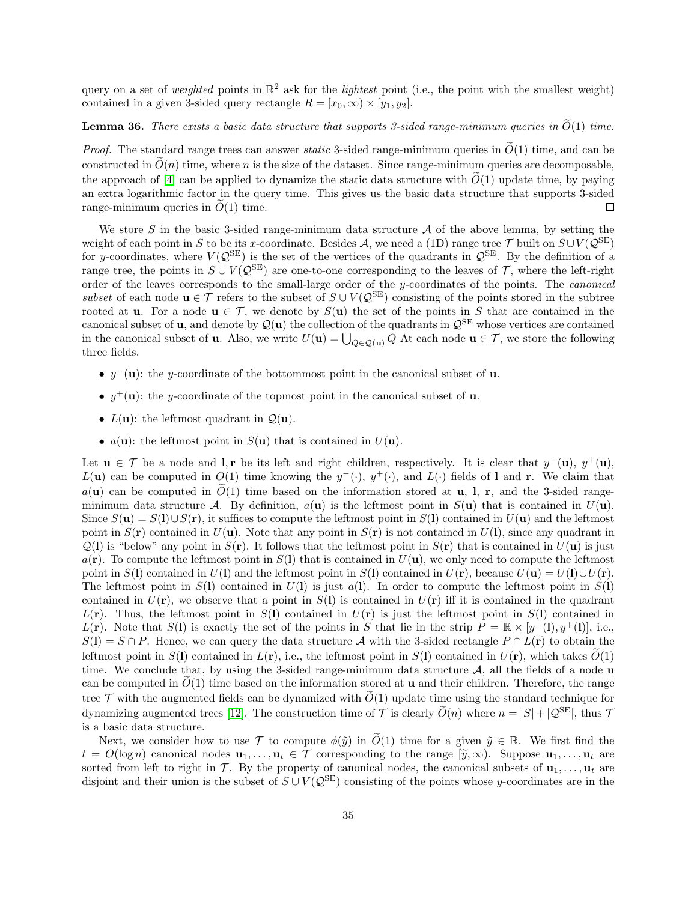query on a set of *weighted* points in $\mathbb{R}^2$ ask for the *lightest* point (i.e., the point with the smallest weight) contained in a given 3-sided query rectangle $R = [x_0, \infty) \times [y_1, y_2]$.

**Lemma 36.** *There exists a basic data structure that supports 3-sided range-minimum queries in $\widetilde{O}(1)$ time.*

*Proof.* The standard range trees can answer *static* 3-sided range-minimum queries in $\widetilde{O}(1)$ time, and can be constructed in $\widetilde{O}(n)$ time, where $n$ is the size of the dataset. Since range-minimum queries are decomposable, the approach of [4] can be applied to dynamize the static data structure with $\widetilde{O}(1)$ update time, by paying an extra logarithmic factor in the query time. This gives us the basic data structure that supports 3-sided range-minimum queries in $\widetilde{O}(1)$ time. ◻

We store $S$ in the basic 3-sided range-minimum data structure $\mathcal{A}$ of the above lemma, by setting the weight of each point in $S$ to be its $x$-coordinate. Besides $\mathcal{A}$, we need a (1D) range tree $\mathcal{T}$ built on $S \cup V(\mathcal{Q}^{\mathrm{SE}})$ for $y$-coordinates, where $V(\mathcal{Q}^{\mathrm{SE}})$ is the set of the vertices of the quadrants in $\mathcal{Q}^{\mathrm{SE}}$. By the definition of a range tree, the points in $S \cup V(\mathcal{Q}^{\mathrm{SE}})$ are one-to-one corresponding to the leaves of $\mathcal{T}$, where the left-right order of the leaves corresponds to the small-large order of the $y$-coordinates of the points. The *canonical subset* of each node $\mathbf{u} \in \mathcal{T}$ refers to the subset of $S \cup V(\mathcal{Q}^{\mathrm{SE}})$ consisting of the points stored in the subtree rooted at $\mathbf{u}$. For a node $\mathbf{u} \in \mathcal{T}$, we denote by $S(\mathbf{u})$ the set of the points in $S$ that are contained in the canonical subset of $\mathbf{u}$, and denote by $\mathcal{Q}(\mathbf{u})$ the collection of the quadrants in $\mathcal{Q}^{\mathrm{SE}}$ whose vertices are contained in the canonical subset of $\mathbf{u}$. Also, we write $U(\mathbf{u}) = \bigcup_{Q \in \mathcal{Q}(\mathbf{u})} Q$ At each node $\mathbf{u} \in \mathcal{T}$, we store the following three fields.

- $y^-(\mathbf{u})$: the $y$-coordinate of the bottommost point in the canonical subset of $\mathbf{u}$.
- $y^+(\mathbf{u})$: the $y$-coordinate of the topmost point in the canonical subset of $\mathbf{u}$.
- $L(\mathbf{u})$: the leftmost quadrant in $\mathcal{Q}(\mathbf{u})$.
- $a(\mathbf{u})$: the leftmost point in $S(\mathbf{u})$ that is contained in $U(\mathbf{u})$.

Let $\mathbf{u} \in \mathcal{T}$ be a node and $\mathbf{l}, \mathbf{r}$ be its left and right children, respectively. It is clear that $y^-(\mathbf{u})$, $y^+(\mathbf{u})$, $L(\mathbf{u})$ can be computed in $O(1)$ time knowing the $y^-(\cdot)$, $y^+(\cdot)$, and $L(\cdot)$ fields of $\mathbf{l}$ and $\mathbf{r}$. We claim that $a(\mathbf{u})$ can be computed in $\widetilde{O}(1)$ time based on the information stored at $\mathbf{u}$, $\mathbf{l}$, $\mathbf{r}$, and the 3-sided range-minimum data structure $\mathcal{A}$. By definition, $a(\mathbf{u})$ is the leftmost point in $S(\mathbf{u})$ that is contained in $U(\mathbf{u})$. Since $S(\mathbf{u}) = S(\mathbf{l}) \cup S(\mathbf{r})$, it suffices to compute the leftmost point in $S(\mathbf{l})$ contained in $U(\mathbf{u})$ and the leftmost point in $S(\mathbf{r})$ contained in $U(\mathbf{u})$. Note that any point in $S(\mathbf{r})$ is not contained in $U(\mathbf{l})$, since any quadrant in $\mathcal{Q}(\mathbf{l})$ is "below" any point in $S(\mathbf{r})$. It follows that the leftmost point in $S(\mathbf{r})$ that is contained in $U(\mathbf{u})$ is just $a(\mathbf{r})$. To compute the leftmost point in $S(\mathbf{l})$ that is contained in $U(\mathbf{u})$, we only need to compute the leftmost point in $S(\mathbf{l})$ contained in $U(\mathbf{l})$ and the leftmost point in $S(\mathbf{l})$ contained in $U(\mathbf{r})$, because $U(\mathbf{u}) = U(\mathbf{l}) \cup U(\mathbf{r})$. The leftmost point in $S(\mathbf{l})$ contained in $U(\mathbf{l})$ is just $a(\mathbf{l})$. In order to compute the leftmost point in $S(\mathbf{l})$ contained in $U(\mathbf{r})$, we observe that a point in $S(\mathbf{l})$ is contained in $U(\mathbf{r})$ iff it is contained in the quadrant $L(\mathbf{r})$. Thus, the leftmost point in $S(\mathbf{l})$ contained in $U(\mathbf{r})$ is just the leftmost point in $S(\mathbf{l})$ contained in $L(\mathbf{r})$. Note that $S(\mathbf{l})$ is exactly the set of the points in $S$ that lie in the strip $P = \mathbb{R} \times [y^-(\mathbf{l}), y^+(\mathbf{l})]$, i.e., $S(\mathbf{l}) = S \cap P$. Hence, we can query the data structure $\mathcal{A}$ with the 3-sided rectangle $P \cap L(\mathbf{r})$ to obtain the leftmost point in $S(\mathbf{l})$ contained in $L(\mathbf{r})$, i.e., the leftmost point in $S(\mathbf{l})$ contained in $U(\mathbf{r})$, which takes $\widetilde{O}(1)$ time. We conclude that, by using the 3-sided range-minimum data structure $\mathcal{A}$, all the fields of a node $\mathbf{u}$ can be computed in $\widetilde{O}(1)$ time based on the information stored at $\mathbf{u}$ and their children. Therefore, the range tree $\mathcal{T}$ with the augmented fields can be dynamized with $\widetilde{O}(1)$ update time using the standard technique for dynamizing augmented trees [12]. The construction time of $\mathcal{T}$ is clearly $\widetilde{O}(n)$ where $n = |S| + |\mathcal{Q}^{\mathrm{SE}}|$, thus $\mathcal{T}$ is a basic data structure.

Next, we consider how to use $\mathcal{T}$ to compute $\phi(\tilde{y})$ in $\widetilde{O}(1)$ time for a given $\tilde{y} \in \mathbb{R}$. We first find the $t = O(\log n)$ canonical nodes $\mathbf{u}_1, \dots, \mathbf{u}_t \in \mathcal{T}$ corresponding to the range $[\tilde{y}, \infty)$. Suppose $\mathbf{u}_1, \dots, \mathbf{u}_t$ are sorted from left to right in $\mathcal{T}$. By the property of canonical nodes, the canonical subsets of $\mathbf{u}_1, \dots, \mathbf{u}_t$ are disjoint and their union is the subset of $S \cup V(\mathcal{Q}^{\mathrm{SE}})$ consisting of the points whose $y$-coordinates are in the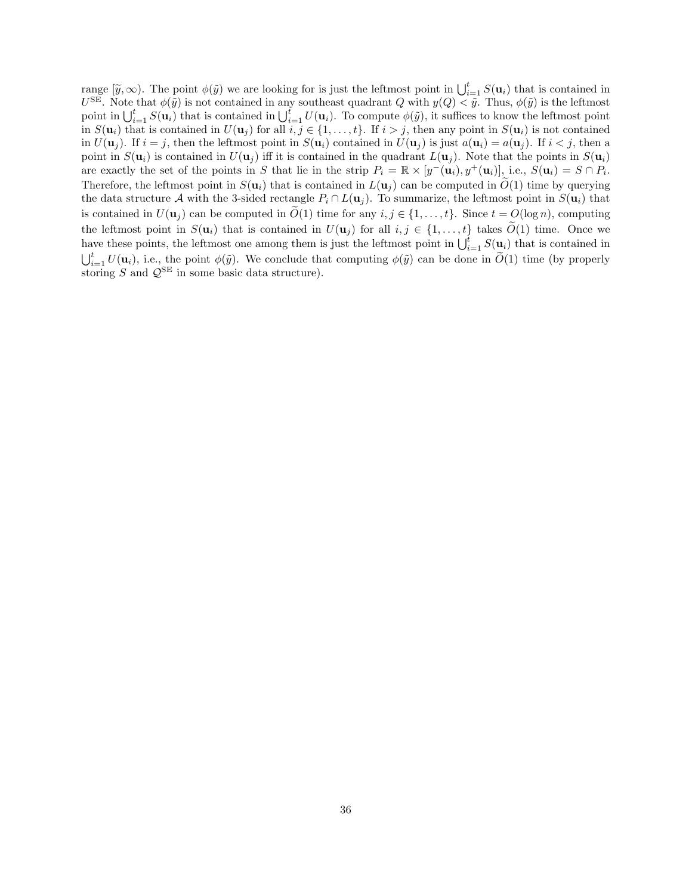range $[\widetilde{y}, \infty)$. The point $\phi(\tilde{y})$ we are looking for is just the leftmost point in $\bigcup_{i=1}^{t} S(\mathbf{u}_i)$ that is contained in $U^{\text{SE}}$. Note that $\phi(\tilde{y})$ is not contained in any southeast quadrant $Q$ with $y(Q) < \tilde{y}$. Thus, $\phi(\tilde{y})$ is the leftmost point in $\bigcup_{i=1}^{t} S(\mathbf{u}_i)$ that is contained in $\bigcup_{i=1}^{t} U(\mathbf{u}_i)$. To compute $\phi(\tilde{y})$, it suffices to know the leftmost point in $S(\mathbf{u}_i)$ that is contained in $U(\mathbf{u}_j)$ for all $i, j \in \{1, \dots, t\}$. If $i > j$, then any point in $S(\mathbf{u}_i)$ is not contained in $U(\mathbf{u}_j)$. If $i = j$, then the leftmost point in $S(\mathbf{u}_i)$ contained in $U(\mathbf{u}_j)$ is just $a(\mathbf{u}_i) = a(\mathbf{u}_j)$. If $i < j$, then a point in $S(\mathbf{u}_i)$ is contained in $U(\mathbf{u}_j)$ iff it is contained in the quadrant $L(\mathbf{u}_j)$. Note that the points in $S(\mathbf{u}_i)$ are exactly the set of the points in $S$ that lie in the strip $P_i = \mathbb{R} \times [y^-(\mathbf{u}_i), y^+(\mathbf{u}_i)]$, i.e., $S(\mathbf{u}_i) = S \cap P_i$. Therefore, the leftmost point in $S(\mathbf{u}_i)$ that is contained in $L(\mathbf{u}_j)$ can be computed in $\widetilde{O}(1)$ time by querying the data structure $\mathcal{A}$ with the 3-sided rectangle $P_i \cap L(\mathbf{u}_j)$. To summarize, the leftmost point in $S(\mathbf{u}_i)$ that is contained in $U(\mathbf{u}_j)$ can be computed in $\widetilde{O}(1)$ time for any $i, j \in \{1, \dots, t\}$. Since $t = O(\log n)$, computing the leftmost point in $S(\mathbf{u}_i)$ that is contained in $U(\mathbf{u}_j)$ for all $i, j \in \{1, \dots, t\}$ takes $\widetilde{O}(1)$ time. Once we have these points, the leftmost one among them is just the leftmost point in $\bigcup_{i=1}^{t} S(\mathbf{u}_i)$ that is contained in $\bigcup_{i=1}^{t} U(\mathbf{u}_i)$, i.e., the point $\phi(\tilde{y})$. We conclude that computing $\phi(\tilde{y})$ can be done in $\widetilde{O}(1)$ time (by properly storing $S$ and $\mathcal{Q}^{\text{SE}}$ in some basic data structure).